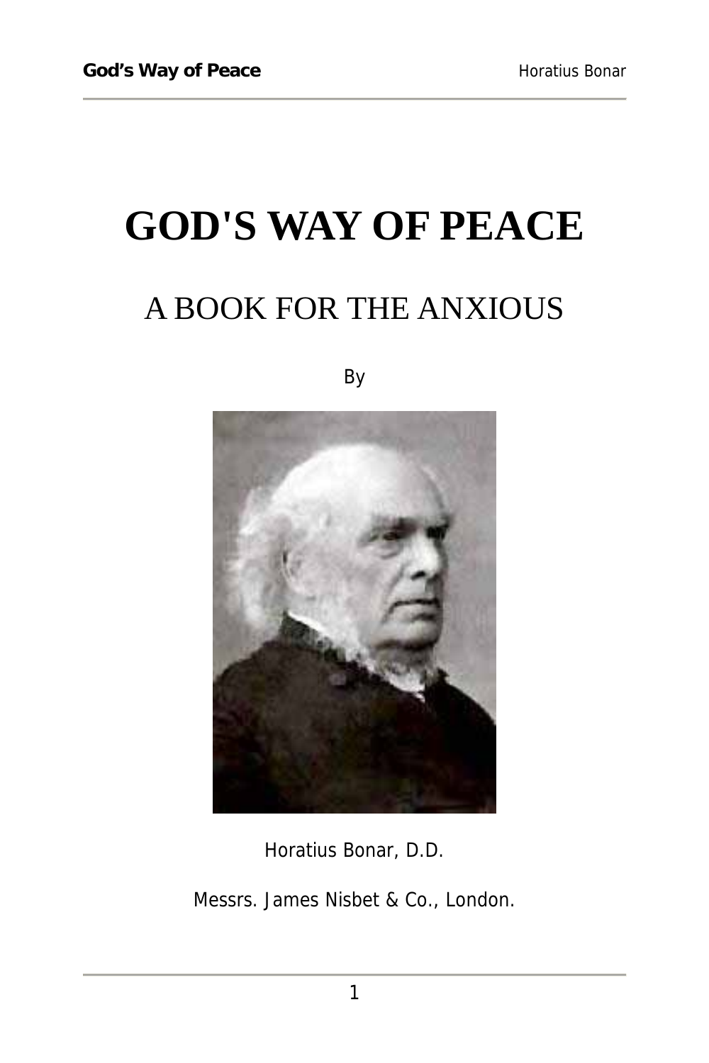# GOD'S WAY OF PEACE

## A BOOK FOR THE ANXIOUS

By

Horatius Bonar, D.D.

Messrs. James Nisbet & Co., London.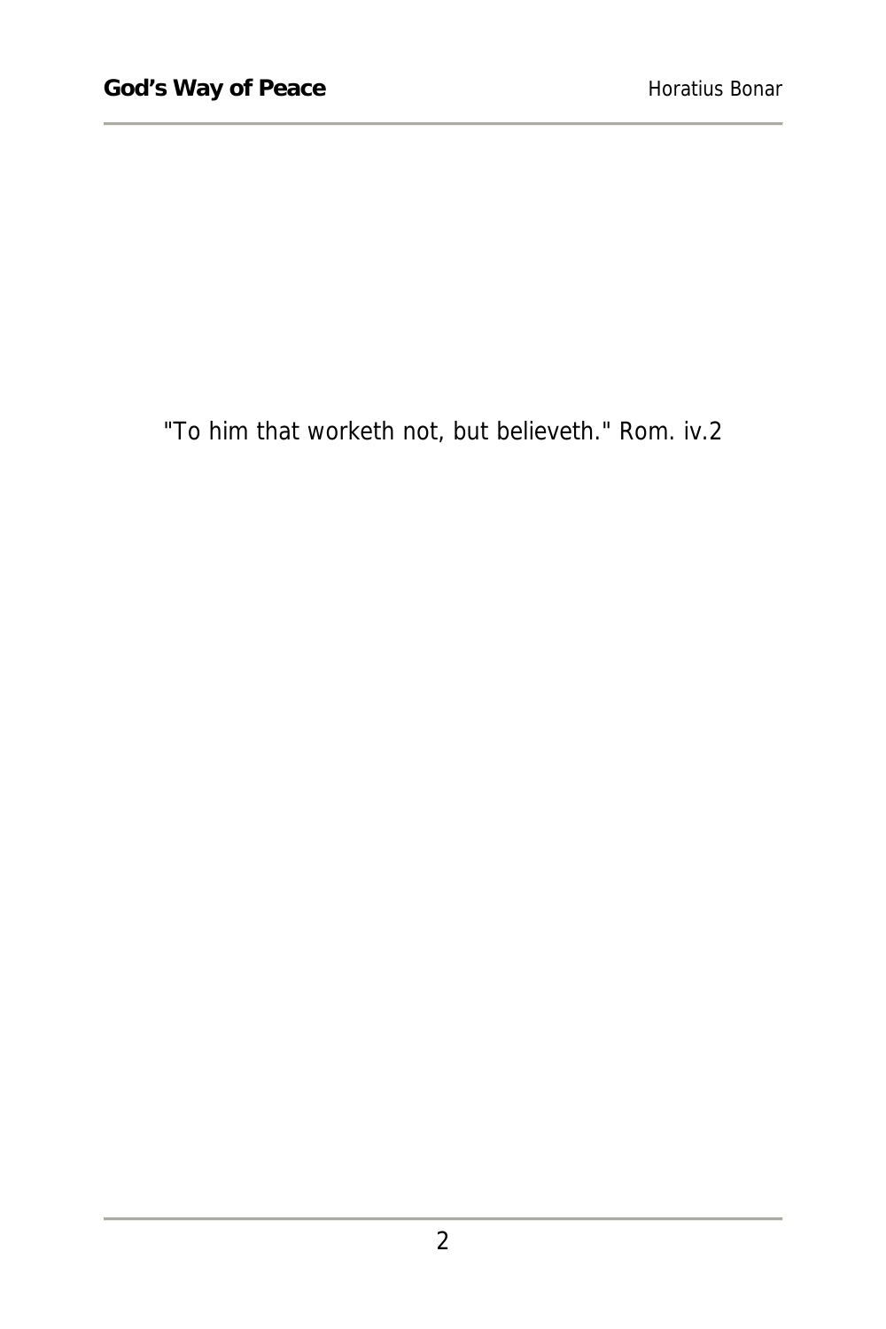"To him that worketh not, but believeth." Rom. iv.2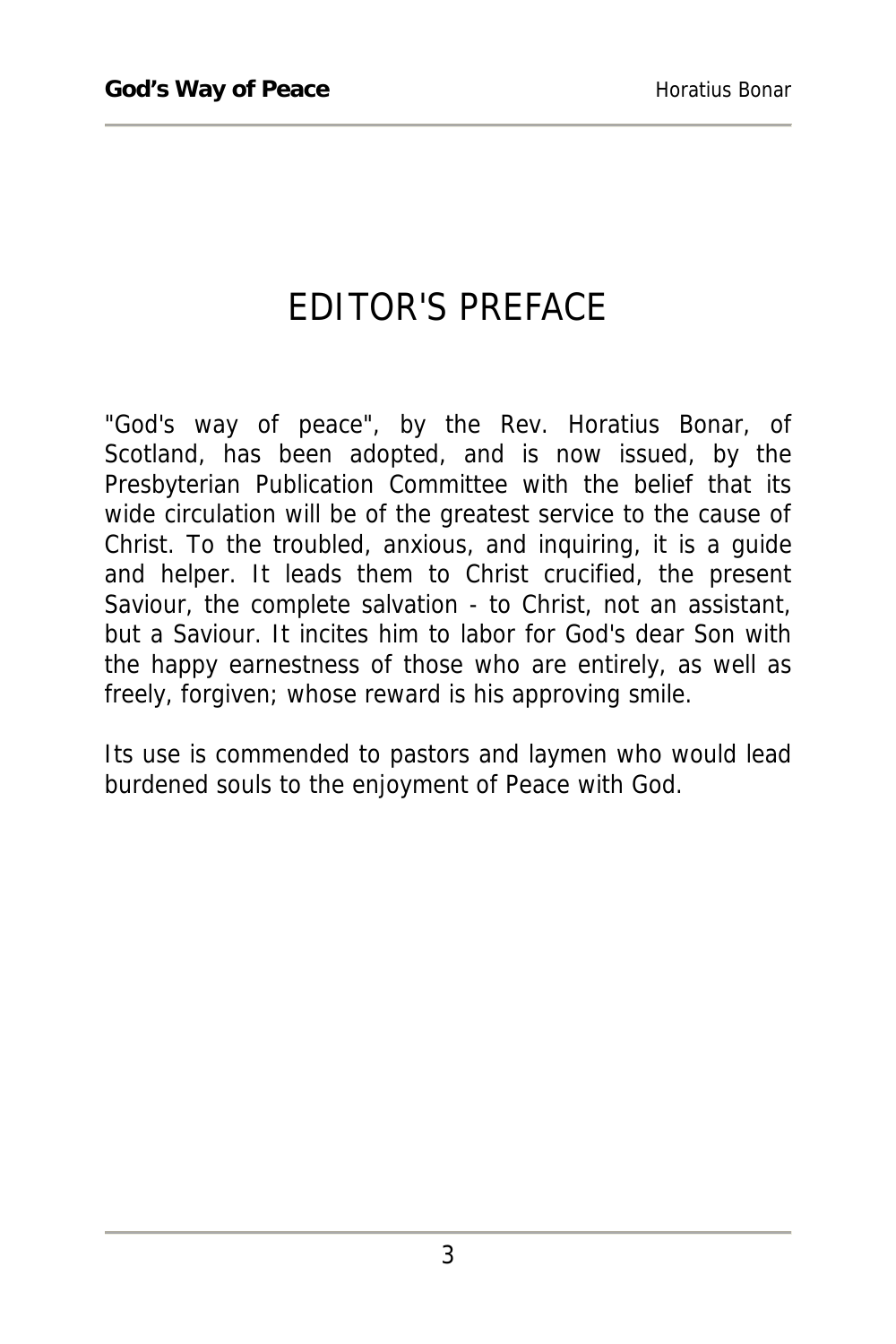# EDITOR'S PREFACE

"God's way of peace", by the Rev. Horatius Bonar, of Scotland, has been adopted, and is now issued, by the Presbyterian Publication Committee with the belief that its wide circulation will be of the greatest service to the cause of Christ. To the troubled, anxious, and inquiring, it is a guide and helper. It leads them to Christ crucified, the present Saviour, the complete salvation - to Christ, not an assistant, but a Saviour. It incites him to labor for God's dear Son with the happy earnestness of those who are entirely, as well as freely, forgiven; whose reward is his approving smile.

Its use is commended to pastors and laymen who would lead burdened souls to the enjoyment of Peace with God.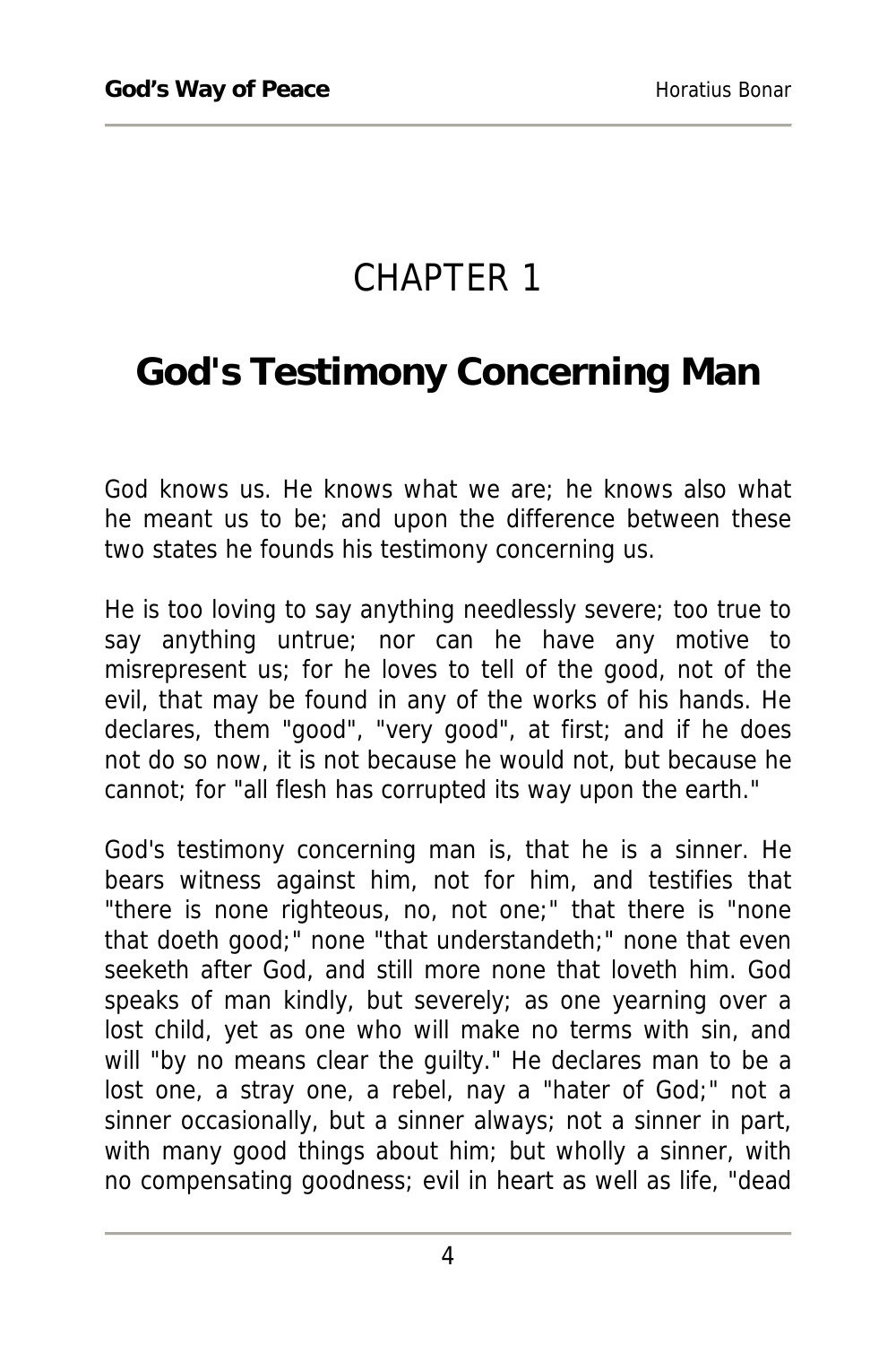# CHAPTER 1

## God's Testimony Concerning Man

God knows us. He knows what we are; he knows also what he meant us to be; and upon the difference between these two states he founds his testimony concerning us.

He is too loving to say anything needlessly severe; too true to say anything untrue; nor can he have any motive to misrepresent us; for he loves to tell of the good, not of the evil, that may be found in any of the works of his hands. He declares, them "good", "very good", at first; and if he does not do so now, it is not because he would not, but because he cannot; for "all flesh has corrupted its way upon the earth."

God's testimony concerning man is, that he is a sinner. He bears witness against him, not for him, and testifies that "there is none righteous, no, not one;" that there is "none that doeth good;" none "that understandeth;" none that even seeketh after God, and still more none that loveth him. God speaks of man kindly, but severely; as one yearning over a lost child, yet as one who will make no terms with sin, and will "by no means clear the guilty." He declares man to be a lost one, a stray one, a rebel, nay a "hater of God;" not a sinner occasionally, but a sinner always; not a sinner in part, with many good things about him; but wholly a sinner, with no compensating goodness; evil in heart as well as life, "dead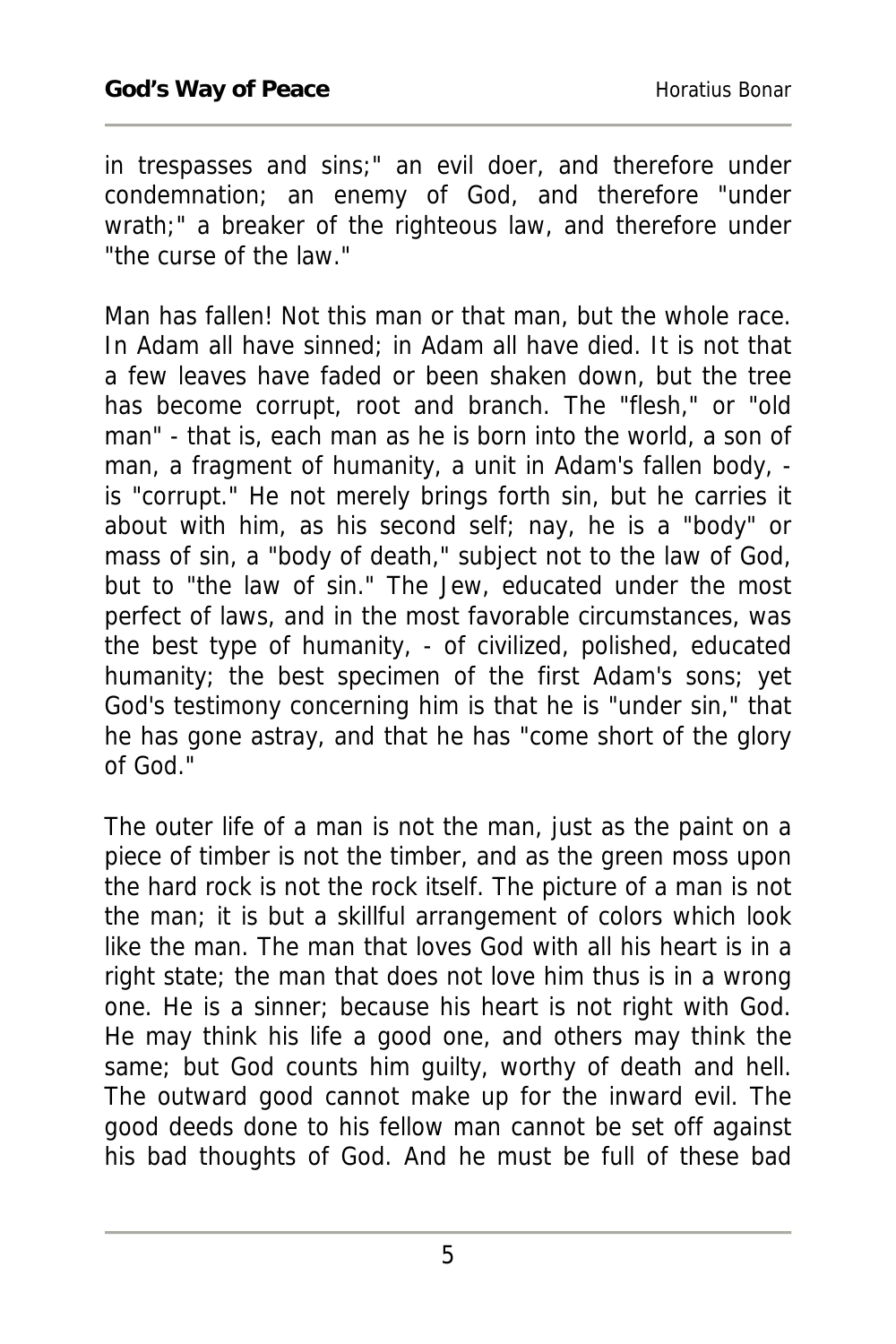in trespasses and sins;" an evil doer, and therefore under condemnation; an enemy of God, and therefore "under wrath;" a breaker of the righteous law, and therefore under "the curse of the law."

Man has fallen! Not this man or that man, but the whole race. In Adam all have sinned; in Adam all have died. It is not that a few leaves have faded or been shaken down, but the tree has become corrupt, root and branch. The "flesh," or "old man" - that is, each man as he is born into the world, a son of man, a fragment of humanity, a unit in Adam's fallen body, - is "corrupt." He not merely brings forth sin, but he carries it about with him, as his second self; nay, he is a "body" or mass of sin, a "body of death," subject not to the law of God, but to "the law of sin." The Jew, educated under the most perfect of laws, and in the most favorable circumstances, was the best type of humanity, - of civilized, polished, educated humanity; the best specimen of the first Adam's sons; yet God's testimony concerning him is that he is "under sin," that he has gone astray, and that he has "come short of the glory of God."

The outer life of a man is not the man, just as the paint on a piece of timber is not the timber, and as the green moss upon the hard rock is not the rock itself. The picture of a man is not the man; it is but a skillful arrangement of colors which look like the man. The man that loves God with all his heart is in a right state; the man that does not love him thus is in a wrong one. He is a sinner; because his heart is not right with God. He may think his life a good one, and others may think the same; but God counts him guilty, worthy of death and hell. The outward good cannot make up for the inward evil. The good deeds done to his fellow man cannot be set off against his bad thoughts of God. And he must be full of these bad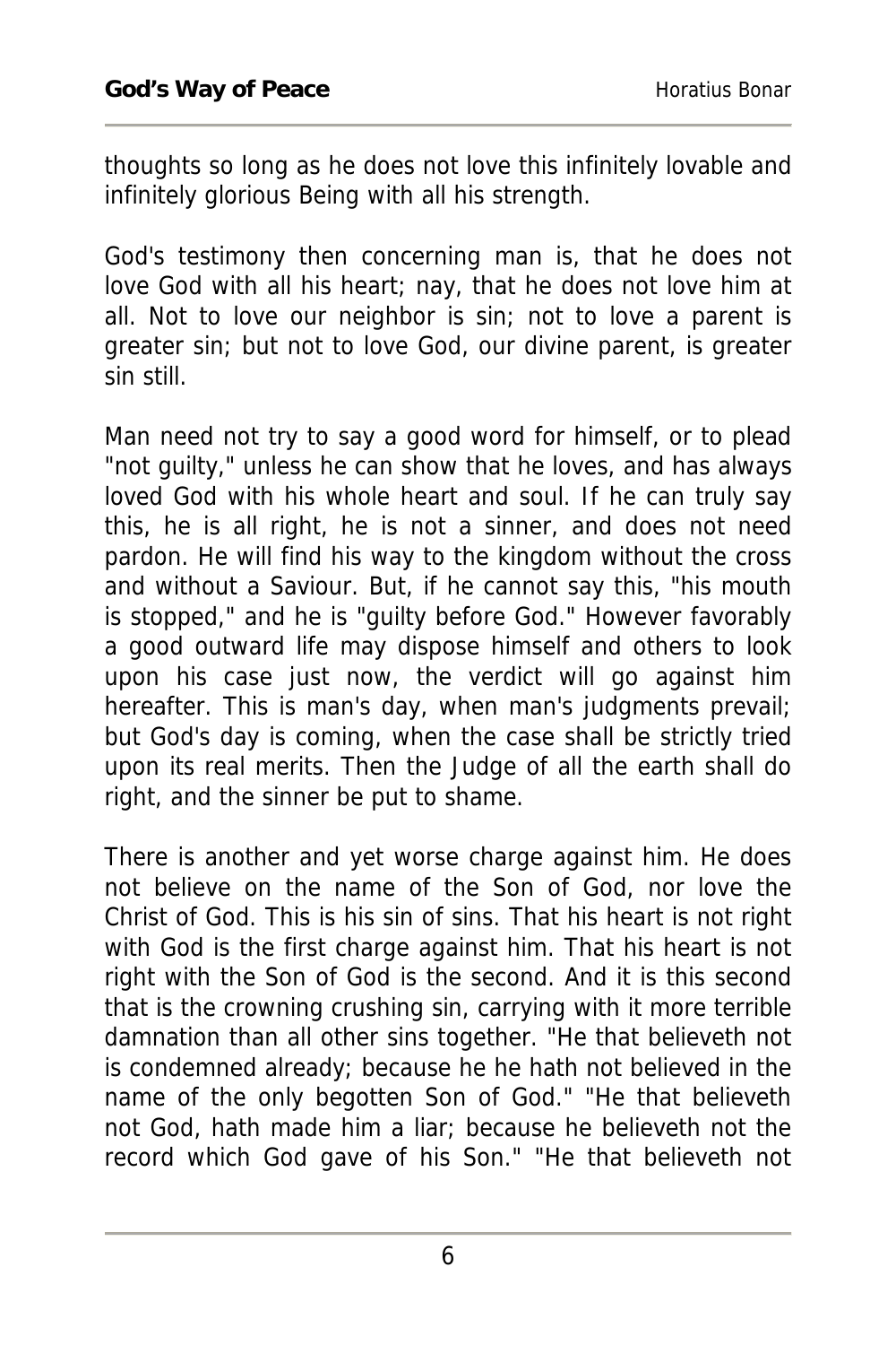thoughts so long as he does not love this infinitely lovable and infinitely glorious Being with all his strength.

God's testimony then concerning man is, that he does not love God with all his heart; nay, that he does not love him at all. Not to love our neighbor is sin; not to love a parent is greater sin; but not to love God, our divine parent, is greater sin still.

Man need not try to say a good word for himself, or to plead "not guilty," unless he can show that he loves, and has always loved God with his whole heart and soul. If he can truly say this, he is all right, he is not a sinner, and does not need pardon. He will find his way to the kingdom without the cross and without a Saviour. But, if he cannot say this, "his mouth is stopped," and he is "guilty before God." However favorably a good outward life may dispose himself and others to look upon his case just now, the verdict will go against him hereafter. This is man's day, when man's judgments prevail; but God's day is coming, when the case shall be strictly tried upon its real merits. Then the Judge of all the earth shall do right, and the sinner be put to shame.

There is another and yet worse charge against him. He does not believe on the name of the Son of God, nor love the Christ of God. This is his sin of sins. That his heart is not right with God is the first charge against him. That his heart is not right with the Son of God is the second. And it is this second that is the crowning crushing sin, carrying with it more terrible damnation than all other sins together. "He that believeth not is condemned already; because he he hath not believed in the name of the only begotten Son of God." "He that believeth not God, hath made him a liar; because he believeth not the record which God gave of his Son." "He that believeth not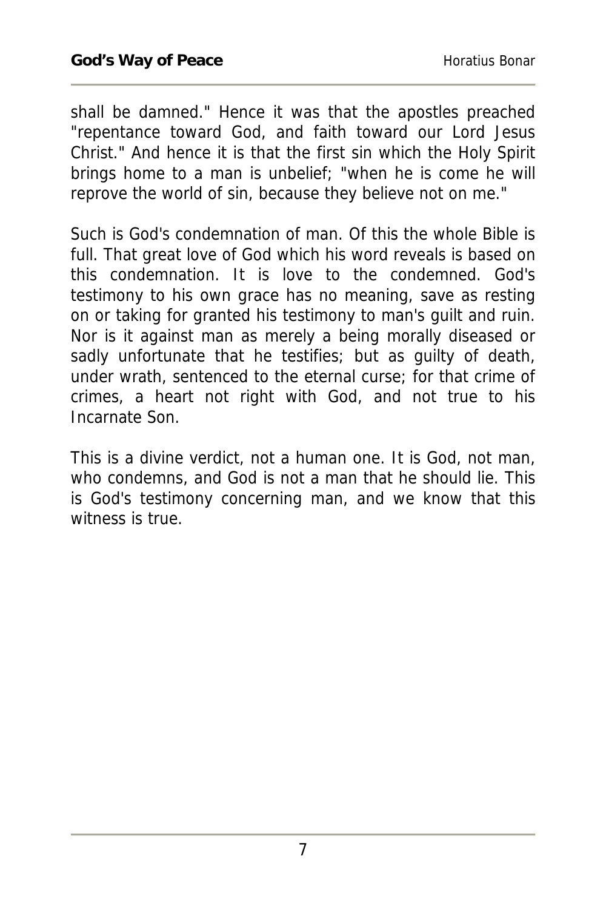shall be damned." Hence it was that the apostles preached "repentance toward God, and faith toward our Lord Jesus Christ." And hence it is that the first sin which the Holy Spirit brings home to a man is unbelief; "when he is come he will reprove the world of sin, because they believe not on me."

Such is God's condemnation of man. Of this the whole Bible is full. That great love of God which his word reveals is based on this condemnation. It is love to the condemned. God's testimony to his own grace has no meaning, save as resting on or taking for granted his testimony to man's guilt and ruin. Nor is it against man as merely a being morally diseased or sadly unfortunate that he testifies; but as guilty of death, under wrath, sentenced to the eternal curse; for that crime of crimes, a heart not right with God, and not true to his Incarnate Son.

This is a divine verdict, not a human one. It is God, not man, who condemns, and God is not a man that he should lie. This is God's testimony concerning man, and we know that this witness is true.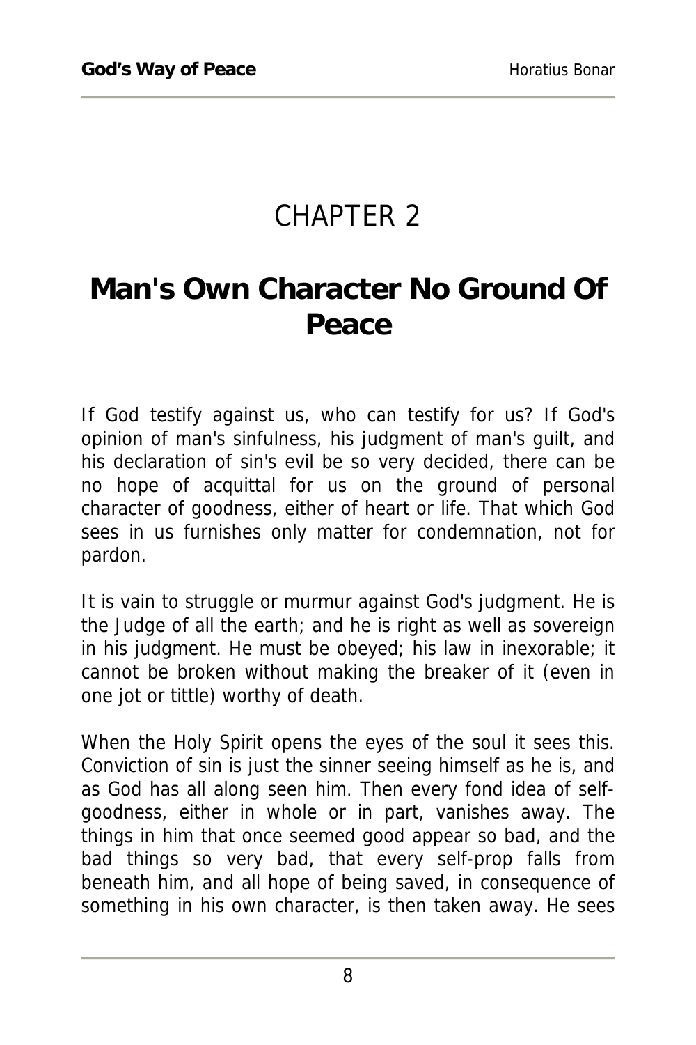# CHAPTER 2

## Man's Own Character No Ground Of Peace

If God testify against us, who can testify for us? If God's opinion of man's sinfulness, his judgment of man's guilt, and his declaration of sin's evil be so very decided, there can be no hope of acquittal for us on the ground of personal character of goodness, either of heart or life. That which God sees in us furnishes only matter for condemnation, not for pardon.

It is vain to struggle or murmur against God's judgment. He is the Judge of all the earth; and he is right as well as sovereign in his judgment. He must be obeyed; his law in inexorable; it cannot be broken without making the breaker of it (even in one jot or tittle) worthy of death.

When the Holy Spirit opens the eyes of the soul it sees this. Conviction of sin is just the sinner seeing himself as he is, and as God has all along seen him. Then every fond idea of self-goodness, either in whole or in part, vanishes away. The things in him that once seemed good appear so bad, and the bad things so very bad, that every self-prop falls from beneath him, and all hope of being saved, in consequence of something in his own character, is then taken away. He sees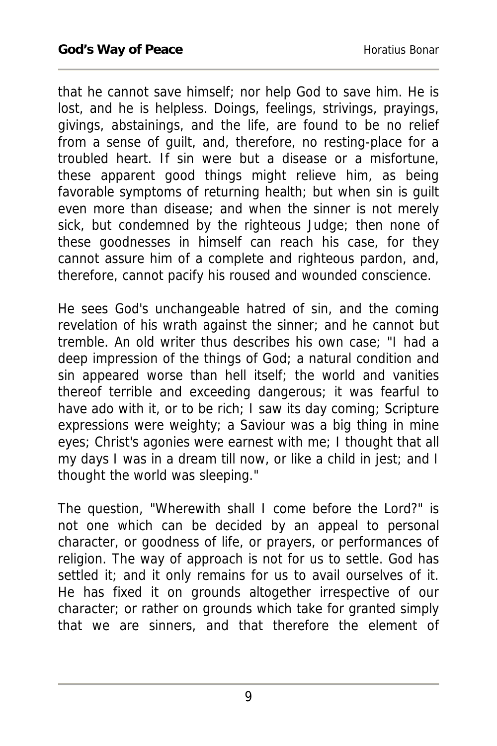that he cannot save himself; nor help God to save him. He is lost, and he is helpless. Doings, feelings, strivings, prayings, givings, abstainings, and the life, are found to be no relief from a sense of guilt, and, therefore, no resting-place for a troubled heart. If sin were but a disease or a misfortune, these apparent good things might relieve him, as being favorable symptoms of returning health; but when sin is guilt even more than disease; and when the sinner is not merely sick, but condemned by the righteous Judge; then none of these goodnesses in himself can reach his case, for they cannot assure him of a complete and righteous pardon, and, therefore, cannot pacify his roused and wounded conscience.

He sees God's unchangeable hatred of sin, and the coming revelation of his wrath against the sinner; and he cannot but tremble. An old writer thus describes his own case; "I had a deep impression of the things of God; a natural condition and sin appeared worse than hell itself; the world and vanities thereof terrible and exceeding dangerous; it was fearful to have ado with it, or to be rich; I saw its day coming; Scripture expressions were weighty; a Saviour was a big thing in mine eyes; Christ's agonies were earnest with me; I thought that all my days I was in a dream till now, or like a child in jest; and I thought the world was sleeping."

The question, "Wherewith shall I come before the Lord?" is not one which can be decided by an appeal to personal character, or goodness of life, or prayers, or performances of religion. The way of approach is not for us to settle. God has settled it; and it only remains for us to avail ourselves of it. He has fixed it on grounds altogether irrespective of our character; or rather on grounds which take for granted simply that we are sinners, and that therefore the element of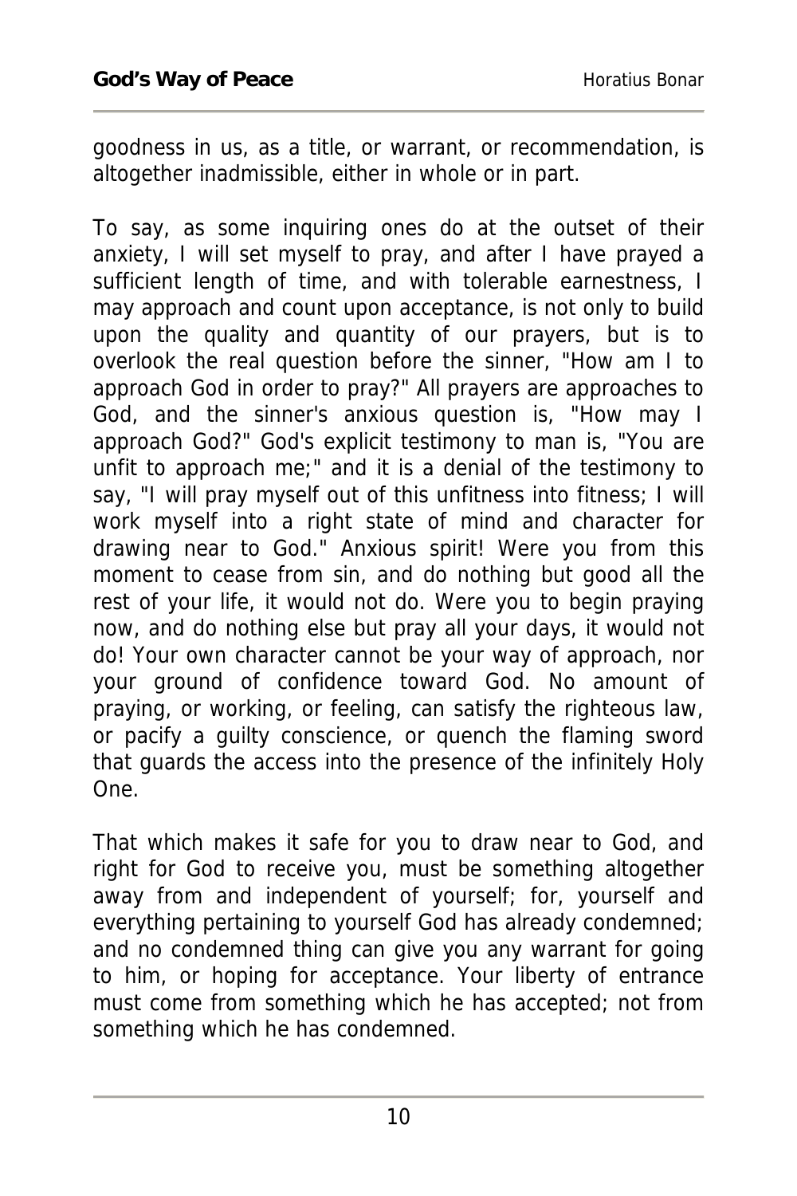goodness in us, as a title, or warrant, or recommendation, is altogether inadmissible, either in whole or in part.

To say, as some inquiring ones do at the outset of their anxiety, I will set myself to pray, and after I have prayed a sufficient length of time, and with tolerable earnestness, I may approach and count upon acceptance, is not only to build upon the quality and quantity of our prayers, but is to overlook the real question before the sinner, "How am I to approach God in order to pray?" All prayers are approaches to God, and the sinner's anxious question is, "How may I approach God?" God's explicit testimony to man is, "You are unfit to approach me;" and it is a denial of the testimony to say, "I will pray myself out of this unfitness into fitness; I will work myself into a right state of mind and character for drawing near to God." Anxious spirit! Were you from this moment to cease from sin, and do nothing but good all the rest of your life, it would not do. Were you to begin praying now, and do nothing else but pray all your days, it would not do! Your own character cannot be your way of approach, nor your ground of confidence toward God. No amount of praying, or working, or feeling, can satisfy the righteous law, or pacify a guilty conscience, or quench the flaming sword that guards the access into the presence of the infinitely Holy One.

That which makes it safe for you to draw near to God, and right for God to receive you, must be something altogether away from and independent of yourself; for, yourself and everything pertaining to yourself God has already condemned; and no condemned thing can give you any warrant for going to him, or hoping for acceptance. Your liberty of entrance must come from something which he has accepted; not from something which he has condemned.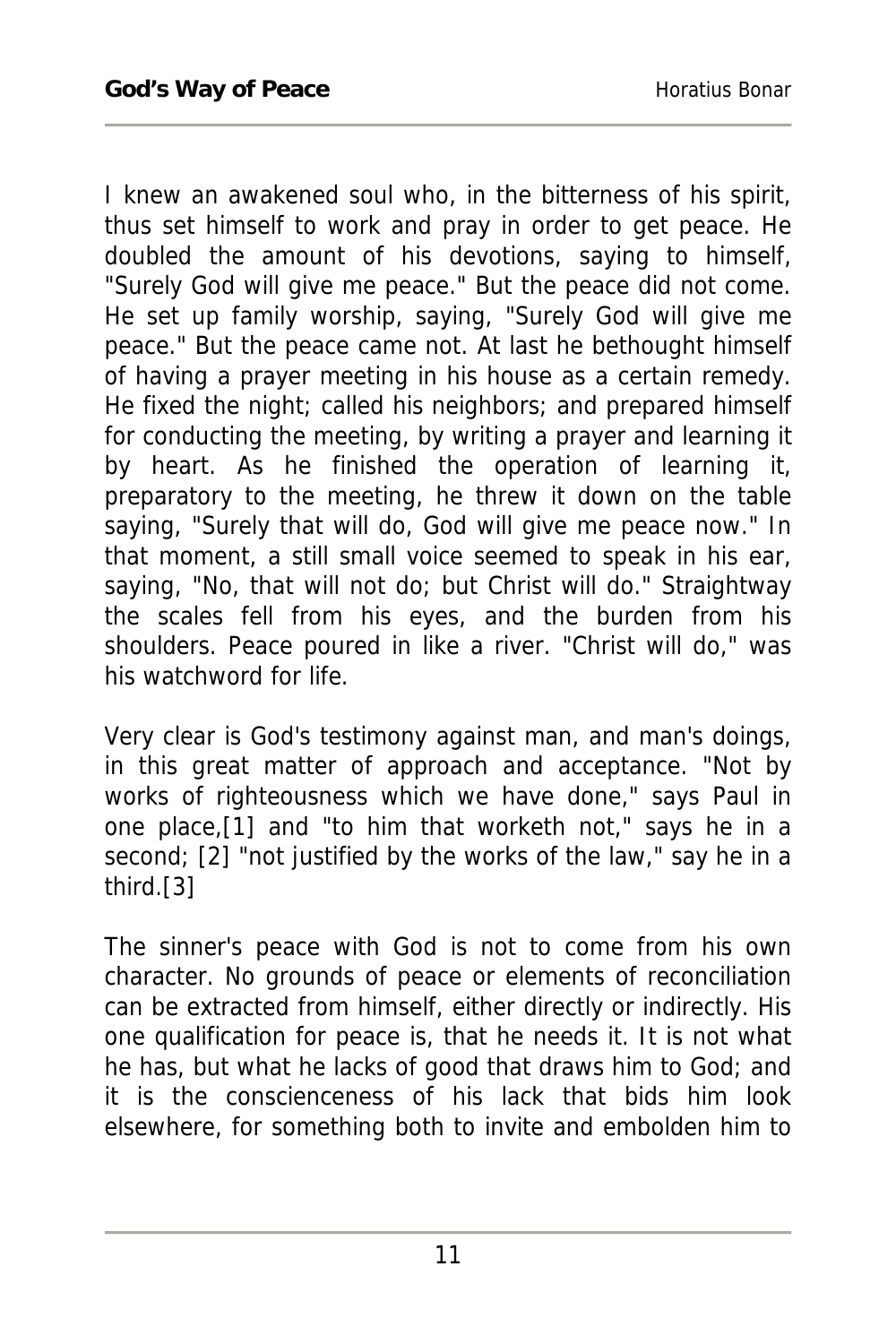I knew an awakened soul who, in the bitterness of his spirit, thus set himself to work and pray in order to get peace. He doubled the amount of his devotions, saying to himself, "Surely God will give me peace." But the peace did not come. He set up family worship, saying, "Surely God will give me peace." But the peace came not. At last he bethought himself of having a prayer meeting in his house as a certain remedy. He fixed the night; called his neighbors; and prepared himself for conducting the meeting, by writing a prayer and learning it by heart. As he finished the operation of learning it, preparatory to the meeting, he threw it down on the table saying, "Surely that will do, God will give me peace now." In that moment, a still small voice seemed to speak in his ear, saying, "No, that will not do; but Christ will do." Straightway the scales fell from his eyes, and the burden from his shoulders. Peace poured in like a river. "Christ will do," was his watchword for life.

Very clear is God's testimony against man, and man's doings, in this great matter of approach and acceptance. "Not by works of righteousness which we have done," says Paul in one place,[1] and "to him that worketh not," says he in a second; [2] "not justified by the works of the law," say he in a third.[3]

The sinner's peace with God is not to come from his own character. No grounds of peace or elements of reconciliation can be extracted from himself, either directly or indirectly. His one qualification for peace is, that he needs it. It is not what he has, but what he lacks of good that draws him to God; and it is the conscienceness of his lack that bids him look elsewhere, for something both to invite and embolden him to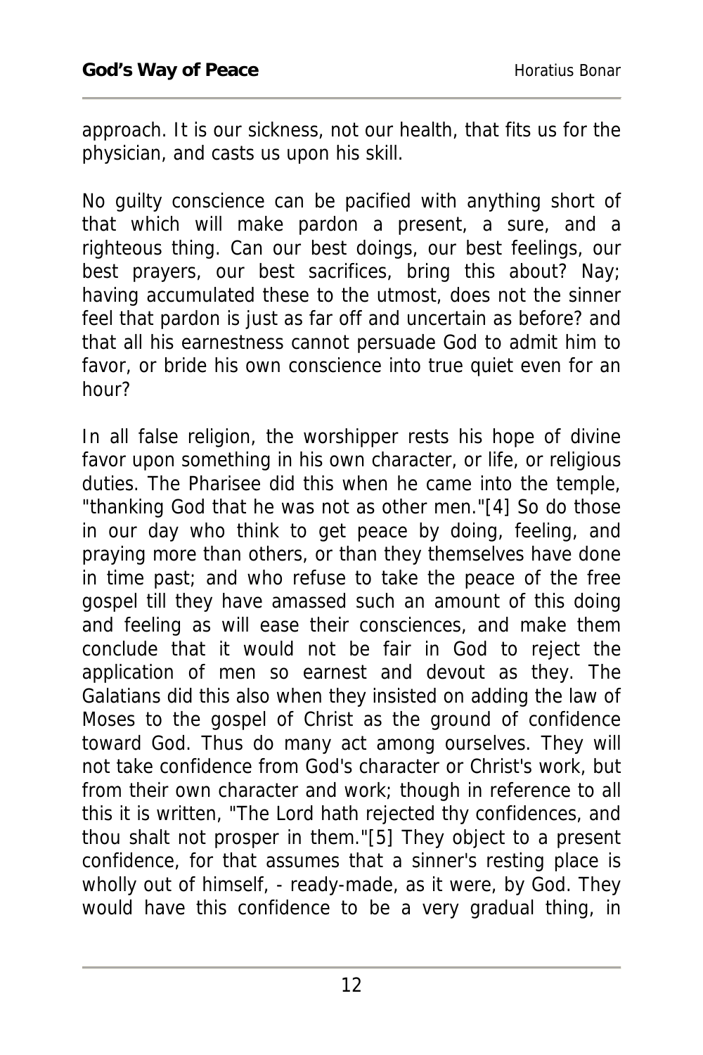approach. It is our sickness, not our health, that fits us for the physician, and casts us upon his skill.

No guilty conscience can be pacified with anything short of that which will make pardon a present, a sure, and a righteous thing. Can our best doings, our best feelings, our best prayers, our best sacrifices, bring this about? Nay; having accumulated these to the utmost, does not the sinner feel that pardon is just as far off and uncertain as before? and that all his earnestness cannot persuade God to admit him to favor, or bride his own conscience into true quiet even for an hour?

In all false religion, the worshipper rests his hope of divine favor upon something in his own character, or life, or religious duties. The Pharisee did this when he came into the temple, "thanking God that he was not as other men."[4] So do those in our day who think to get peace by doing, feeling, and praying more than others, or than they themselves have done in time past; and who refuse to take the peace of the free gospel till they have amassed such an amount of this doing and feeling as will ease their consciences, and make them conclude that it would not be fair in God to reject the application of men so earnest and devout as they. The Galatians did this also when they insisted on adding the law of Moses to the gospel of Christ as the ground of confidence toward God. Thus do many act among ourselves. They will not take confidence from God's character or Christ's work, but from their own character and work; though in reference to all this it is written, "The Lord hath rejected thy confidences, and thou shalt not prosper in them."[5] They object to a present confidence, for that assumes that a sinner's resting place is wholly out of himself, - ready-made, as it were, by God. They would have this confidence to be a very gradual thing, in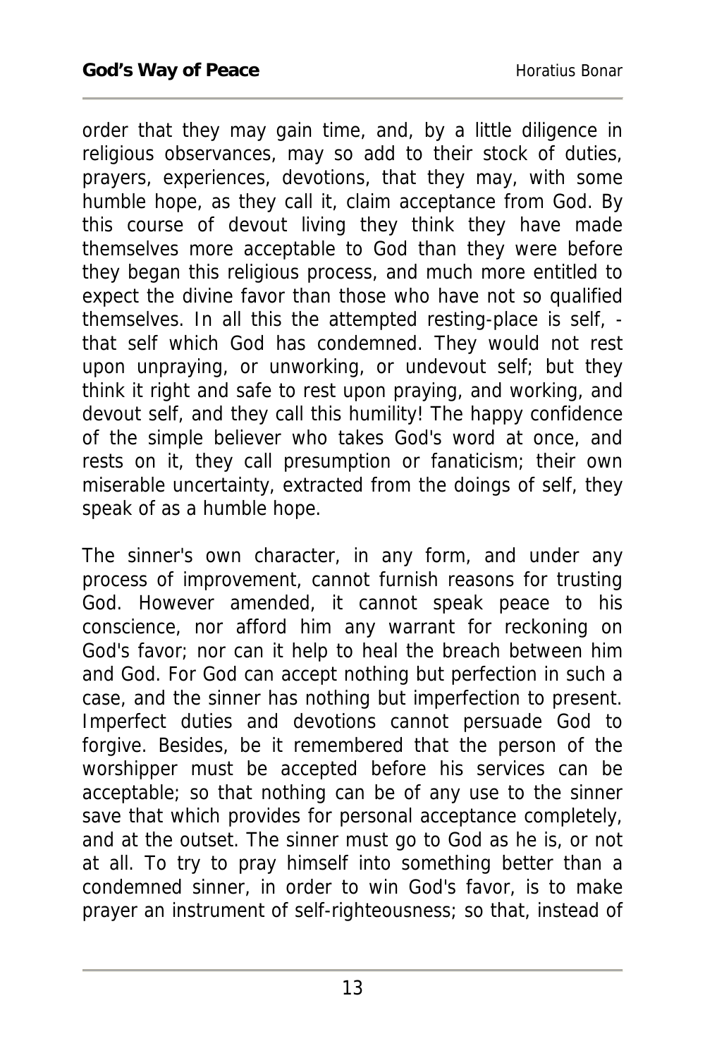order that they may gain time, and, by a little diligence in religious observances, may so add to their stock of duties, prayers, experiences, devotions, that they may, with some humble hope, as they call it, claim acceptance from God. By this course of devout living they think they have made themselves more acceptable to God than they were before they began this religious process, and much more entitled to expect the divine favor than those who have not so qualified themselves. In all this the attempted resting-place is self, - that self which God has condemned. They would not rest upon unpraying, or unworking, or undevout self; but they think it right and safe to rest upon praying, and working, and devout self, and they call this humility! The happy confidence of the simple believer who takes God's word at once, and rests on it, they call presumption or fanaticism; their own miserable uncertainty, extracted from the doings of self, they speak of as a humble hope.

The sinner's own character, in any form, and under any process of improvement, cannot furnish reasons for trusting God. However amended, it cannot speak peace to his conscience, nor afford him any warrant for reckoning on God's favor; nor can it help to heal the breach between him and God. For God can accept nothing but perfection in such a case, and the sinner has nothing but imperfection to present. Imperfect duties and devotions cannot persuade God to forgive. Besides, be it remembered that the person of the worshipper must be accepted before his services can be acceptable; so that nothing can be of any use to the sinner save that which provides for personal acceptance completely, and at the outset. The sinner must go to God as he is, or not at all. To try to pray himself into something better than a condemned sinner, in order to win God's favor, is to make prayer an instrument of self-righteousness; so that, instead of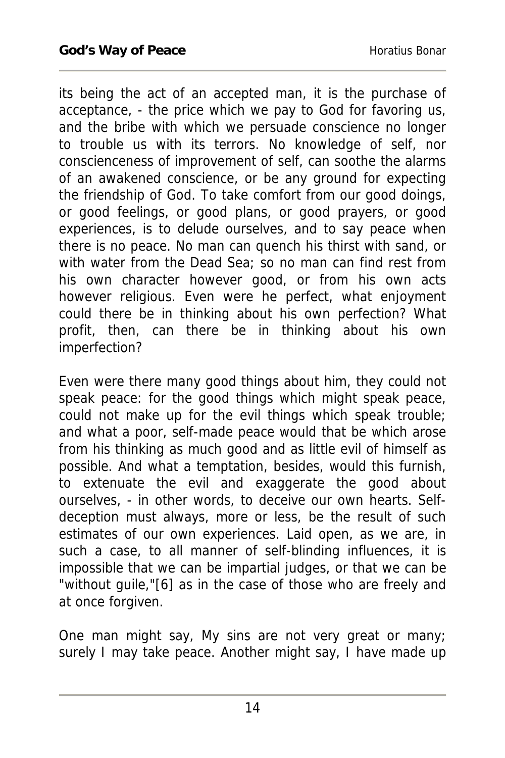its being the act of an accepted man, it is the purchase of acceptance, - the price which we pay to God for favoring us, and the bribe with which we persuade conscience no longer to trouble us with its terrors. No knowledge of self, nor conscienceness of improvement of self, can soothe the alarms of an awakened conscience, or be any ground for expecting the friendship of God. To take comfort from our good doings, or good feelings, or good plans, or good prayers, or good experiences, is to delude ourselves, and to say peace when there is no peace. No man can quench his thirst with sand, or with water from the Dead Sea; so no man can find rest from his own character however good, or from his own acts however religious. Even were he perfect, what enjoyment could there be in thinking about his own perfection? What profit, then, can there be in thinking about his own imperfection?

Even were there many good things about him, they could not speak peace: for the good things which might speak peace, could not make up for the evil things which speak trouble; and what a poor, self-made peace would that be which arose from his thinking as much good and as little evil of himself as possible. And what a temptation, besides, would this furnish, to extenuate the evil and exaggerate the good about ourselves, - in other words, to deceive our own hearts. Self-deception must always, more or less, be the result of such estimates of our own experiences. Laid open, as we are, in such a case, to all manner of self-blinding influences, it is impossible that we can be impartial judges, or that we can be "without guile,"[6] as in the case of those who are freely and at once forgiven.

One man might say, My sins are not very great or many; surely I may take peace. Another might say, I have made up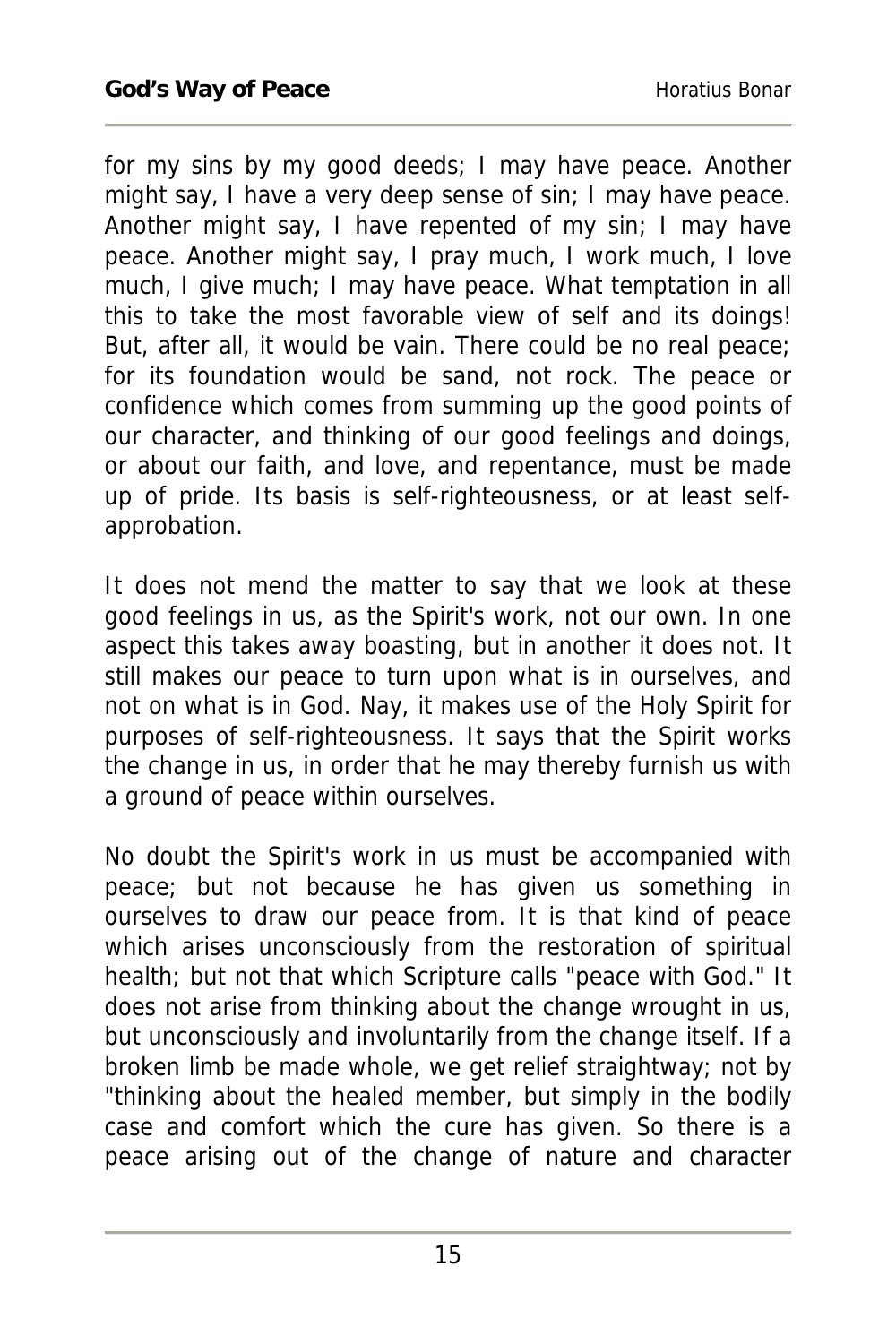for my sins by my good deeds; I may have peace. Another might say, I have a very deep sense of sin; I may have peace. Another might say, I have repented of my sin; I may have peace. Another might say, I pray much, I work much, I love much, I give much; I may have peace. What temptation in all this to take the most favorable view of self and its doings! But, after all, it would be vain. There could be no real peace; for its foundation would be sand, not rock. The peace or confidence which comes from summing up the good points of our character, and thinking of our good feelings and doings, or about our faith, and love, and repentance, must be made up of pride. Its basis is self-righteousness, or at least self-approbation.

It does not mend the matter to say that we look at these good feelings in us, as the Spirit's work, not our own. In one aspect this takes away boasting, but in another it does not. It still makes our peace to turn upon what is in ourselves, and not on what is in God. Nay, it makes use of the Holy Spirit for purposes of self-righteousness. It says that the Spirit works the change in us, in order that he may thereby furnish us with a ground of peace within ourselves.

No doubt the Spirit's work in us must be accompanied with peace; but not because he has given us something in ourselves to draw our peace from. It is that kind of peace which arises unconsciously from the restoration of spiritual health; but not that which Scripture calls "peace with God." It does not arise from thinking about the change wrought in us, but unconsciously and involuntarily from the change itself. If a broken limb be made whole, we get relief straightway; not by "thinking about the healed member, but simply in the bodily case and comfort which the cure has given. So there is a peace arising out of the change of nature and character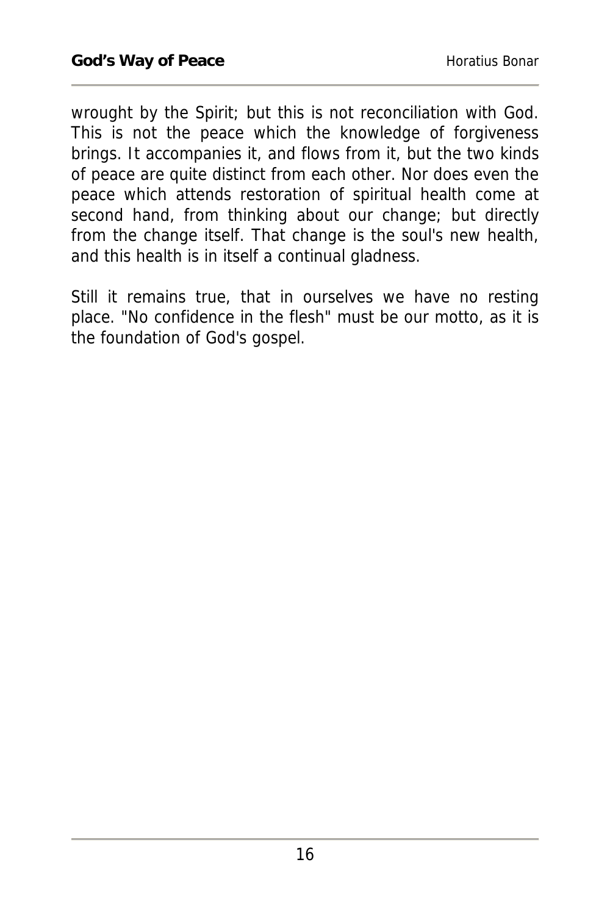wrought by the Spirit; but this is not reconciliation with God. This is not the peace which the knowledge of forgiveness brings. It accompanies it, and flows from it, but the two kinds of peace are quite distinct from each other. Nor does even the peace which attends restoration of spiritual health come at second hand, from thinking about our change; but directly from the change itself. That change is the soul's new health, and this health is in itself a continual gladness.

Still it remains true, that in ourselves we have no resting place. "No confidence in the flesh" must be our motto, as it is the foundation of God's gospel.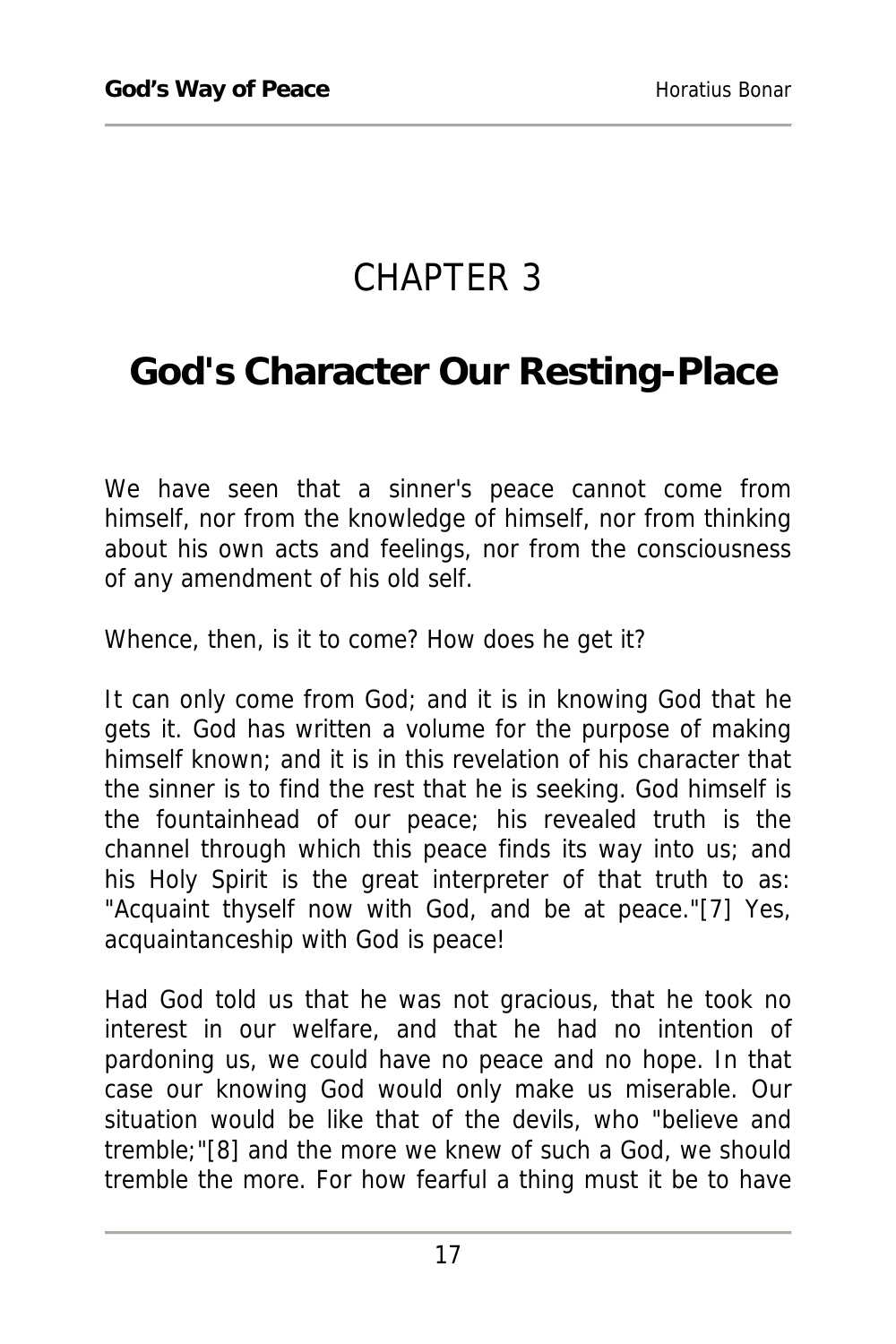# CHAPTER 3

## God's Character Our Resting-Place

We have seen that a sinner's peace cannot come from himself, nor from the knowledge of himself, nor from thinking about his own acts and feelings, nor from the consciousness of any amendment of his old self.

Whence, then, is it to come? How does he get it?

It can only come from God; and it is in knowing God that he gets it. God has written a volume for the purpose of making himself known; and it is in this revelation of his character that the sinner is to find the rest that he is seeking. God himself is the fountainhead of our peace; his revealed truth is the channel through which this peace finds its way into us; and his Holy Spirit is the great interpreter of that truth to as: "Acquaint thyself now with God, and be at peace."[7] Yes, acquaintanceship with God is peace!

Had God told us that he was not gracious, that he took no interest in our welfare, and that he had no intention of pardoning us, we could have no peace and no hope. In that case our knowing God would only make us miserable. Our situation would be like that of the devils, who "believe and tremble;"[8] and the more we knew of such a God, we should tremble the more. For how fearful a thing must it be to have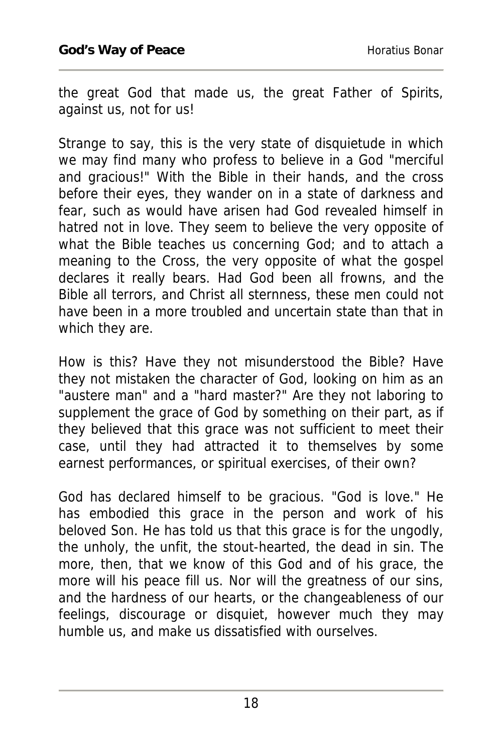the great God that made us, the great Father of Spirits, against us, not for us!

Strange to say, this is the very state of disquietude in which we may find many who profess to believe in a God "merciful and gracious!" With the Bible in their hands, and the cross before their eyes, they wander on in a state of darkness and fear, such as would have arisen had God revealed himself in hatred not in love. They seem to believe the very opposite of what the Bible teaches us concerning God; and to attach a meaning to the Cross, the very opposite of what the gospel declares it really bears. Had God been all frowns, and the Bible all terrors, and Christ all sternness, these men could not have been in a more troubled and uncertain state than that in which they are.

How is this? Have they not misunderstood the Bible? Have they not mistaken the character of God, looking on him as an "austere man" and a "hard master?" Are they not laboring to supplement the grace of God by something on their part, as if they believed that this grace was not sufficient to meet their case, until they had attracted it to themselves by some earnest performances, or spiritual exercises, of their own?

God has declared himself to be gracious. "God is love." He has embodied this grace in the person and work of his beloved Son. He has told us that this grace is for the ungodly, the unholy, the unfit, the stout-hearted, the dead in sin. The more, then, that we know of this God and of his grace, the more will his peace fill us. Nor will the greatness of our sins, and the hardness of our hearts, or the changeableness of our feelings, discourage or disquiet, however much they may humble us, and make us dissatisfied with ourselves.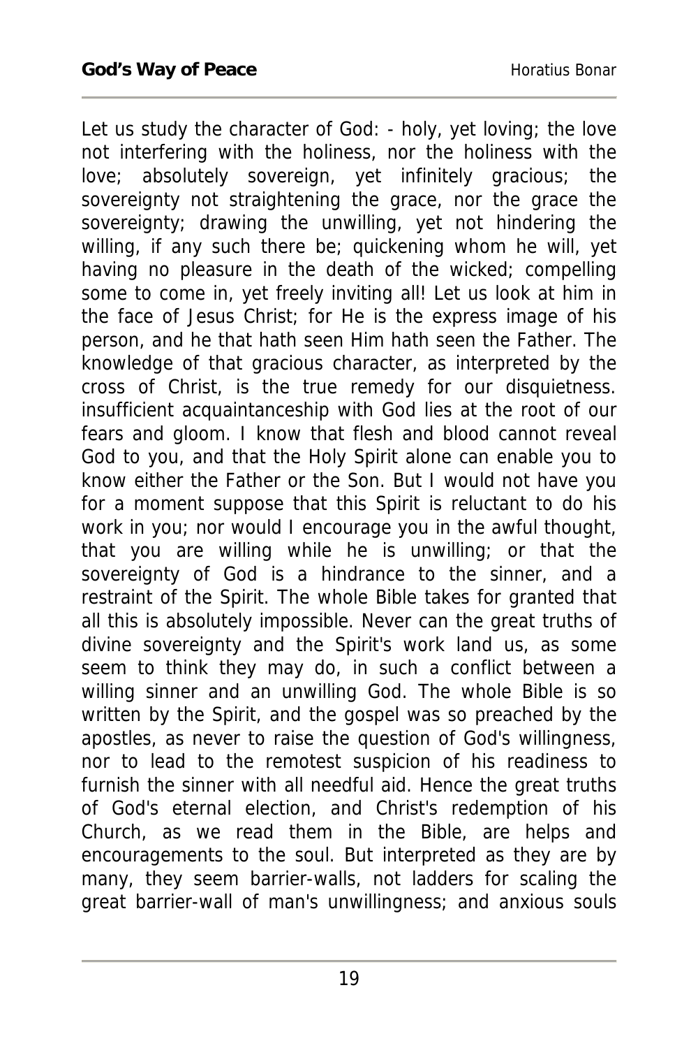Let us study the character of God: - holy, yet loving; the love not interfering with the holiness, nor the holiness with the love; absolutely sovereign, yet infinitely gracious; the sovereignty not straightening the grace, nor the grace the sovereignty; drawing the unwilling, yet not hindering the willing, if any such there be; quickening whom he will, yet having no pleasure in the death of the wicked; compelling some to come in, yet freely inviting all! Let us look at him in the face of Jesus Christ; for He is the express image of his person, and he that hath seen Him hath seen the Father. The knowledge of that gracious character, as interpreted by the cross of Christ, is the true remedy for our disquietness. insufficient acquaintanceship with God lies at the root of our fears and gloom. I know that flesh and blood cannot reveal God to you, and that the Holy Spirit alone can enable you to know either the Father or the Son. But I would not have you for a moment suppose that this Spirit is reluctant to do his work in you; nor would I encourage you in the awful thought, that you are willing while he is unwilling; or that the sovereignty of God is a hindrance to the sinner, and a restraint of the Spirit. The whole Bible takes for granted that all this is absolutely impossible. Never can the great truths of divine sovereignty and the Spirit's work land us, as some seem to think they may do, in such a conflict between a willing sinner and an unwilling God. The whole Bible is so written by the Spirit, and the gospel was so preached by the apostles, as never to raise the question of God's willingness, nor to lead to the remotest suspicion of his readiness to furnish the sinner with all needful aid. Hence the great truths of God's eternal election, and Christ's redemption of his Church, as we read them in the Bible, are helps and encouragements to the soul. But interpreted as they are by many, they seem barrier-walls, not ladders for scaling the great barrier-wall of man's unwillingness; and anxious souls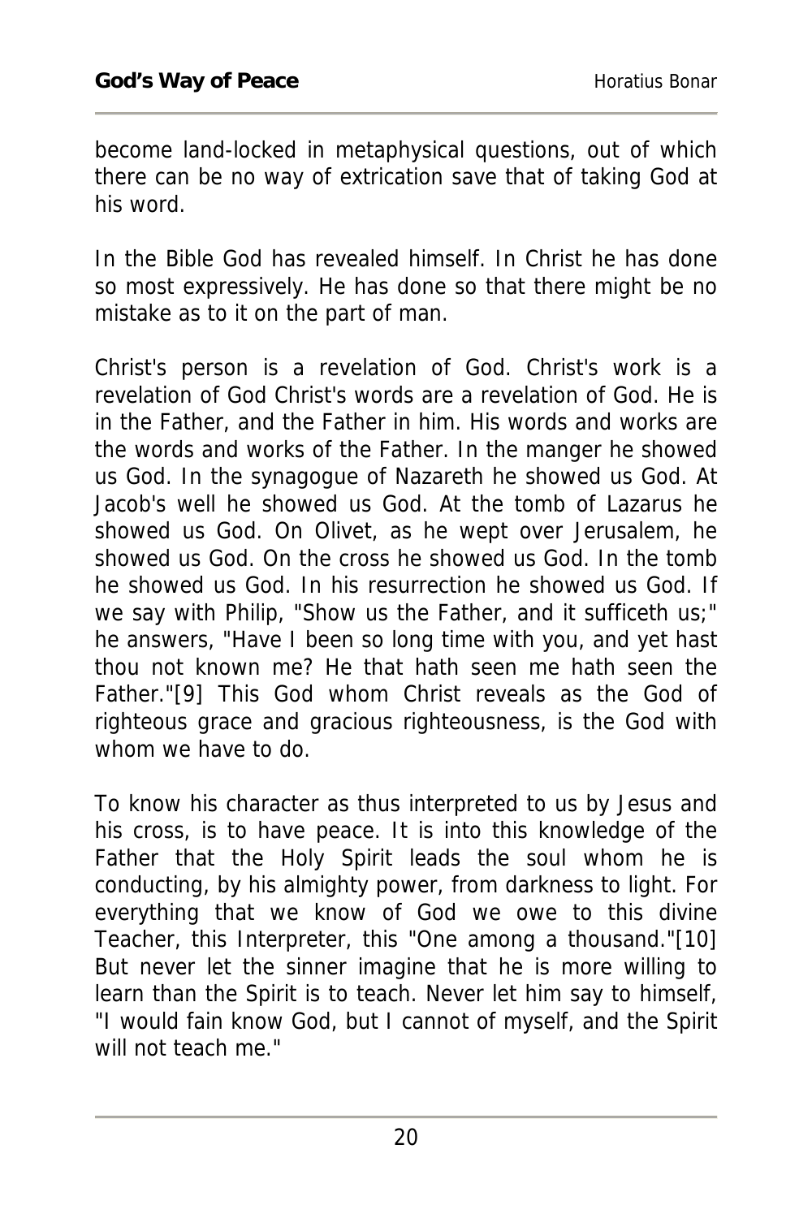become land-locked in metaphysical questions, out of which there can be no way of extrication save that of taking God at his word.

In the Bible God has revealed himself. In Christ he has done so most expressively. He has done so that there might be no mistake as to it on the part of man.

Christ's person is a revelation of God. Christ's work is a revelation of God Christ's words are a revelation of God. He is in the Father, and the Father in him. His words and works are the words and works of the Father. In the manger he showed us God. In the synagogue of Nazareth he showed us God. At Jacob's well he showed us God. At the tomb of Lazarus he showed us God. On Olivet, as he wept over Jerusalem, he showed us God. On the cross he showed us God. In the tomb he showed us God. In his resurrection he showed us God. If we say with Philip, "Show us the Father, and it sufficeth us;" he answers, "Have I been so long time with you, and yet hast thou not known me? He that hath seen me hath seen the Father."[9] This God whom Christ reveals as the God of righteous grace and gracious righteousness, is the God with whom we have to do.

To know his character as thus interpreted to us by Jesus and his cross, is to have peace. It is into this knowledge of the Father that the Holy Spirit leads the soul whom he is conducting, by his almighty power, from darkness to light. For everything that we know of God we owe to this divine Teacher, this Interpreter, this "One among a thousand."[10] But never let the sinner imagine that he is more willing to learn than the Spirit is to teach. Never let him say to himself, "I would fain know God, but I cannot of myself, and the Spirit will not teach me."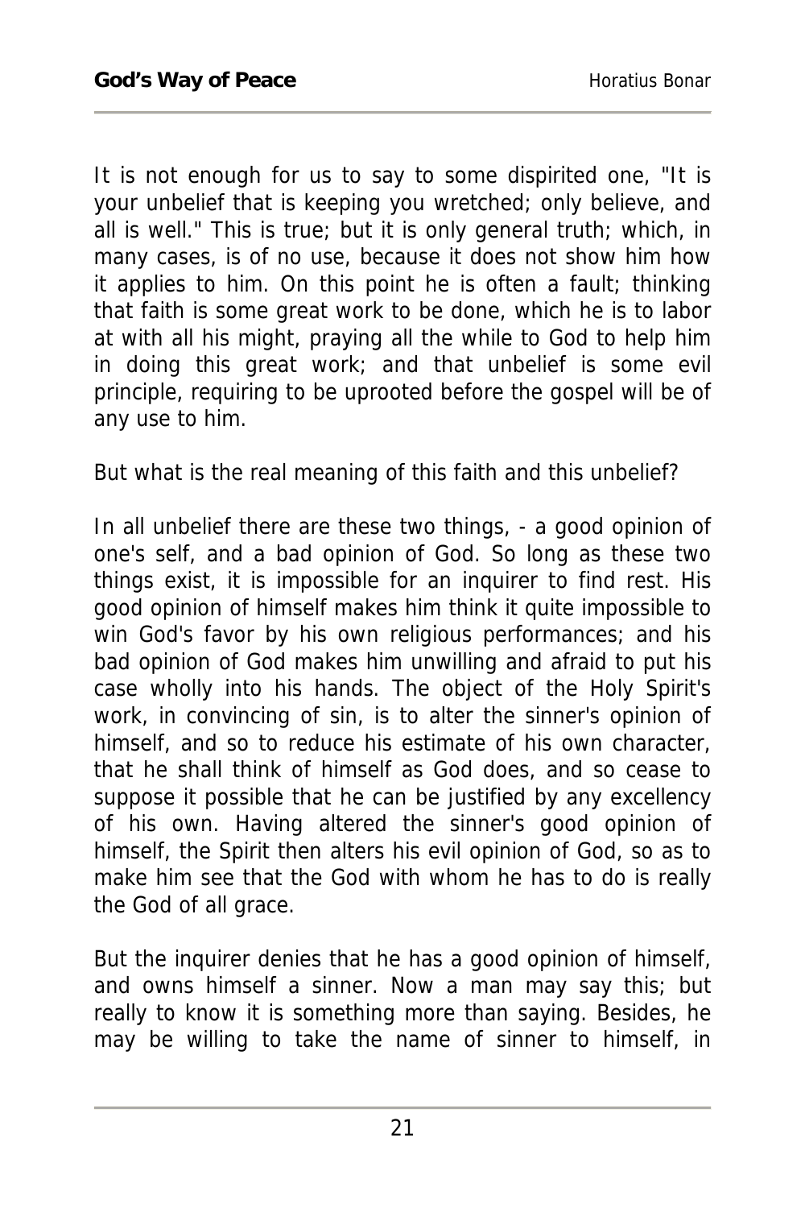It is not enough for us to say to some dispirited one, "It is your unbelief that is keeping you wretched; only believe, and all is well." This is true; but it is only general truth; which, in many cases, is of no use, because it does not show him how it applies to him. On this point he is often a fault; thinking that faith is some great work to be done, which he is to labor at with all his might, praying all the while to God to help him in doing this great work; and that unbelief is some evil principle, requiring to be uprooted before the gospel will be of any use to him.

But what is the real meaning of this faith and this unbelief?

In all unbelief there are these two things, - a good opinion of one's self, and a bad opinion of God. So long as these two things exist, it is impossible for an inquirer to find rest. His good opinion of himself makes him think it quite impossible to win God's favor by his own religious performances; and his bad opinion of God makes him unwilling and afraid to put his case wholly into his hands. The object of the Holy Spirit's work, in convincing of sin, is to alter the sinner's opinion of himself, and so to reduce his estimate of his own character, that he shall think of himself as God does, and so cease to suppose it possible that he can be justified by any excellency of his own. Having altered the sinner's good opinion of himself, the Spirit then alters his evil opinion of God, so as to make him see that the God with whom he has to do is really the God of all grace.

But the inquirer denies that he has a good opinion of himself, and owns himself a sinner. Now a man may say this; but really to know it is something more than saying. Besides, he may be willing to take the name of sinner to himself, in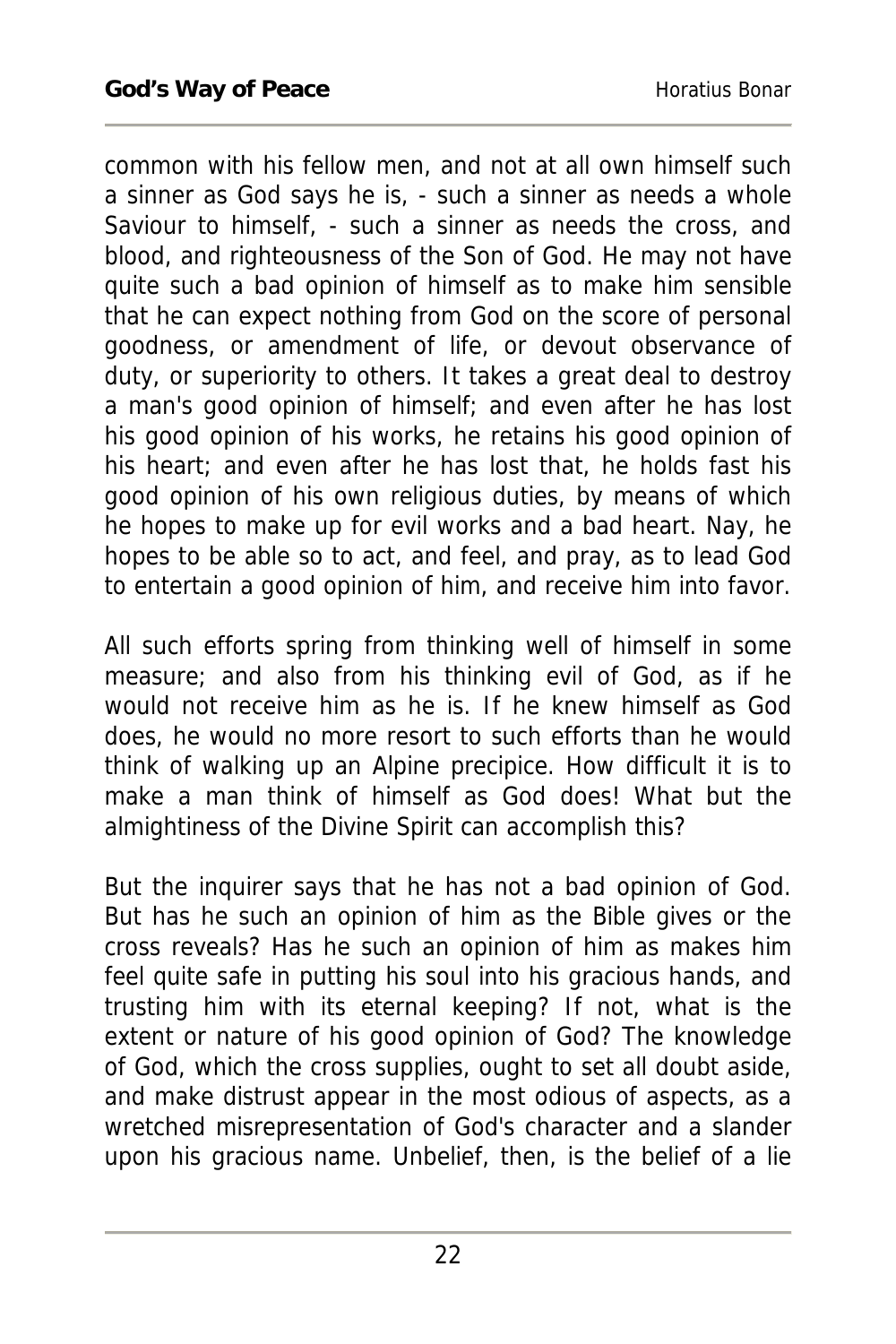common with his fellow men, and not at all own himself such a sinner as God says he is, - such a sinner as needs a whole Saviour to himself, - such a sinner as needs the cross, and blood, and righteousness of the Son of God. He may not have quite such a bad opinion of himself as to make him sensible that he can expect nothing from God on the score of personal goodness, or amendment of life, or devout observance of duty, or superiority to others. It takes a great deal to destroy a man's good opinion of himself; and even after he has lost his good opinion of his works, he retains his good opinion of his heart; and even after he has lost that, he holds fast his good opinion of his own religious duties, by means of which he hopes to make up for evil works and a bad heart. Nay, he hopes to be able so to act, and feel, and pray, as to lead God to entertain a good opinion of him, and receive him into favor.

All such efforts spring from thinking well of himself in some measure; and also from his thinking evil of God, as if he would not receive him as he is. If he knew himself as God does, he would no more resort to such efforts than he would think of walking up an Alpine precipice. How difficult it is to make a man think of himself as God does! What but the almightiness of the Divine Spirit can accomplish this?

But the inquirer says that he has not a bad opinion of God. But has he such an opinion of him as the Bible gives or the cross reveals? Has he such an opinion of him as makes him feel quite safe in putting his soul into his gracious hands, and trusting him with its eternal keeping? If not, what is the extent or nature of his good opinion of God? The knowledge of God, which the cross supplies, ought to set all doubt aside, and make distrust appear in the most odious of aspects, as a wretched misrepresentation of God's character and a slander upon his gracious name. Unbelief, then, is the belief of a lie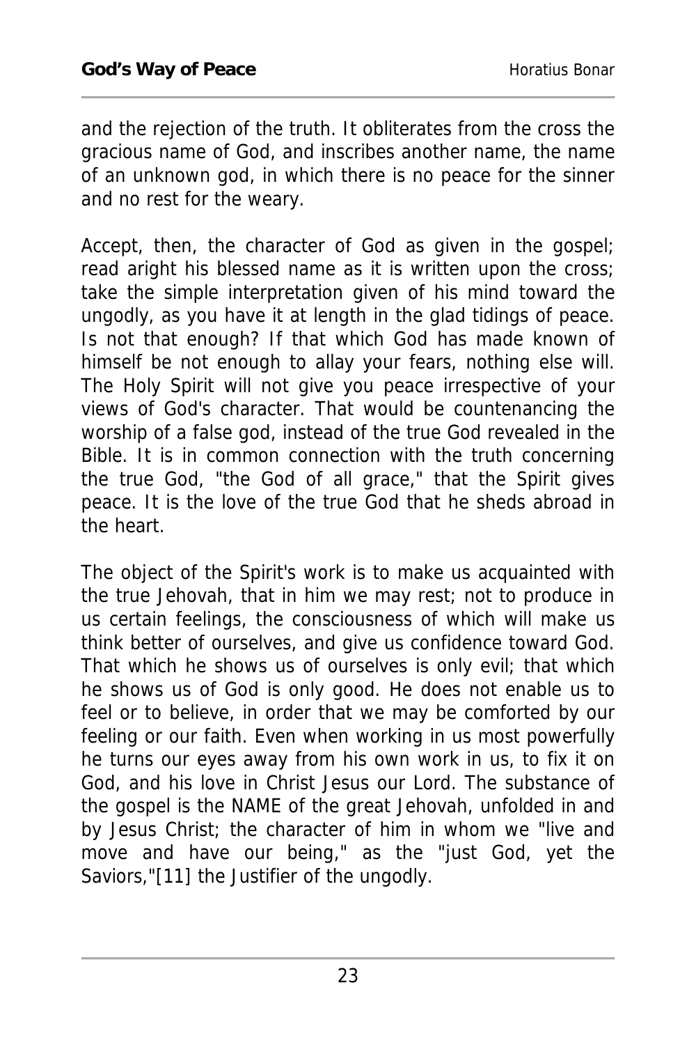and the rejection of the truth. It obliterates from the cross the gracious name of God, and inscribes another name, the name of an unknown god, in which there is no peace for the sinner and no rest for the weary.

Accept, then, the character of God as given in the gospel; read aright his blessed name as it is written upon the cross; take the simple interpretation given of his mind toward the ungodly, as you have it at length in the glad tidings of peace. Is not that enough? If that which God has made known of himself be not enough to allay your fears, nothing else will. The Holy Spirit will not give you peace irrespective of your views of God's character. That would be countenancing the worship of a false god, instead of the true God revealed in the Bible. It is in common connection with the truth concerning the true God, "the God of all grace," that the Spirit gives peace. It is the love of the true God that he sheds abroad in the heart.

The object of the Spirit's work is to make us acquainted with the true Jehovah, that in him we may rest; not to produce in us certain feelings, the consciousness of which will make us think better of ourselves, and give us confidence toward God. That which he shows us of ourselves is only evil; that which he shows us of God is only good. He does not enable us to feel or to believe, in order that we may be comforted by our feeling or our faith. Even when working in us most powerfully he turns our eyes away from his own work in us, to fix it on God, and his love in Christ Jesus our Lord. The substance of the gospel is the NAME of the great Jehovah, unfolded in and by Jesus Christ; the character of him in whom we "live and move and have our being," as the "just God, yet the Saviors,"[11] the Justifier of the ungodly.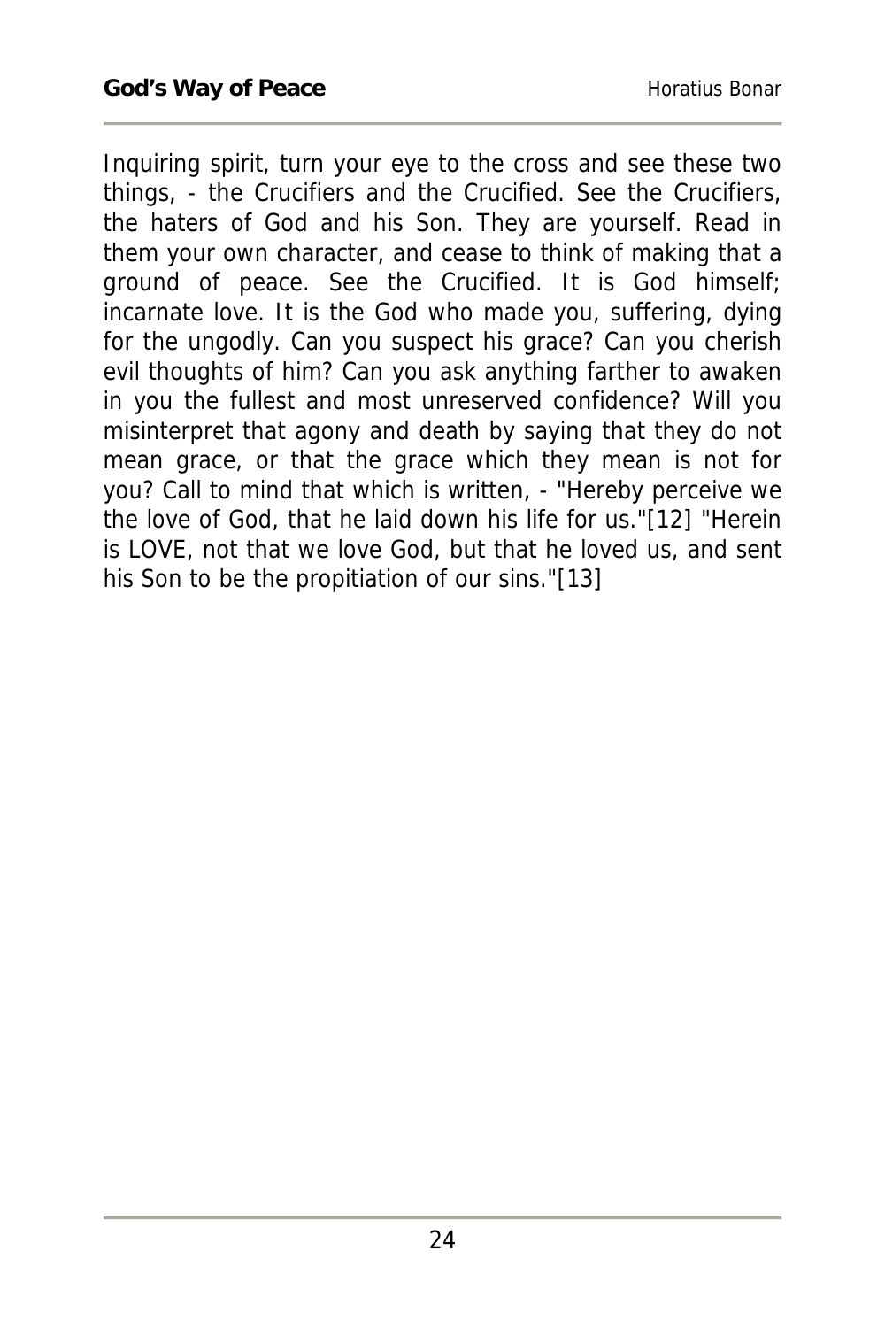Inquiring spirit, turn your eye to the cross and see these two things, - the Crucifiers and the Crucified. See the Crucifiers, the haters of God and his Son. They are yourself. Read in them your own character, and cease to think of making that a ground of peace. See the Crucified. It is God himself; incarnate love. It is the God who made you, suffering, dying for the ungodly. Can you suspect his grace? Can you cherish evil thoughts of him? Can you ask anything farther to awaken in you the fullest and most unreserved confidence? Will you misinterpret that agony and death by saying that they do not mean grace, or that the grace which they mean is not for you? Call to mind that which is written, - "Hereby perceive we the love of God, that he laid down his life for us."[12] "Herein is LOVE, not that we love God, but that he loved us, and sent his Son to be the propitiation of our sins."[13]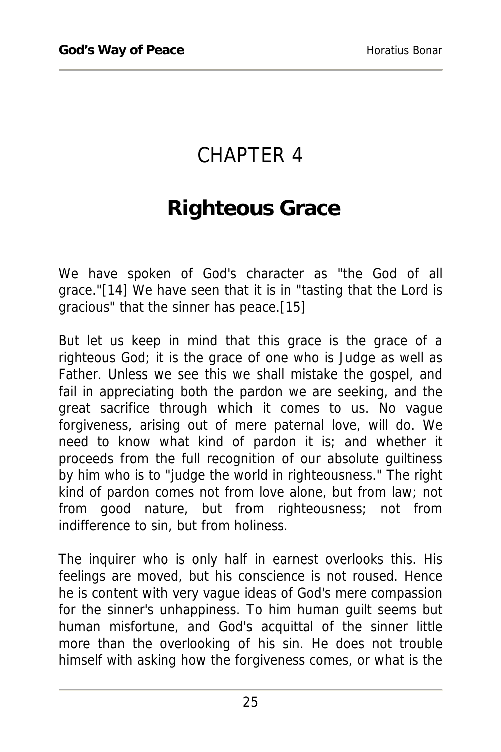# CHAPTER 4

## Righteous Grace

We have spoken of God's character as "the God of all grace."[14] We have seen that it is in "tasting that the Lord is gracious" that the sinner has peace.[15]

But let us keep in mind that this grace is the grace of a righteous God; it is the grace of one who is Judge as well as Father. Unless we see this we shall mistake the gospel, and fail in appreciating both the pardon we are seeking, and the great sacrifice through which it comes to us. No vague forgiveness, arising out of mere paternal love, will do. We need to know what kind of pardon it is; and whether it proceeds from the full recognition of our absolute guiltiness by him who is to "judge the world in righteousness." The right kind of pardon comes not from love alone, but from law; not from good nature, but from righteousness; not from indifference to sin, but from holiness.

The inquirer who is only half in earnest overlooks this. His feelings are moved, but his conscience is not roused. Hence he is content with very vague ideas of God's mere compassion for the sinner's unhappiness. To him human guilt seems but human misfortune, and God's acquittal of the sinner little more than the overlooking of his sin. He does not trouble himself with asking how the forgiveness comes, or what is the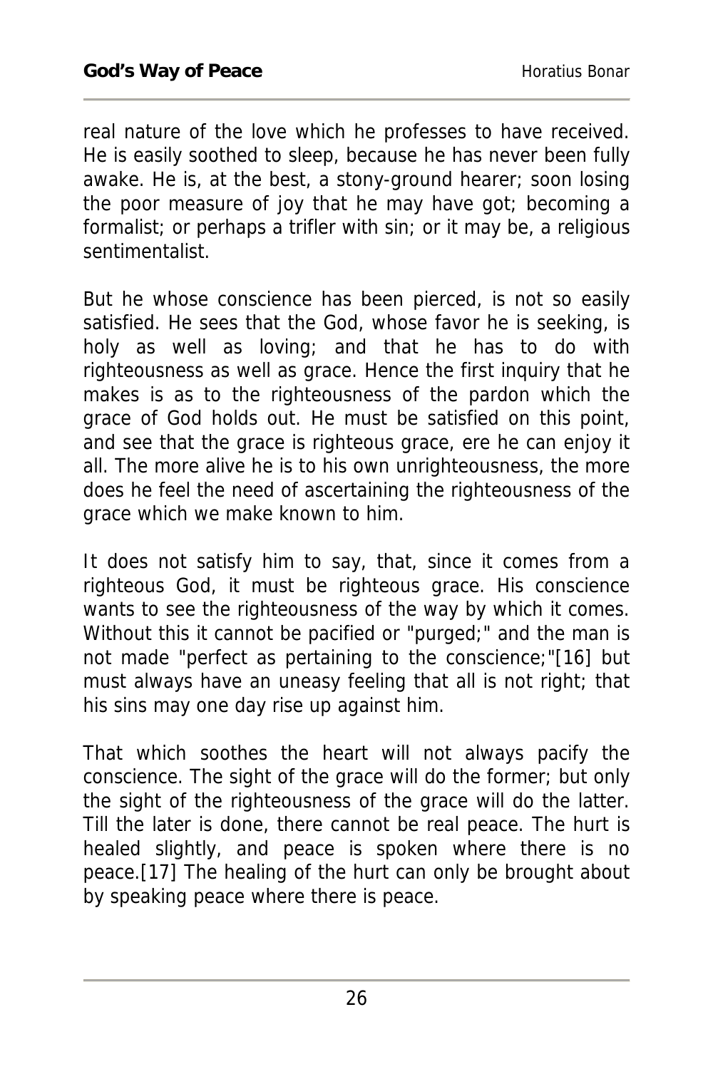real nature of the love which he professes to have received. He is easily soothed to sleep, because he has never been fully awake. He is, at the best, a stony-ground hearer; soon losing the poor measure of joy that he may have got; becoming a formalist; or perhaps a trifler with sin; or it may be, a religious sentimentalist.

But he whose conscience has been pierced, is not so easily satisfied. He sees that the God, whose favor he is seeking, is holy as well as loving; and that he has to do with righteousness as well as grace. Hence the first inquiry that he makes is as to the righteousness of the pardon which the grace of God holds out. He must be satisfied on this point, and see that the grace is righteous grace, ere he can enjoy it all. The more alive he is to his own unrighteousness, the more does he feel the need of ascertaining the righteousness of the grace which we make known to him.

It does not satisfy him to say, that, since it comes from a righteous God, it must be righteous grace. His conscience wants to see the righteousness of the way by which it comes. Without this it cannot be pacified or "purged;" and the man is not made "perfect as pertaining to the conscience;"[16] but must always have an uneasy feeling that all is not right; that his sins may one day rise up against him.

That which soothes the heart will not always pacify the conscience. The sight of the grace will do the former; but only the sight of the righteousness of the grace will do the latter. Till the later is done, there cannot be real peace. The hurt is healed slightly, and peace is spoken where there is no peace.[17] The healing of the hurt can only be brought about by speaking peace where there is peace.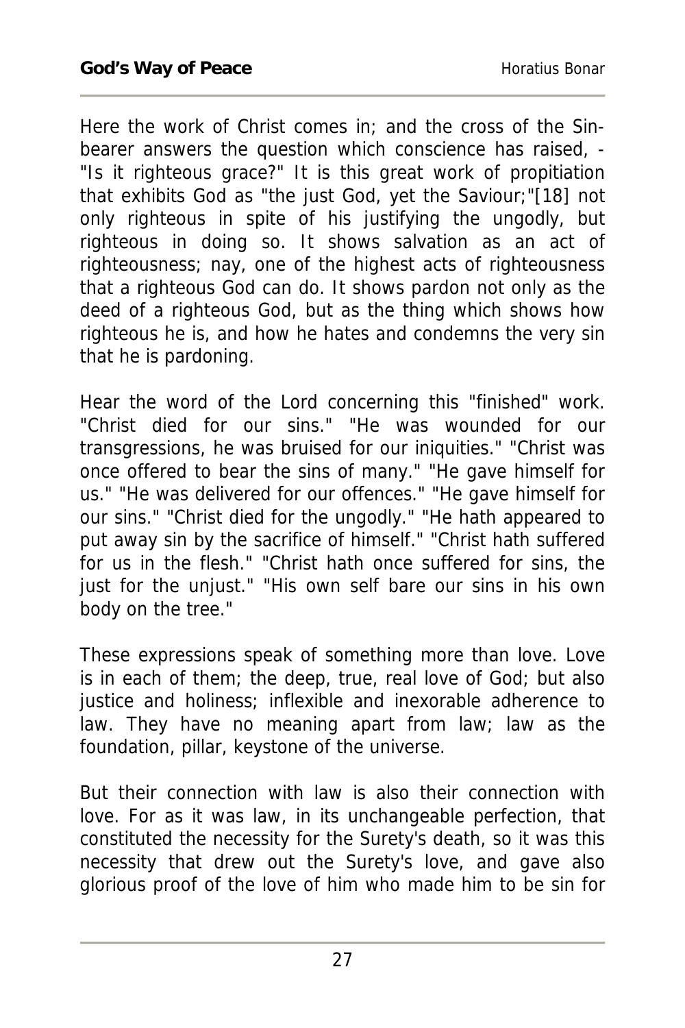Here the work of Christ comes in; and the cross of the Sin-bearer answers the question which conscience has raised, - "Is it righteous grace?" It is this great work of propitiation that exhibits God as "the just God, yet the Saviour;"[18] not only righteous in spite of his justifying the ungodly, but righteous in doing so. It shows salvation as an act of righteousness; nay, one of the highest acts of righteousness that a righteous God can do. It shows pardon not only as the deed of a righteous God, but as the thing which shows how righteous he is, and how he hates and condemns the very sin that he is pardoning.

Hear the word of the Lord concerning this "finished" work. "Christ died for our sins." "He was wounded for our transgressions, he was bruised for our iniquities." "Christ was once offered to bear the sins of many." "He gave himself for us." "He was delivered for our offences." "He gave himself for our sins." "Christ died for the ungodly." "He hath appeared to put away sin by the sacrifice of himself." "Christ hath suffered for us in the flesh." "Christ hath once suffered for sins, the just for the unjust." "His own self bare our sins in his own body on the tree."

These expressions speak of something more than love. Love is in each of them; the deep, true, real love of God; but also justice and holiness; inflexible and inexorable adherence to law. They have no meaning apart from law; law as the foundation, pillar, keystone of the universe.

But their connection with law is also their connection with love. For as it was law, in its unchangeable perfection, that constituted the necessity for the Surety's death, so it was this necessity that drew out the Surety's love, and gave also glorious proof of the love of him who made him to be sin for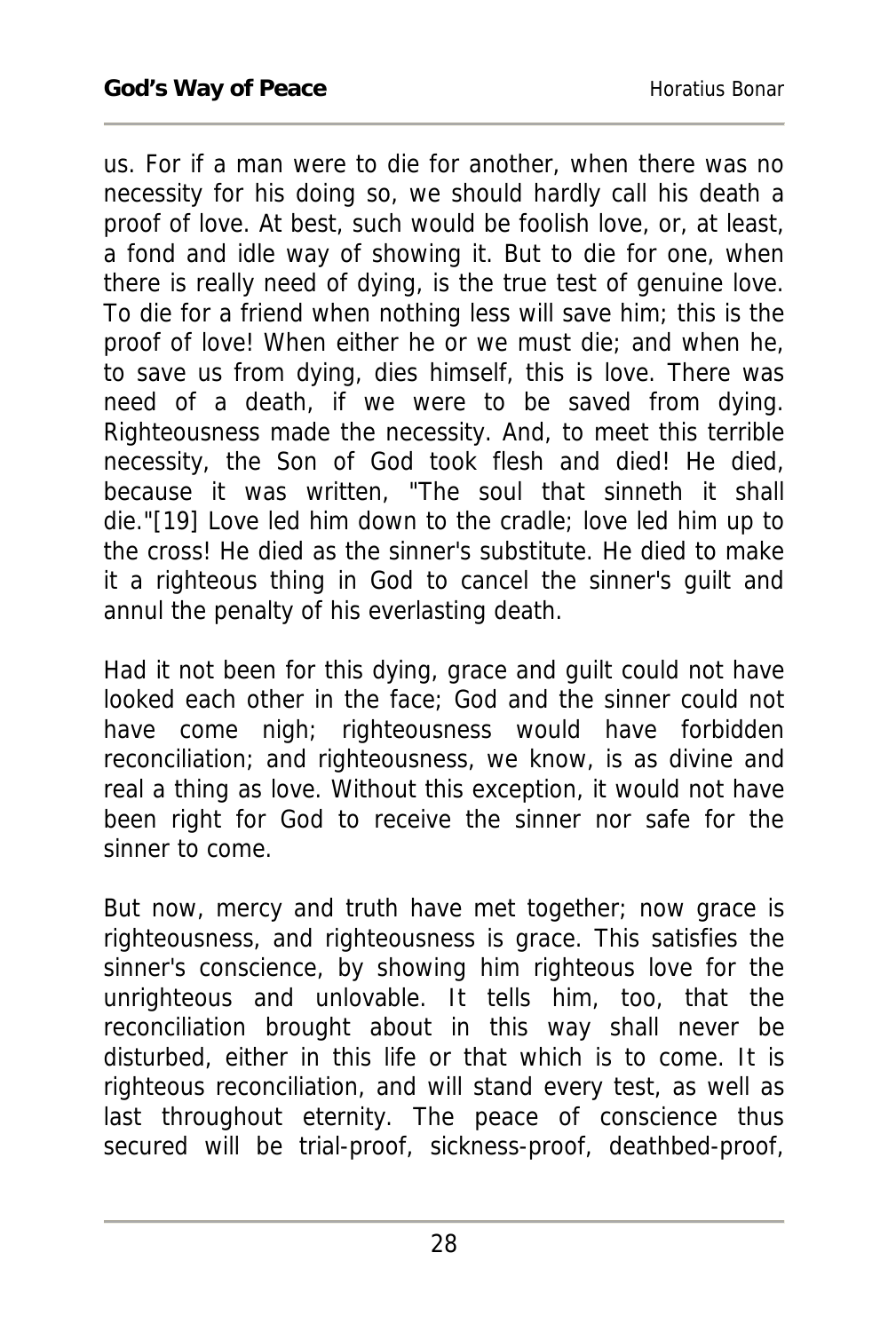us. For if a man were to die for another, when there was no necessity for his doing so, we should hardly call his death a proof of love. At best, such would be foolish love, or, at least, a fond and idle way of showing it. But to die for one, when there is really need of dying, is the true test of genuine love. To die for a friend when nothing less will save him; this is the proof of love! When either he or we must die; and when he, to save us from dying, dies himself, this is love. There was need of a death, if we were to be saved from dying. Righteousness made the necessity. And, to meet this terrible necessity, the Son of God took flesh and died! He died, because it was written, "The soul that sinneth it shall die."[19] Love led him down to the cradle; love led him up to the cross! He died as the sinner's substitute. He died to make it a righteous thing in God to cancel the sinner's guilt and annul the penalty of his everlasting death.

Had it not been for this dying, grace and guilt could not have looked each other in the face; God and the sinner could not have come nigh; righteousness would have forbidden reconciliation; and righteousness, we know, is as divine and real a thing as love. Without this exception, it would not have been right for God to receive the sinner nor safe for the sinner to come.

But now, mercy and truth have met together; now grace is righteousness, and righteousness is grace. This satisfies the sinner's conscience, by showing him righteous love for the unrighteous and unlovable. It tells him, too, that the reconciliation brought about in this way shall never be disturbed, either in this life or that which is to come. It is righteous reconciliation, and will stand every test, as well as last throughout eternity. The peace of conscience thus secured will be trial-proof, sickness-proof, deathbed-proof,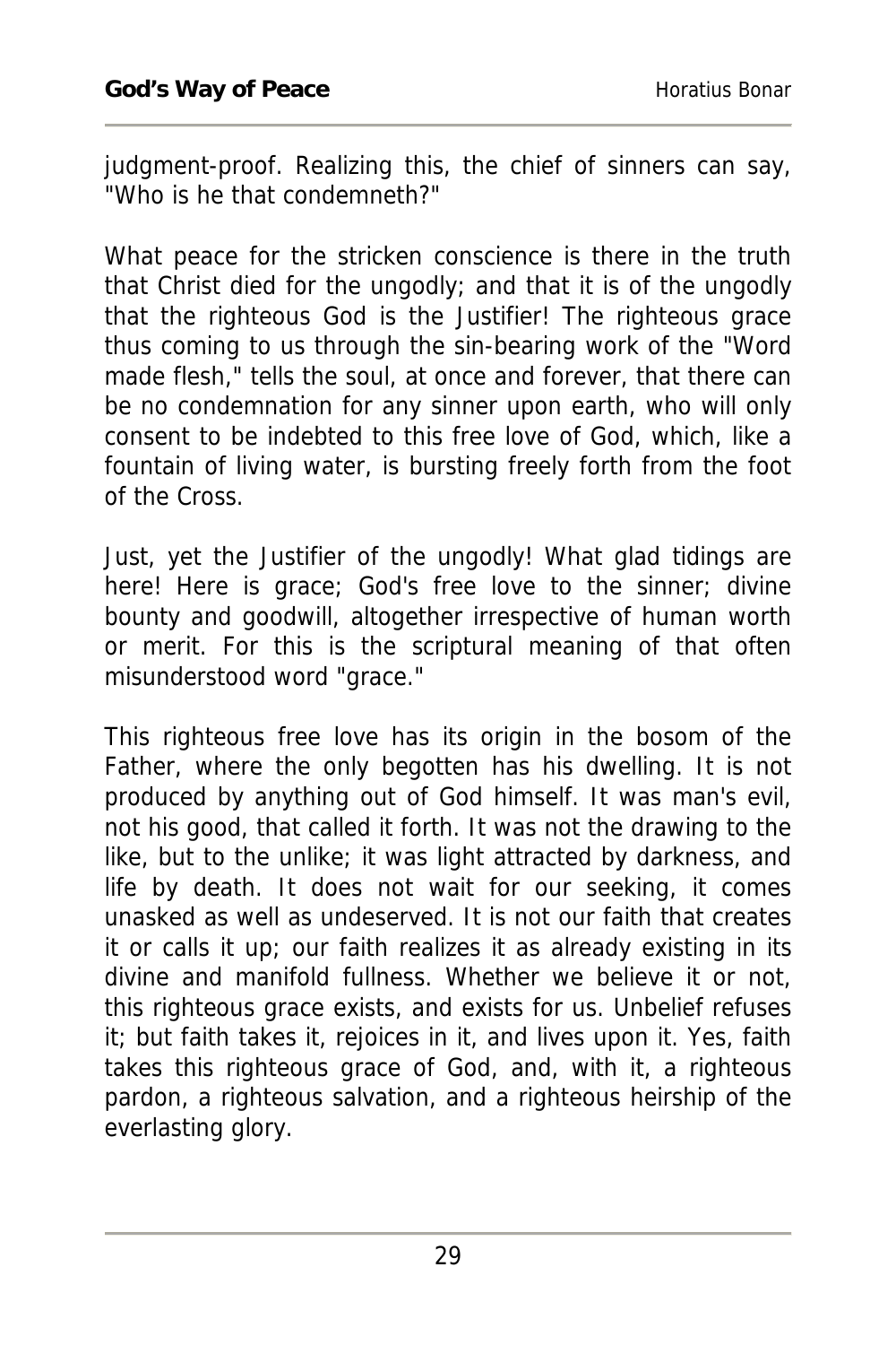judgment-proof. Realizing this, the chief of sinners can say, "Who is he that condemneth?"

What peace for the stricken conscience is there in the truth that Christ died for the ungodly; and that it is of the ungodly that the righteous God is the Justifier! The righteous grace thus coming to us through the sin-bearing work of the "Word made flesh," tells the soul, at once and forever, that there can be no condemnation for any sinner upon earth, who will only consent to be indebted to this free love of God, which, like a fountain of living water, is bursting freely forth from the foot of the Cross.

Just, yet the Justifier of the ungodly! What glad tidings are here! Here is grace; God's free love to the sinner; divine bounty and goodwill, altogether irrespective of human worth or merit. For this is the scriptural meaning of that often misunderstood word "grace."

This righteous free love has its origin in the bosom of the Father, where the only begotten has his dwelling. It is not produced by anything out of God himself. It was man's evil, not his good, that called it forth. It was not the drawing to the like, but to the unlike; it was light attracted by darkness, and life by death. It does not wait for our seeking, it comes unasked as well as undeserved. It is not our faith that creates it or calls it up; our faith realizes it as already existing in its divine and manifold fullness. Whether we believe it or not, this righteous grace exists, and exists for us. Unbelief refuses it; but faith takes it, rejoices in it, and lives upon it. Yes, faith takes this righteous grace of God, and, with it, a righteous pardon, a righteous salvation, and a righteous heirship of the everlasting glory.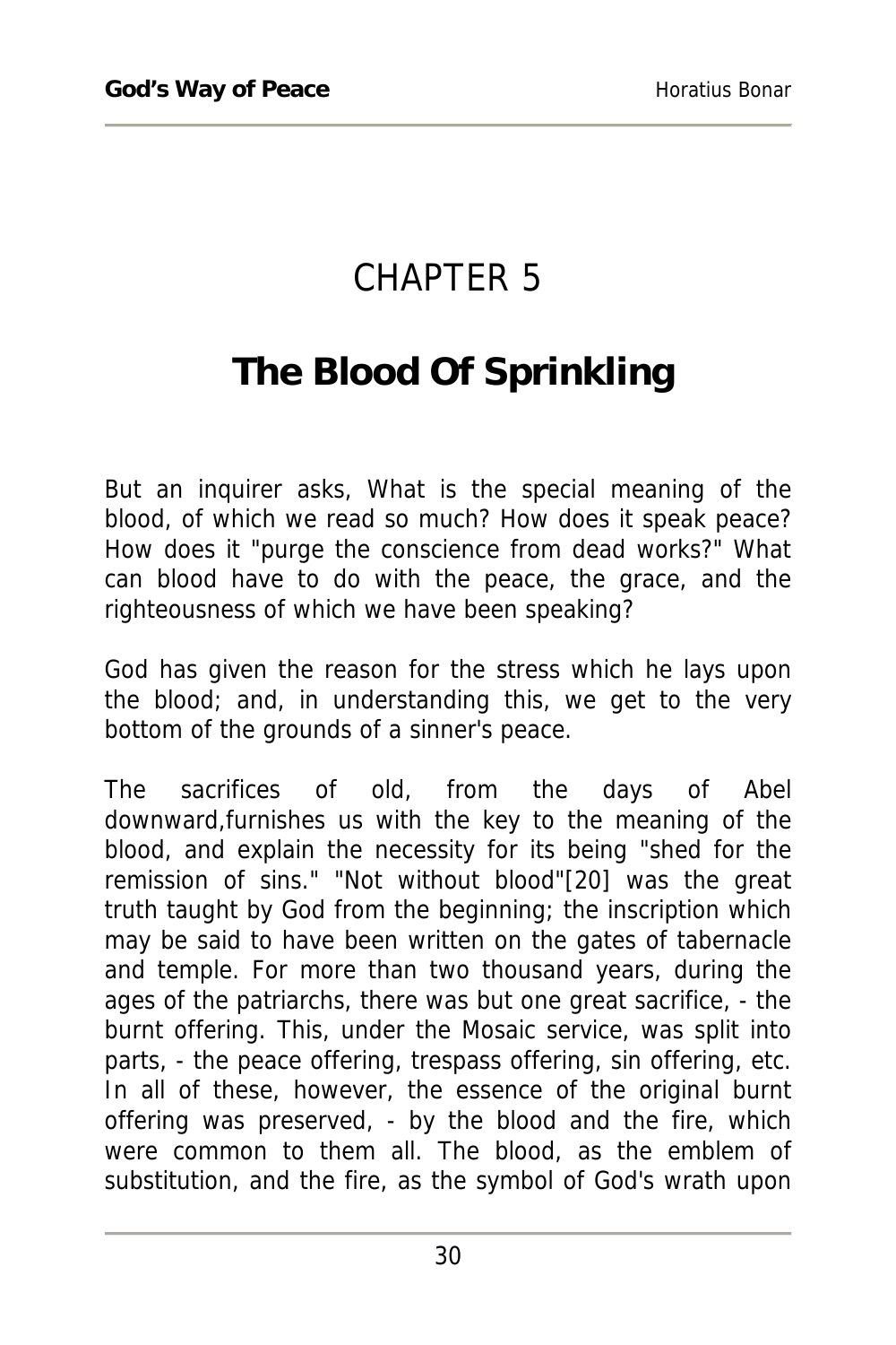# CHAPTER 5

## The Blood Of Sprinkling

But an inquirer asks, What is the special meaning of the blood, of which we read so much? How does it speak peace? How does it "purge the conscience from dead works?" What can blood have to do with the peace, the grace, and the righteousness of which we have been speaking?

God has given the reason for the stress which he lays upon the blood; and, in understanding this, we get to the very bottom of the grounds of a sinner's peace.

The sacrifices of old, from the days of Abel downward,furnishes us with the key to the meaning of the blood, and explain the necessity for its being "shed for the remission of sins." "Not without blood"[20] was the great truth taught by God from the beginning; the inscription which may be said to have been written on the gates of tabernacle and temple. For more than two thousand years, during the ages of the patriarchs, there was but one great sacrifice, - the burnt offering. This, under the Mosaic service, was split into parts, - the peace offering, trespass offering, sin offering, etc. In all of these, however, the essence of the original burnt offering was preserved, - by the blood and the fire, which were common to them all. The blood, as the emblem of substitution, and the fire, as the symbol of God's wrath upon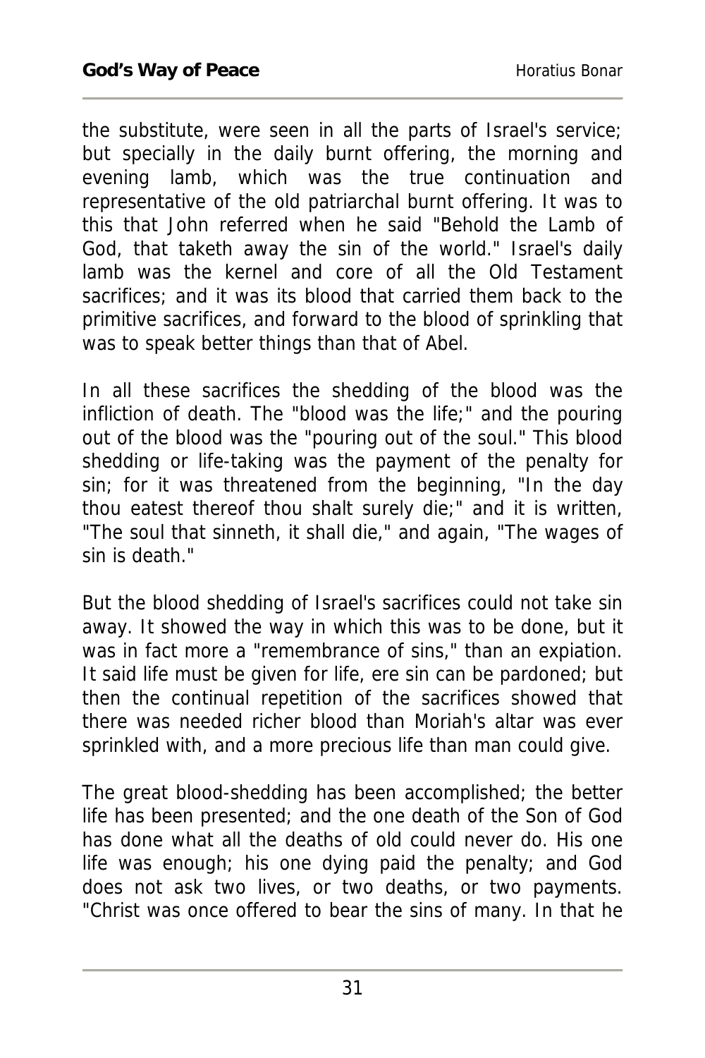the substitute, were seen in all the parts of Israel's service; but specially in the daily burnt offering, the morning and evening lamb, which was the true continuation and representative of the old patriarchal burnt offering. It was to this that John referred when he said "Behold the Lamb of God, that taketh away the sin of the world." Israel's daily lamb was the kernel and core of all the Old Testament sacrifices; and it was its blood that carried them back to the primitive sacrifices, and forward to the blood of sprinkling that was to speak better things than that of Abel.

In all these sacrifices the shedding of the blood was the infliction of death. The "blood was the life;" and the pouring out of the blood was the "pouring out of the soul." This blood shedding or life-taking was the payment of the penalty for sin; for it was threatened from the beginning, "In the day thou eatest thereof thou shalt surely die;" and it is written, "The soul that sinneth, it shall die," and again, "The wages of sin is death."

But the blood shedding of Israel's sacrifices could not take sin away. It showed the way in which this was to be done, but it was in fact more a "remembrance of sins," than an expiation. It said life must be given for life, ere sin can be pardoned; but then the continual repetition of the sacrifices showed that there was needed richer blood than Moriah's altar was ever sprinkled with, and a more precious life than man could give.

The great blood-shedding has been accomplished; the better life has been presented; and the one death of the Son of God has done what all the deaths of old could never do. His one life was enough; his one dying paid the penalty; and God does not ask two lives, or two deaths, or two payments. "Christ was once offered to bear the sins of many. In that he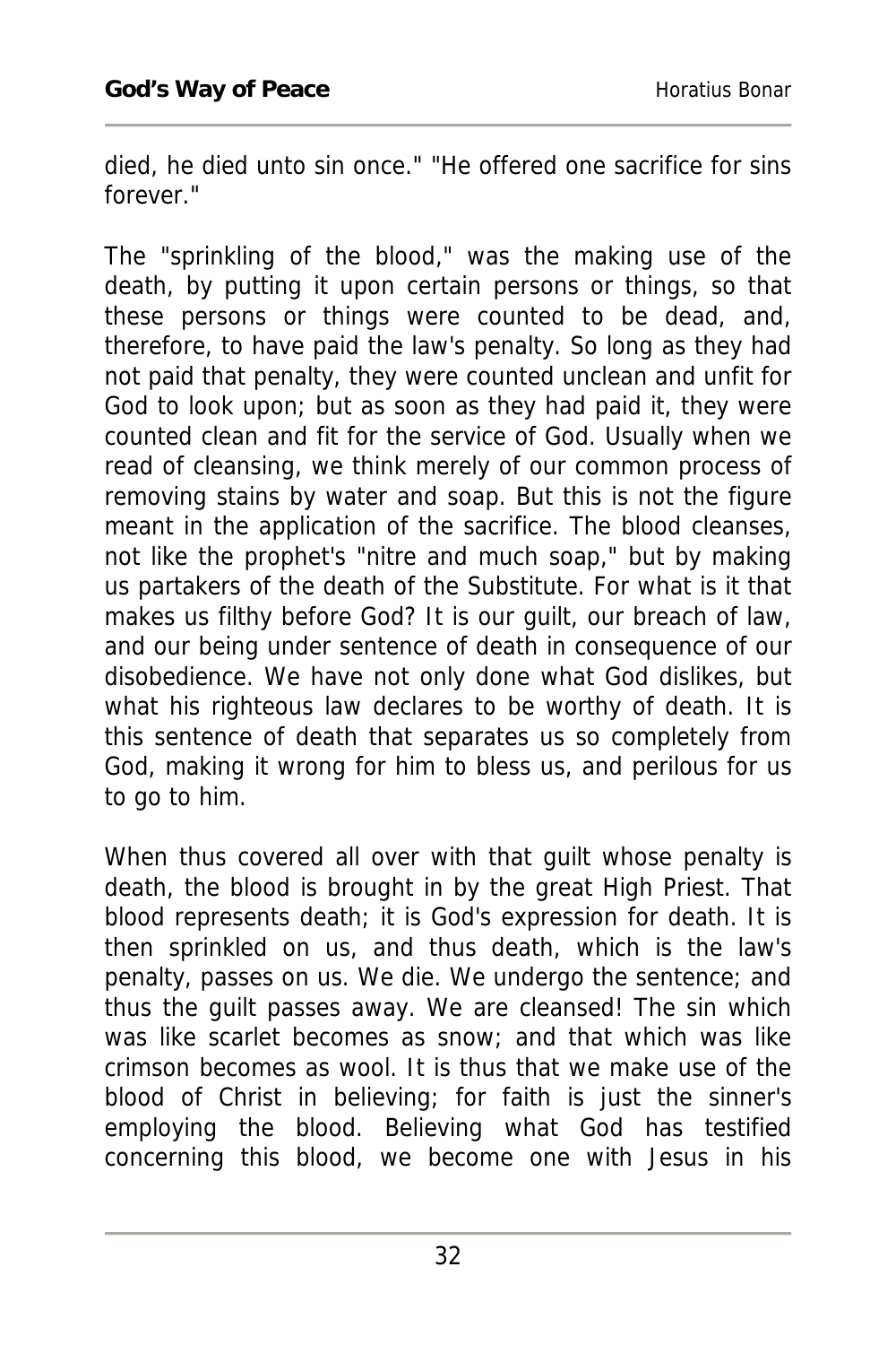died, he died unto sin once." "He offered one sacrifice for sins forever."

The "sprinkling of the blood," was the making use of the death, by putting it upon certain persons or things, so that these persons or things were counted to be dead, and, therefore, to have paid the law's penalty. So long as they had not paid that penalty, they were counted unclean and unfit for God to look upon; but as soon as they had paid it, they were counted clean and fit for the service of God. Usually when we read of cleansing, we think merely of our common process of removing stains by water and soap. But this is not the figure meant in the application of the sacrifice. The blood cleanses, not like the prophet's "nitre and much soap," but by making us partakers of the death of the Substitute. For what is it that makes us filthy before God? It is our guilt, our breach of law, and our being under sentence of death in consequence of our disobedience. We have not only done what God dislikes, but what his righteous law declares to be worthy of death. It is this sentence of death that separates us so completely from God, making it wrong for him to bless us, and perilous for us to go to him.

When thus covered all over with that guilt whose penalty is death, the blood is brought in by the great High Priest. That blood represents death; it is God's expression for death. It is then sprinkled on us, and thus death, which is the law's penalty, passes on us. We die. We undergo the sentence; and thus the guilt passes away. We are cleansed! The sin which was like scarlet becomes as snow; and that which was like crimson becomes as wool. It is thus that we make use of the blood of Christ in believing; for faith is just the sinner's employing the blood. Believing what God has testified concerning this blood, we become one with Jesus in his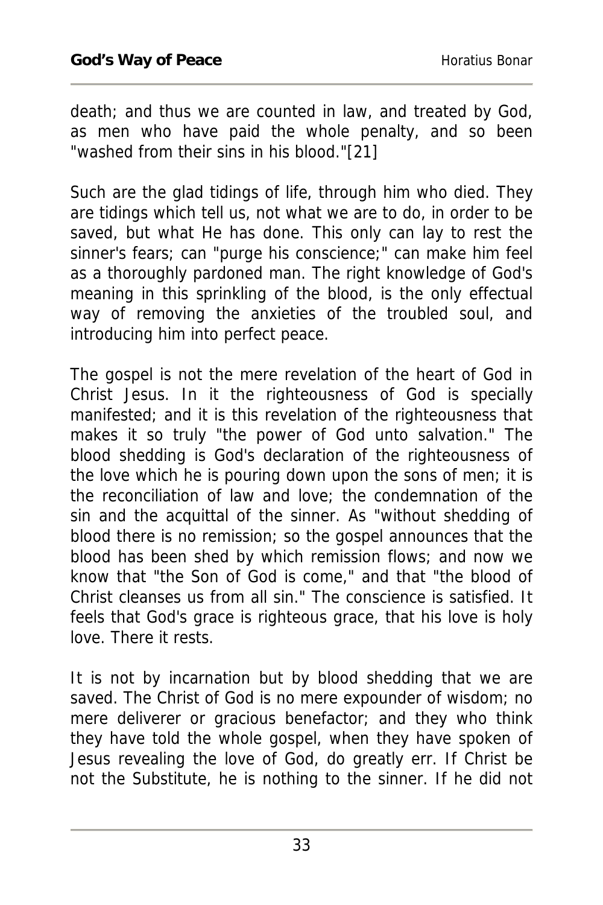death; and thus we are counted in law, and treated by God, as men who have paid the whole penalty, and so been "washed from their sins in his blood."[21]

Such are the glad tidings of life, through him who died. They are tidings which tell us, not what we are to do, in order to be saved, but what He has done. This only can lay to rest the sinner's fears; can "purge his conscience;" can make him feel as a thoroughly pardoned man. The right knowledge of God's meaning in this sprinkling of the blood, is the only effectual way of removing the anxieties of the troubled soul, and introducing him into perfect peace.

The gospel is not the mere revelation of the heart of God in Christ Jesus. In it the righteousness of God is specially manifested; and it is this revelation of the righteousness that makes it so truly "the power of God unto salvation." The blood shedding is God's declaration of the righteousness of the love which he is pouring down upon the sons of men; it is the reconciliation of law and love; the condemnation of the sin and the acquittal of the sinner. As "without shedding of blood there is no remission; so the gospel announces that the blood has been shed by which remission flows; and now we know that "the Son of God is come," and that "the blood of Christ cleanses us from all sin." The conscience is satisfied. It feels that God's grace is righteous grace, that his love is holy love. There it rests.

It is not by incarnation but by blood shedding that we are saved. The Christ of God is no mere expounder of wisdom; no mere deliverer or gracious benefactor; and they who think they have told the whole gospel, when they have spoken of Jesus revealing the love of God, do greatly err. If Christ be not the Substitute, he is nothing to the sinner. If he did not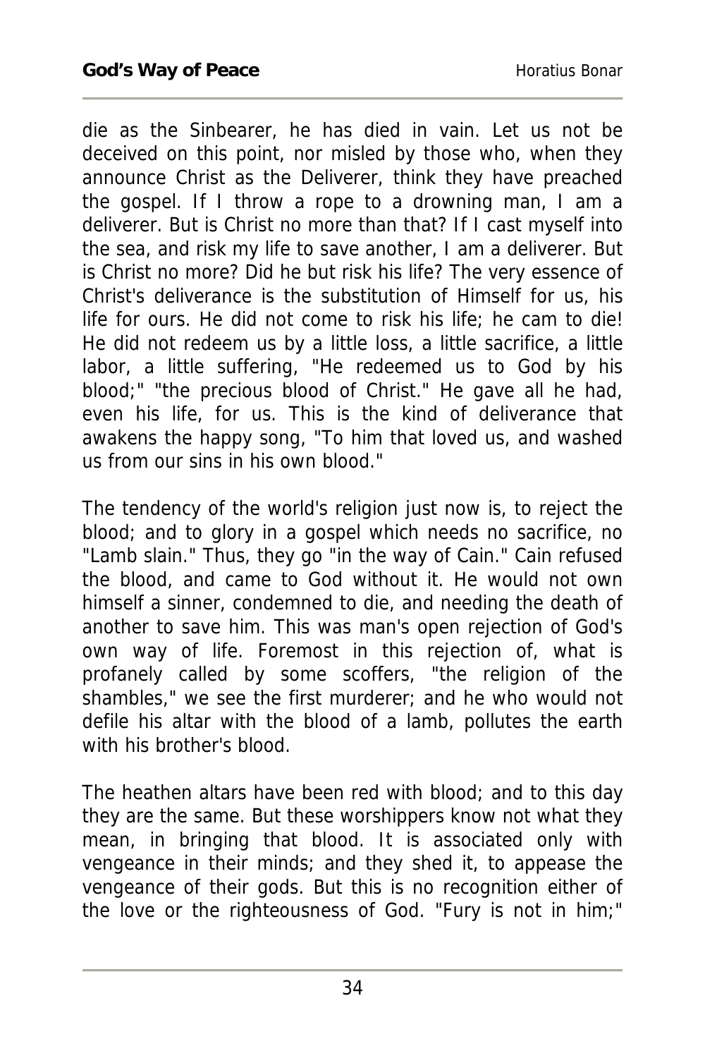die as the Sinbearer, he has died in vain. Let us not be deceived on this point, nor misled by those who, when they announce Christ as the Deliverer, think they have preached the gospel. If I throw a rope to a drowning man, I am a deliverer. But is Christ no more than that? If I cast myself into the sea, and risk my life to save another, I am a deliverer. But is Christ no more? Did he but risk his life? The very essence of Christ's deliverance is the substitution of Himself for us, his life for ours. He did not come to risk his life; he cam to die! He did not redeem us by a little loss, a little sacrifice, a little labor, a little suffering, "He redeemed us to God by his blood;" "the precious blood of Christ." He gave all he had, even his life, for us. This is the kind of deliverance that awakens the happy song, "To him that loved us, and washed us from our sins in his own blood."

The tendency of the world's religion just now is, to reject the blood; and to glory in a gospel which needs no sacrifice, no "Lamb slain." Thus, they go "in the way of Cain." Cain refused the blood, and came to God without it. He would not own himself a sinner, condemned to die, and needing the death of another to save him. This was man's open rejection of God's own way of life. Foremost in this rejection of, what is profanely called by some scoffers, "the religion of the shambles," we see the first murderer; and he who would not defile his altar with the blood of a lamb, pollutes the earth with his brother's blood.

The heathen altars have been red with blood; and to this day they are the same. But these worshippers know not what they mean, in bringing that blood. It is associated only with vengeance in their minds; and they shed it, to appease the vengeance of their gods. But this is no recognition either of the love or the righteousness of God. "Fury is not in him;"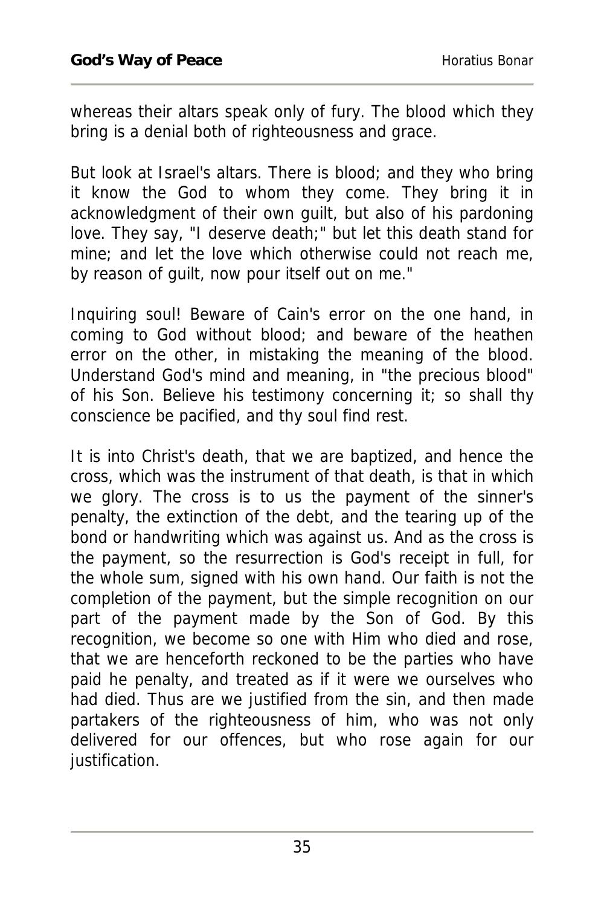whereas their altars speak only of fury. The blood which they bring is a denial both of righteousness and grace.

But look at Israel's altars. There is blood; and they who bring it know the God to whom they come. They bring it in acknowledgment of their own guilt, but also of his pardoning love. They say, "I deserve death;" but let this death stand for mine; and let the love which otherwise could not reach me, by reason of guilt, now pour itself out on me."

Inquiring soul! Beware of Cain's error on the one hand, in coming to God without blood; and beware of the heathen error on the other, in mistaking the meaning of the blood. Understand God's mind and meaning, in "the precious blood" of his Son. Believe his testimony concerning it; so shall thy conscience be pacified, and thy soul find rest.

It is into Christ's death, that we are baptized, and hence the cross, which was the instrument of that death, is that in which we glory. The cross is to us the payment of the sinner's penalty, the extinction of the debt, and the tearing up of the bond or handwriting which was against us. And as the cross is the payment, so the resurrection is God's receipt in full, for the whole sum, signed with his own hand. Our faith is not the completion of the payment, but the simple recognition on our part of the payment made by the Son of God. By this recognition, we become so one with Him who died and rose, that we are henceforth reckoned to be the parties who have paid he penalty, and treated as if it were we ourselves who had died. Thus are we justified from the sin, and then made partakers of the righteousness of him, who was not only delivered for our offences, but who rose again for our justification.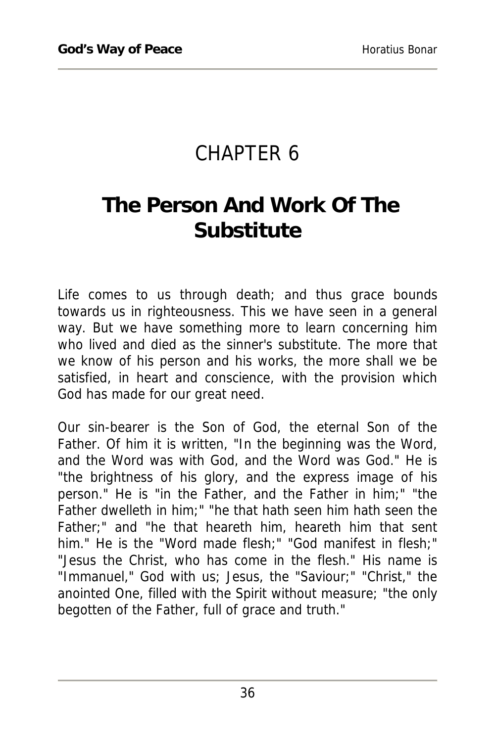# CHAPTER 6

## The Person And Work Of The Substitute

Life comes to us through death; and thus grace bounds towards us in righteousness. This we have seen in a general way. But we have something more to learn concerning him who lived and died as the sinner's substitute. The more that we know of his person and his works, the more shall we be satisfied, in heart and conscience, with the provision which God has made for our great need.

Our sin-bearer is the Son of God, the eternal Son of the Father. Of him it is written, "In the beginning was the Word, and the Word was with God, and the Word was God." He is "the brightness of his glory, and the express image of his person." He is "in the Father, and the Father in him;" "the Father dwelleth in him;" "he that hath seen him hath seen the Father;" and "he that heareth him, heareth him that sent him." He is the "Word made flesh;" "God manifest in flesh;" "Jesus the Christ, who has come in the flesh." His name is "Immanuel," God with us; Jesus, the "Saviour;" "Christ," the anointed One, filled with the Spirit without measure; "the only begotten of the Father, full of grace and truth."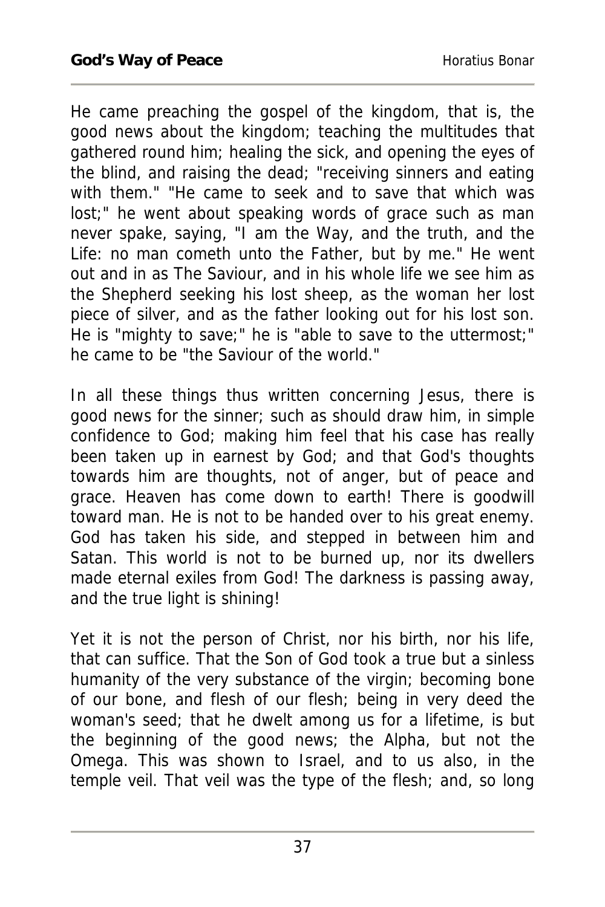He came preaching the gospel of the kingdom, that is, the good news about the kingdom; teaching the multitudes that gathered round him; healing the sick, and opening the eyes of the blind, and raising the dead; "receiving sinners and eating with them." "He came to seek and to save that which was lost;" he went about speaking words of grace such as man never spake, saying, "I am the Way, and the truth, and the Life: no man cometh unto the Father, but by me." He went out and in as The Saviour, and in his whole life we see him as the Shepherd seeking his lost sheep, as the woman her lost piece of silver, and as the father looking out for his lost son. He is "mighty to save;" he is "able to save to the uttermost;" he came to be "the Saviour of the world."

In all these things thus written concerning Jesus, there is good news for the sinner; such as should draw him, in simple confidence to God; making him feel that his case has really been taken up in earnest by God; and that God's thoughts towards him are thoughts, not of anger, but of peace and grace. Heaven has come down to earth! There is goodwill toward man. He is not to be handed over to his great enemy. God has taken his side, and stepped in between him and Satan. This world is not to be burned up, nor its dwellers made eternal exiles from God! The darkness is passing away, and the true light is shining!

Yet it is not the person of Christ, nor his birth, nor his life, that can suffice. That the Son of God took a true but a sinless humanity of the very substance of the virgin; becoming bone of our bone, and flesh of our flesh; being in very deed the woman's seed; that he dwelt among us for a lifetime, is but the beginning of the good news; the Alpha, but not the Omega. This was shown to Israel, and to us also, in the temple veil. That veil was the type of the flesh; and, so long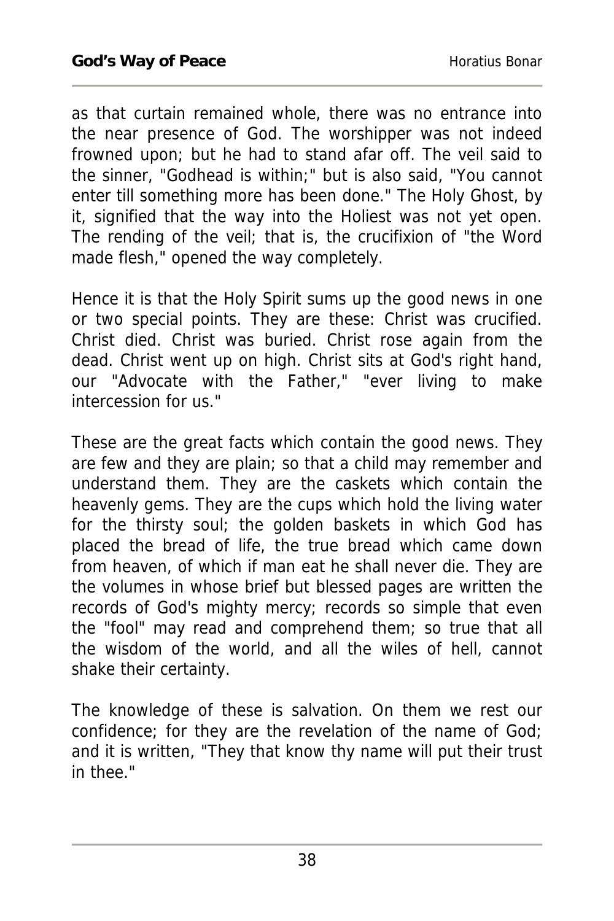as that curtain remained whole, there was no entrance into the near presence of God. The worshipper was not indeed frowned upon; but he had to stand afar off. The veil said to the sinner, "Godhead is within;" but is also said, "You cannot enter till something more has been done." The Holy Ghost, by it, signified that the way into the Holiest was not yet open. The rending of the veil; that is, the crucifixion of "the Word made flesh," opened the way completely.

Hence it is that the Holy Spirit sums up the good news in one or two special points. They are these: Christ was crucified. Christ died. Christ was buried. Christ rose again from the dead. Christ went up on high. Christ sits at God's right hand, our "Advocate with the Father," "ever living to make intercession for us."

These are the great facts which contain the good news. They are few and they are plain; so that a child may remember and understand them. They are the caskets which contain the heavenly gems. They are the cups which hold the living water for the thirsty soul; the golden baskets in which God has placed the bread of life, the true bread which came down from heaven, of which if man eat he shall never die. They are the volumes in whose brief but blessed pages are written the records of God's mighty mercy; records so simple that even the "fool" may read and comprehend them; so true that all the wisdom of the world, and all the wiles of hell, cannot shake their certainty.

The knowledge of these is salvation. On them we rest our confidence; for they are the revelation of the name of God; and it is written, "They that know thy name will put their trust in thee."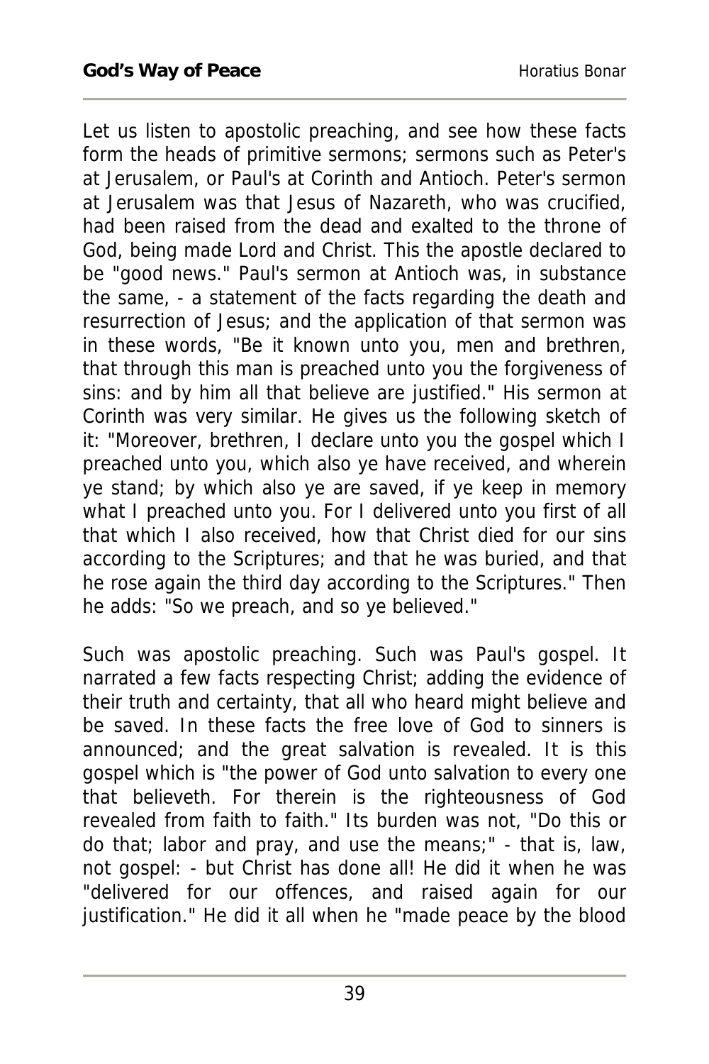Let us listen to apostolic preaching, and see how these facts form the heads of primitive sermons; sermons such as Peter's at Jerusalem, or Paul's at Corinth and Antioch. Peter's sermon at Jerusalem was that Jesus of Nazareth, who was crucified, had been raised from the dead and exalted to the throne of God, being made Lord and Christ. This the apostle declared to be "good news." Paul's sermon at Antioch was, in substance the same, - a statement of the facts regarding the death and resurrection of Jesus; and the application of that sermon was in these words, "Be it known unto you, men and brethren, that through this man is preached unto you the forgiveness of sins: and by him all that believe are justified." His sermon at Corinth was very similar. He gives us the following sketch of it: "Moreover, brethren, I declare unto you the gospel which I preached unto you, which also ye have received, and wherein ye stand; by which also ye are saved, if ye keep in memory what I preached unto you. For I delivered unto you first of all that which I also received, how that Christ died for our sins according to the Scriptures; and that he was buried, and that he rose again the third day according to the Scriptures." Then he adds: "So we preach, and so ye believed."

Such was apostolic preaching. Such was Paul's gospel. It narrated a few facts respecting Christ; adding the evidence of their truth and certainty, that all who heard might believe and be saved. In these facts the free love of God to sinners is announced; and the great salvation is revealed. It is this gospel which is "the power of God unto salvation to every one that believeth. For therein is the righteousness of God revealed from faith to faith." Its burden was not, "Do this or do that; labor and pray, and use the means;" - that is, law, not gospel: - but Christ has done all! He did it when he was "delivered for our offences, and raised again for our justification." He did it all when he "made peace by the blood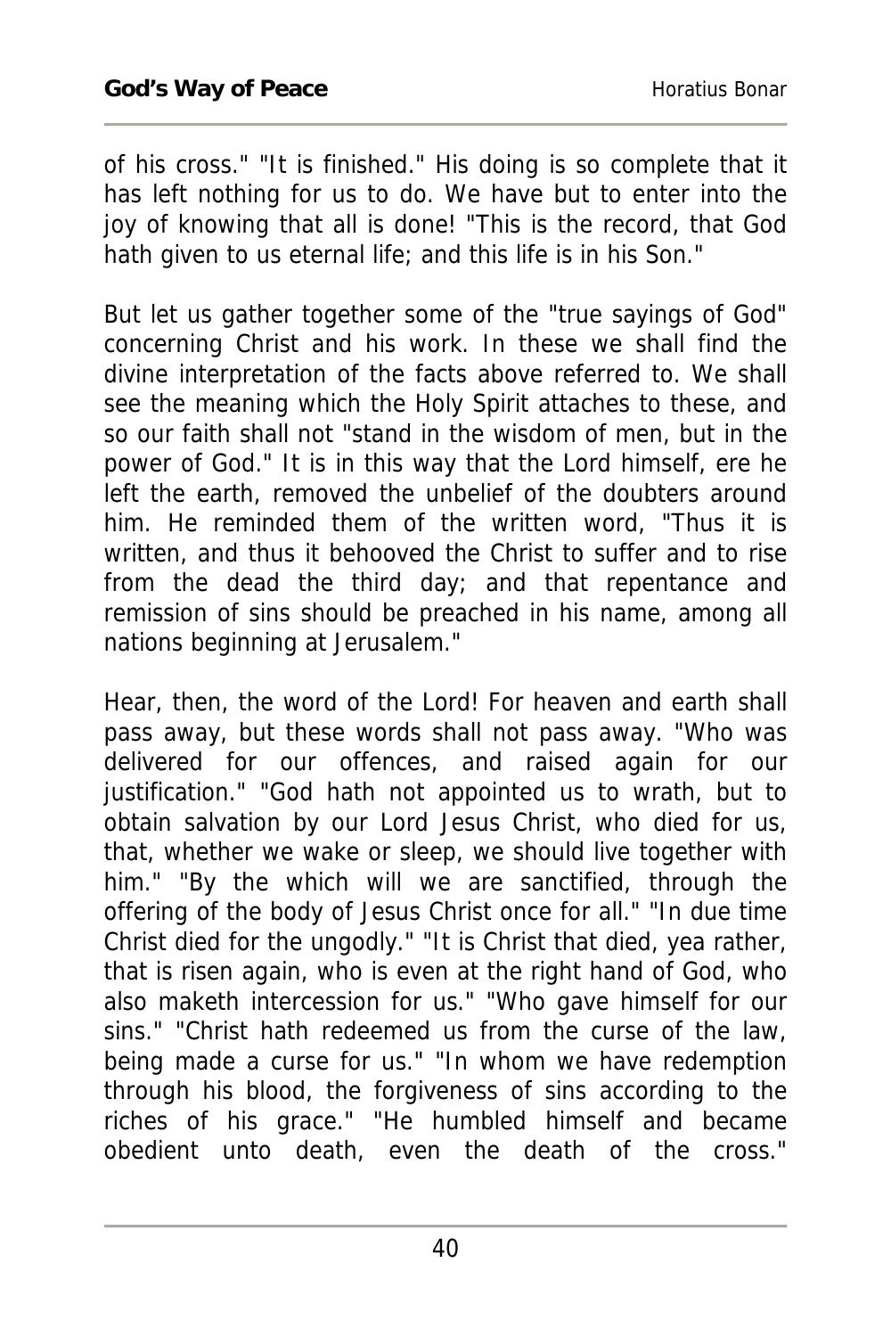of his cross." "It is finished." His doing is so complete that it has left nothing for us to do. We have but to enter into the joy of knowing that all is done! "This is the record, that God hath given to us eternal life; and this life is in his Son."

But let us gather together some of the "true sayings of God" concerning Christ and his work. In these we shall find the divine interpretation of the facts above referred to. We shall see the meaning which the Holy Spirit attaches to these, and so our faith shall not "stand in the wisdom of men, but in the power of God." It is in this way that the Lord himself, ere he left the earth, removed the unbelief of the doubters around him. He reminded them of the written word, "Thus it is written, and thus it behooved the Christ to suffer and to rise from the dead the third day; and that repentance and remission of sins should be preached in his name, among all nations beginning at Jerusalem."

Hear, then, the word of the Lord! For heaven and earth shall pass away, but these words shall not pass away. "Who was delivered for our offences, and raised again for our justification." "God hath not appointed us to wrath, but to obtain salvation by our Lord Jesus Christ, who died for us, that, whether we wake or sleep, we should live together with him." "By the which will we are sanctified, through the offering of the body of Jesus Christ once for all." "In due time Christ died for the ungodly." "It is Christ that died, yea rather, that is risen again, who is even at the right hand of God, who also maketh intercession for us." "Who gave himself for our sins." "Christ hath redeemed us from the curse of the law, being made a curse for us." "In whom we have redemption through his blood, the forgiveness of sins according to the riches of his grace." "He humbled himself and became obedient unto death, even the death of the cross."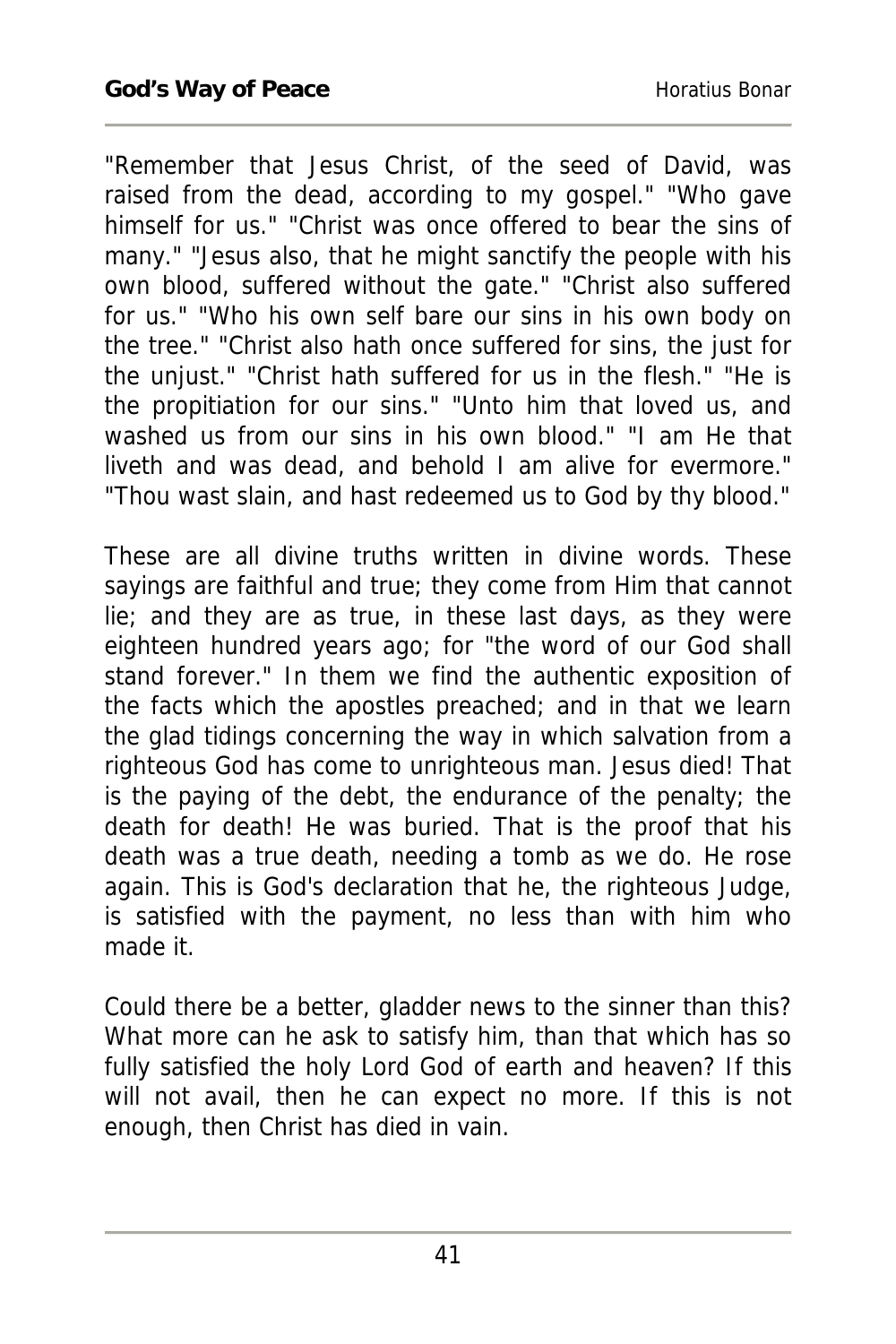"Remember that Jesus Christ, of the seed of David, was raised from the dead, according to my gospel." "Who gave himself for us." "Christ was once offered to bear the sins of many." "Jesus also, that he might sanctify the people with his own blood, suffered without the gate." "Christ also suffered for us." "Who his own self bare our sins in his own body on the tree." "Christ also hath once suffered for sins, the just for the unjust." "Christ hath suffered for us in the flesh." "He is the propitiation for our sins." "Unto him that loved us, and washed us from our sins in his own blood." "I am He that liveth and was dead, and behold I am alive for evermore." "Thou wast slain, and hast redeemed us to God by thy blood."

These are all divine truths written in divine words. These sayings are faithful and true; they come from Him that cannot lie; and they are as true, in these last days, as they were eighteen hundred years ago; for "the word of our God shall stand forever." In them we find the authentic exposition of the facts which the apostles preached; and in that we learn the glad tidings concerning the way in which salvation from a righteous God has come to unrighteous man. Jesus died! That is the paying of the debt, the endurance of the penalty; the death for death! He was buried. That is the proof that his death was a true death, needing a tomb as we do. He rose again. This is God's declaration that he, the righteous Judge, is satisfied with the payment, no less than with him who made it.

Could there be a better, gladder news to the sinner than this? What more can he ask to satisfy him, than that which has so fully satisfied the holy Lord God of earth and heaven? If this will not avail, then he can expect no more. If this is not enough, then Christ has died in vain.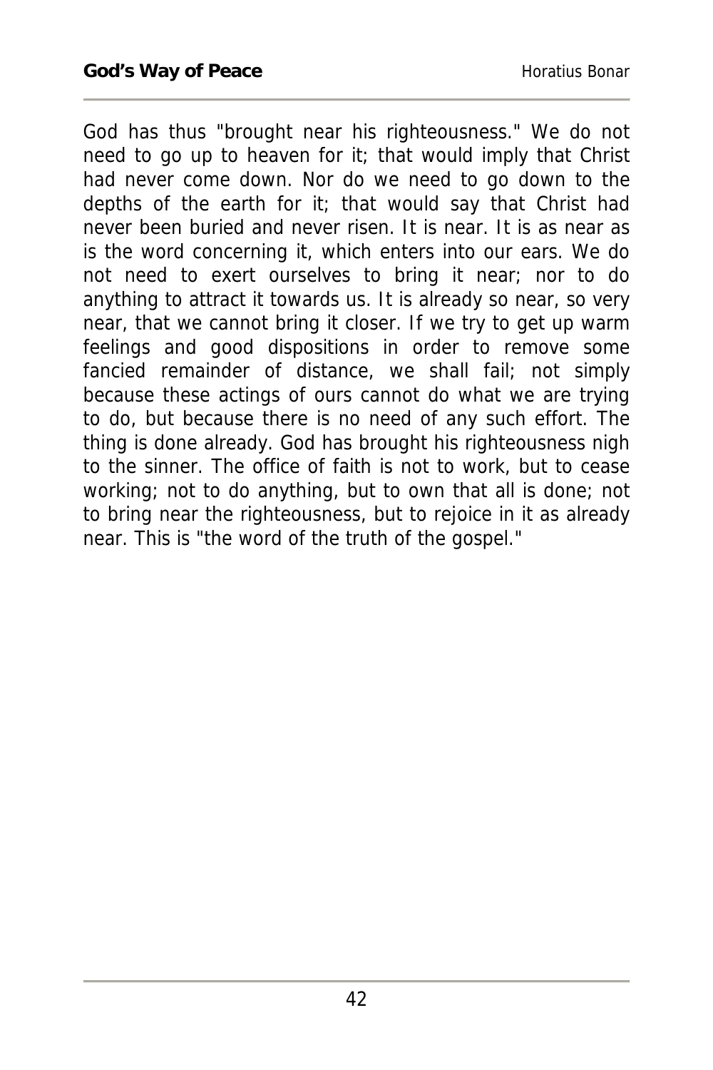God has thus "brought near his righteousness." We do not need to go up to heaven for it; that would imply that Christ had never come down. Nor do we need to go down to the depths of the earth for it; that would say that Christ had never been buried and never risen. It is near. It is as near as is the word concerning it, which enters into our ears. We do not need to exert ourselves to bring it near; nor to do anything to attract it towards us. It is already so near, so very near, that we cannot bring it closer. If we try to get up warm feelings and good dispositions in order to remove some fancied remainder of distance, we shall fail; not simply because these actings of ours cannot do what we are trying to do, but because there is no need of any such effort. The thing is done already. God has brought his righteousness nigh to the sinner. The office of faith is not to work, but to cease working; not to do anything, but to own that all is done; not to bring near the righteousness, but to rejoice in it as already near. This is "the word of the truth of the gospel."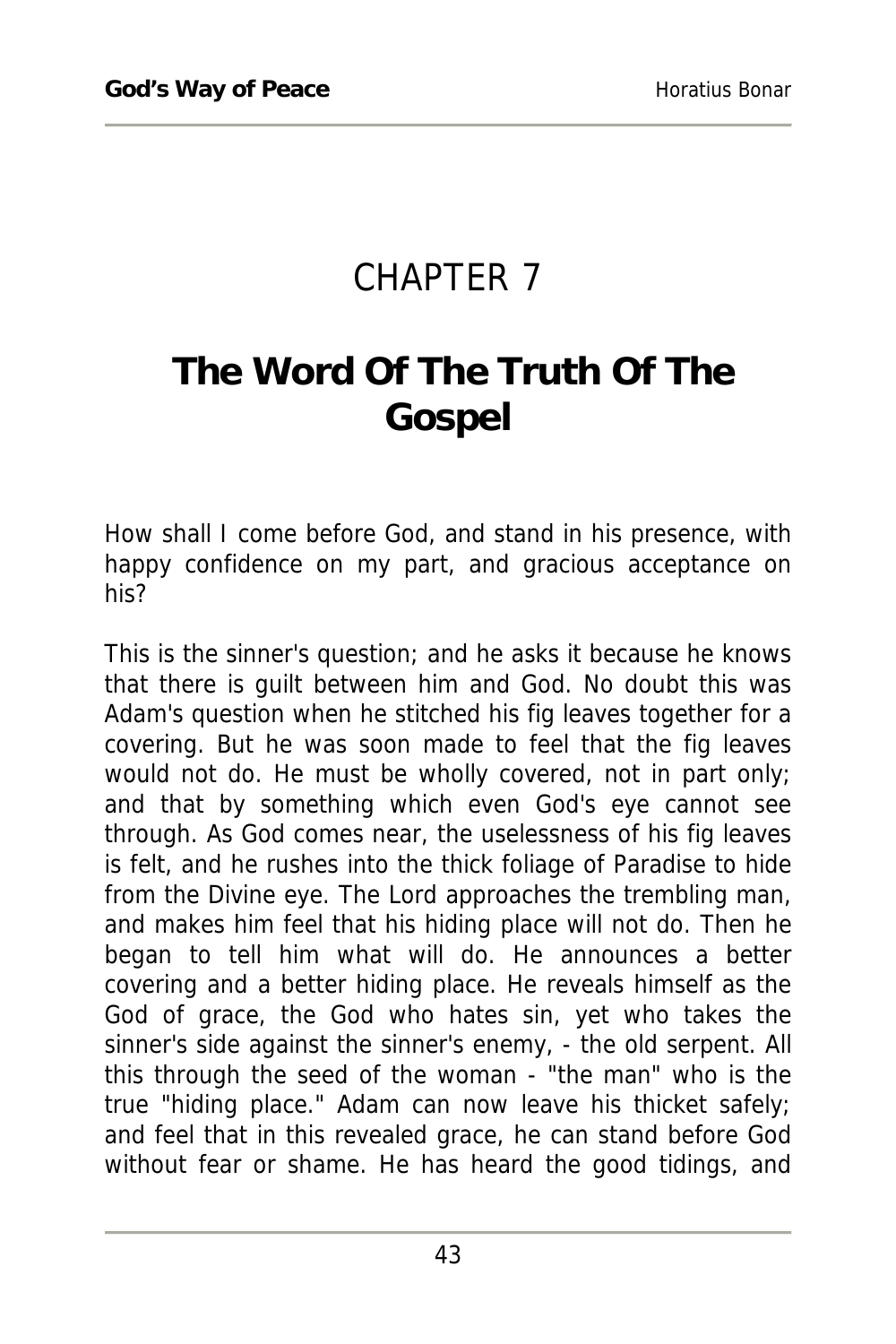# CHAPTER 7

## The Word Of The Truth Of The Gospel

How shall I come before God, and stand in his presence, with happy confidence on my part, and gracious acceptance on his?

This is the sinner's question; and he asks it because he knows that there is guilt between him and God. No doubt this was Adam's question when he stitched his fig leaves together for a covering. But he was soon made to feel that the fig leaves would not do. He must be wholly covered, not in part only; and that by something which even God's eye cannot see through. As God comes near, the uselessness of his fig leaves is felt, and he rushes into the thick foliage of Paradise to hide from the Divine eye. The Lord approaches the trembling man, and makes him feel that his hiding place will not do. Then he began to tell him what will do. He announces a better covering and a better hiding place. He reveals himself as the God of grace, the God who hates sin, yet who takes the sinner's side against the sinner's enemy, - the old serpent. All this through the seed of the woman - "the man" who is the true "hiding place." Adam can now leave his thicket safely; and feel that in this revealed grace, he can stand before God without fear or shame. He has heard the good tidings, and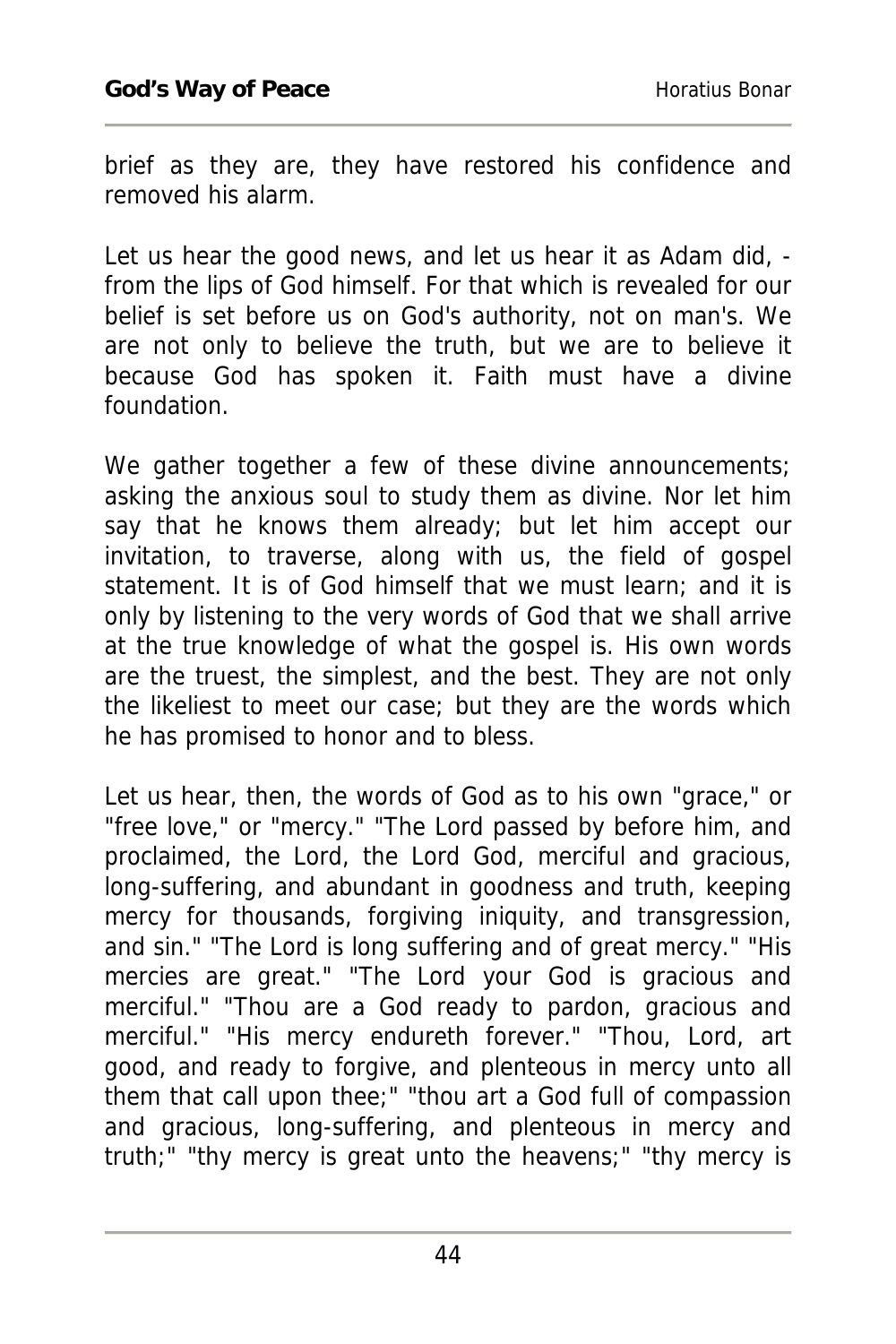brief as they are, they have restored his confidence and removed his alarm.

Let us hear the good news, and let us hear it as Adam did, - from the lips of God himself. For that which is revealed for our belief is set before us on God's authority, not on man's. We are not only to believe the truth, but we are to believe it because God has spoken it. Faith must have a divine foundation.

We gather together a few of these divine announcements; asking the anxious soul to study them as divine. Nor let him say that he knows them already; but let him accept our invitation, to traverse, along with us, the field of gospel statement. It is of God himself that we must learn; and it is only by listening to the very words of God that we shall arrive at the true knowledge of what the gospel is. His own words are the truest, the simplest, and the best. They are not only the likeliest to meet our case; but they are the words which he has promised to honor and to bless.

Let us hear, then, the words of God as to his own "grace," or "free love," or "mercy." "The Lord passed by before him, and proclaimed, the Lord, the Lord God, merciful and gracious, long-suffering, and abundant in goodness and truth, keeping mercy for thousands, forgiving iniquity, and transgression, and sin." "The Lord is long suffering and of great mercy." "His mercies are great." "The Lord your God is gracious and merciful." "Thou are a God ready to pardon, gracious and merciful." "His mercy endureth forever." "Thou, Lord, art good, and ready to forgive, and plenteous in mercy unto all them that call upon thee;" "thou art a God full of compassion and gracious, long-suffering, and plenteous in mercy and truth;" "thy mercy is great unto the heavens;" "thy mercy is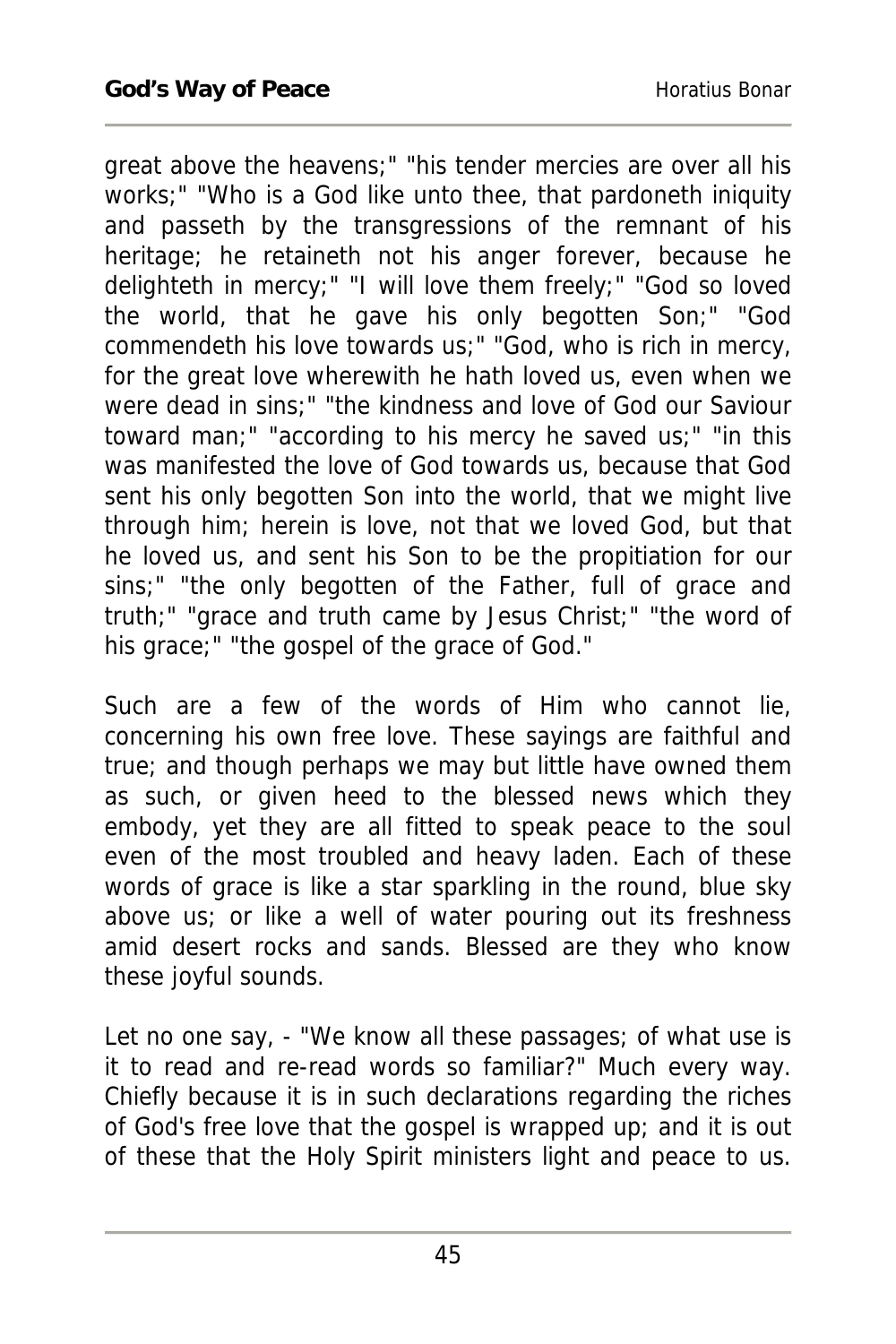great above the heavens;" "his tender mercies are over all his works;" "Who is a God like unto thee, that pardoneth iniquity and passeth by the transgressions of the remnant of his heritage; he retaineth not his anger forever, because he delighteth in mercy;" "I will love them freely;" "God so loved the world, that he gave his only begotten Son;" "God commendeth his love towards us;" "God, who is rich in mercy, for the great love wherewith he hath loved us, even when we were dead in sins;" "the kindness and love of God our Saviour toward man;" "according to his mercy he saved us;" "in this was manifested the love of God towards us, because that God sent his only begotten Son into the world, that we might live through him; herein is love, not that we loved God, but that he loved us, and sent his Son to be the propitiation for our sins;" "the only begotten of the Father, full of grace and truth;" "grace and truth came by Jesus Christ;" "the word of his grace;" "the gospel of the grace of God."

Such are a few of the words of Him who cannot lie, concerning his own free love. These sayings are faithful and true; and though perhaps we may but little have owned them as such, or given heed to the blessed news which they embody, yet they are all fitted to speak peace to the soul even of the most troubled and heavy laden. Each of these words of grace is like a star sparkling in the round, blue sky above us; or like a well of water pouring out its freshness amid desert rocks and sands. Blessed are they who know these joyful sounds.

Let no one say, - "We know all these passages; of what use is it to read and re-read words so familiar?" Much every way. Chiefly because it is in such declarations regarding the riches of God's free love that the gospel is wrapped up; and it is out of these that the Holy Spirit ministers light and peace to us.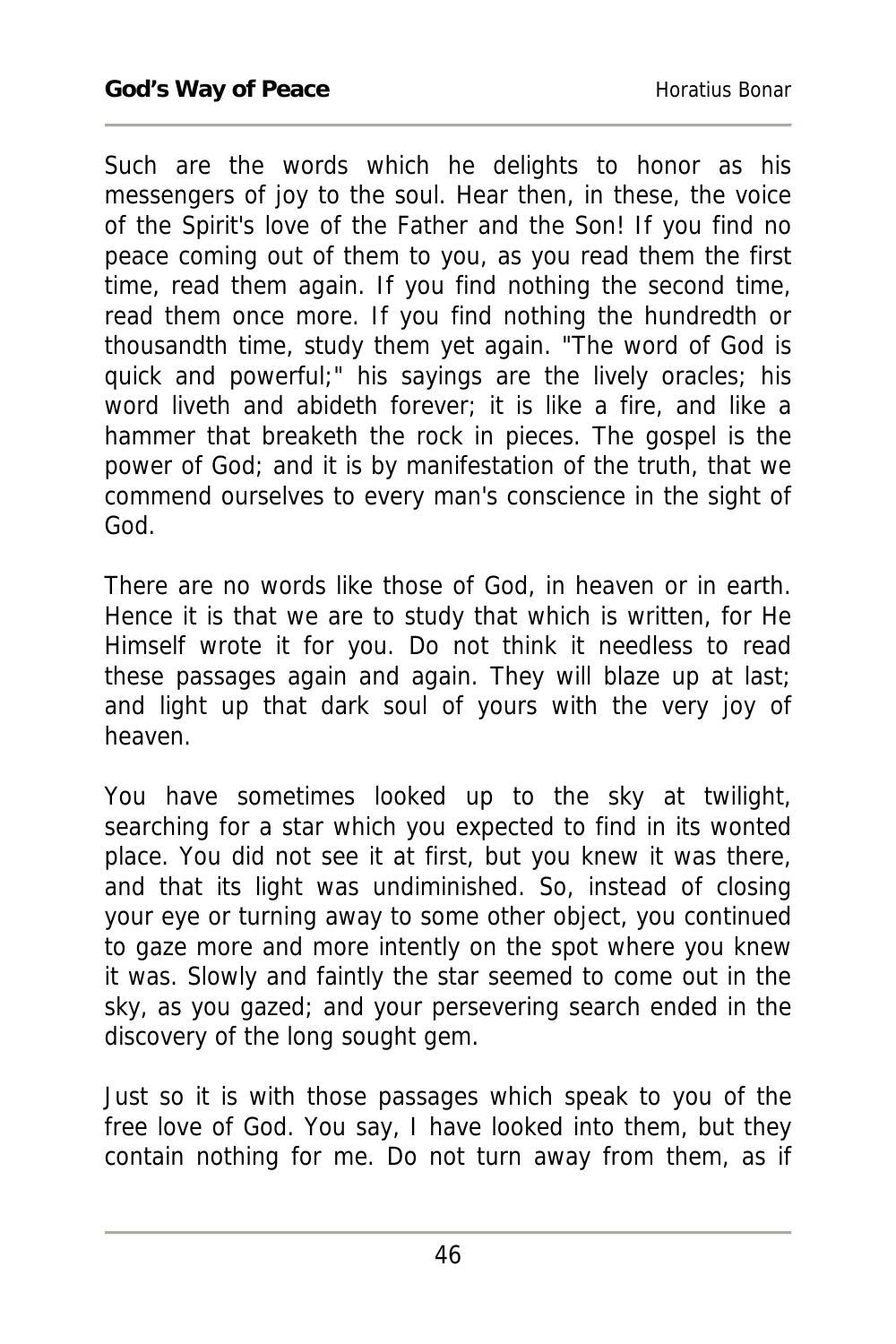Such are the words which he delights to honor as his messengers of joy to the soul. Hear then, in these, the voice of the Spirit's love of the Father and the Son! If you find no peace coming out of them to you, as you read them the first time, read them again. If you find nothing the second time, read them once more. If you find nothing the hundredth or thousandth time, study them yet again. "The word of God is quick and powerful;" his sayings are the lively oracles; his word liveth and abideth forever; it is like a fire, and like a hammer that breaketh the rock in pieces. The gospel is the power of God; and it is by manifestation of the truth, that we commend ourselves to every man's conscience in the sight of God.

There are no words like those of God, in heaven or in earth. Hence it is that we are to study that which is written, for He Himself wrote it for you. Do not think it needless to read these passages again and again. They will blaze up at last; and light up that dark soul of yours with the very joy of heaven.

You have sometimes looked up to the sky at twilight, searching for a star which you expected to find in its wonted place. You did not see it at first, but you knew it was there, and that its light was undiminished. So, instead of closing your eye or turning away to some other object, you continued to gaze more and more intently on the spot where you knew it was. Slowly and faintly the star seemed to come out in the sky, as you gazed; and your persevering search ended in the discovery of the long sought gem.

Just so it is with those passages which speak to you of the free love of God. You say, I have looked into them, but they contain nothing for me. Do not turn away from them, as if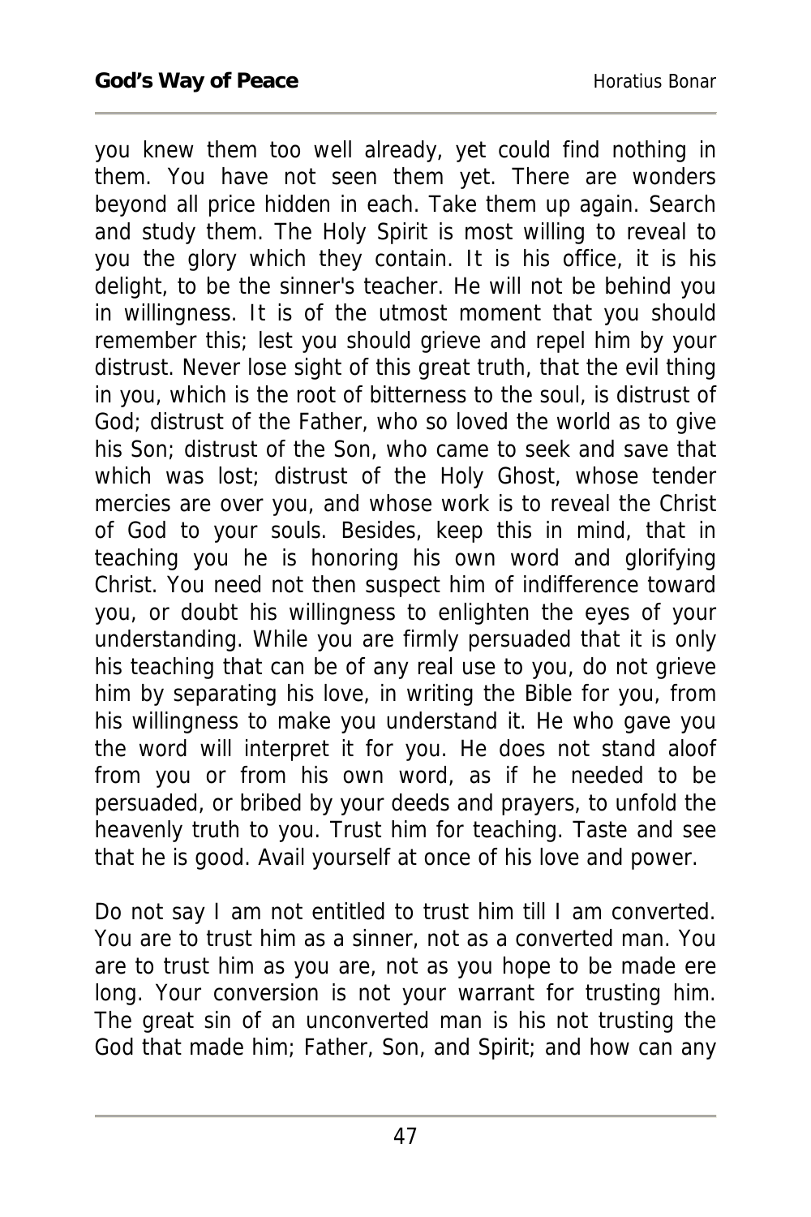you knew them too well already, yet could find nothing in them. You have not seen them yet. There are wonders beyond all price hidden in each. Take them up again. Search and study them. The Holy Spirit is most willing to reveal to you the glory which they contain. It is his office, it is his delight, to be the sinner's teacher. He will not be behind you in willingness. It is of the utmost moment that you should remember this; lest you should grieve and repel him by your distrust. Never lose sight of this great truth, that the evil thing in you, which is the root of bitterness to the soul, is distrust of God; distrust of the Father, who so loved the world as to give his Son; distrust of the Son, who came to seek and save that which was lost; distrust of the Holy Ghost, whose tender mercies are over you, and whose work is to reveal the Christ of God to your souls. Besides, keep this in mind, that in teaching you he is honoring his own word and glorifying Christ. You need not then suspect him of indifference toward you, or doubt his willingness to enlighten the eyes of your understanding. While you are firmly persuaded that it is only his teaching that can be of any real use to you, do not grieve him by separating his love, in writing the Bible for you, from his willingness to make you understand it. He who gave you the word will interpret it for you. He does not stand aloof from you or from his own word, as if he needed to be persuaded, or bribed by your deeds and prayers, to unfold the heavenly truth to you. Trust him for teaching. Taste and see that he is good. Avail yourself at once of his love and power.

Do not say I am not entitled to trust him till I am converted. You are to trust him as a sinner, not as a converted man. You are to trust him as you are, not as you hope to be made ere long. Your conversion is not your warrant for trusting him. The great sin of an unconverted man is his not trusting the God that made him; Father, Son, and Spirit; and how can any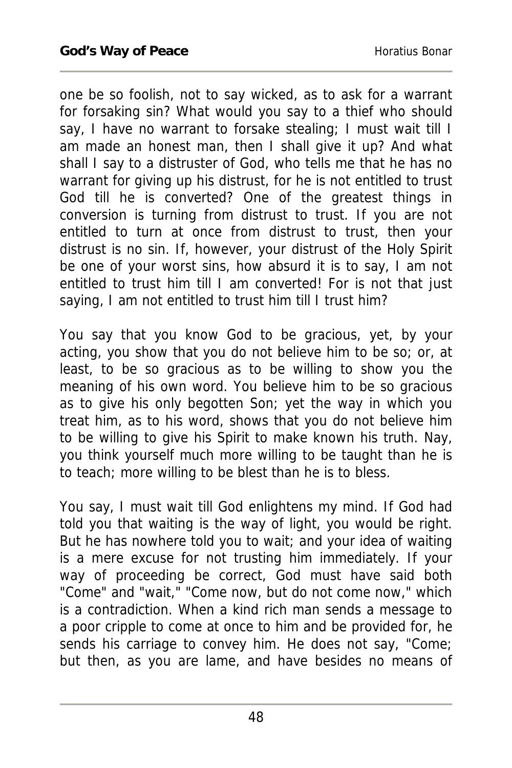one be so foolish, not to say wicked, as to ask for a warrant for forsaking sin? What would you say to a thief who should say, I have no warrant to forsake stealing; I must wait till I am made an honest man, then I shall give it up? And what shall I say to a distruster of God, who tells me that he has no warrant for giving up his distrust, for he is not entitled to trust God till he is converted? One of the greatest things in conversion is turning from distrust to trust. If you are not entitled to turn at once from distrust to trust, then your distrust is no sin. If, however, your distrust of the Holy Spirit be one of your worst sins, how absurd it is to say, I am not entitled to trust him till I am converted! For is not that just saying, I am not entitled to trust him till I trust him?

You say that you know God to be gracious, yet, by your acting, you show that you do not believe him to be so; or, at least, to be so gracious as to be willing to show you the meaning of his own word. You believe him to be so gracious as to give his only begotten Son; yet the way in which you treat him, as to his word, shows that you do not believe him to be willing to give his Spirit to make known his truth. Nay, you think yourself much more willing to be taught than he is to teach; more willing to be blest than he is to bless.

You say, I must wait till God enlightens my mind. If God had told you that waiting is the way of light, you would be right. But he has nowhere told you to wait; and your idea of waiting is a mere excuse for not trusting him immediately. If your way of proceeding be correct, God must have said both "Come" and "wait," "Come now, but do not come now," which is a contradiction. When a kind rich man sends a message to a poor cripple to come at once to him and be provided for, he sends his carriage to convey him. He does not say, "Come; but then, as you are lame, and have besides no means of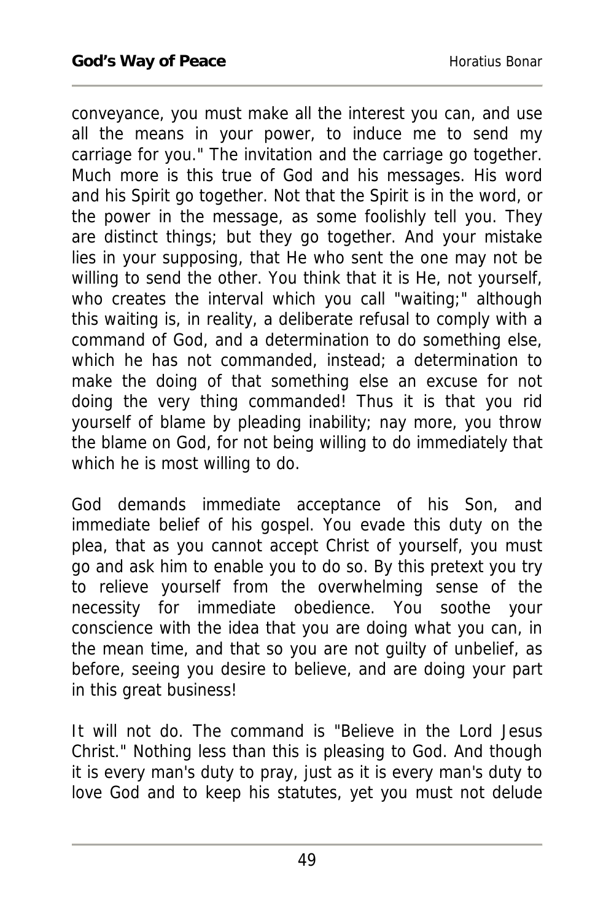conveyance, you must make all the interest you can, and use all the means in your power, to induce me to send my carriage for you." The invitation and the carriage go together. Much more is this true of God and his messages. His word and his Spirit go together. Not that the Spirit is in the word, or the power in the message, as some foolishly tell you. They are distinct things; but they go together. And your mistake lies in your supposing, that He who sent the one may not be willing to send the other. You think that it is He, not yourself, who creates the interval which you call "waiting;" although this waiting is, in reality, a deliberate refusal to comply with a command of God, and a determination to do something else, which he has not commanded, instead; a determination to make the doing of that something else an excuse for not doing the very thing commanded! Thus it is that you rid yourself of blame by pleading inability; nay more, you throw the blame on God, for not being willing to do immediately that which he is most willing to do.

God demands immediate acceptance of his Son, and immediate belief of his gospel. You evade this duty on the plea, that as you cannot accept Christ of yourself, you must go and ask him to enable you to do so. By this pretext you try to relieve yourself from the overwhelming sense of the necessity for immediate obedience. You soothe your conscience with the idea that you are doing what you can, in the mean time, and that so you are not guilty of unbelief, as before, seeing you desire to believe, and are doing your part in this great business!

It will not do. The command is "Believe in the Lord Jesus Christ." Nothing less than this is pleasing to God. And though it is every man's duty to pray, just as it is every man's duty to love God and to keep his statutes, yet you must not delude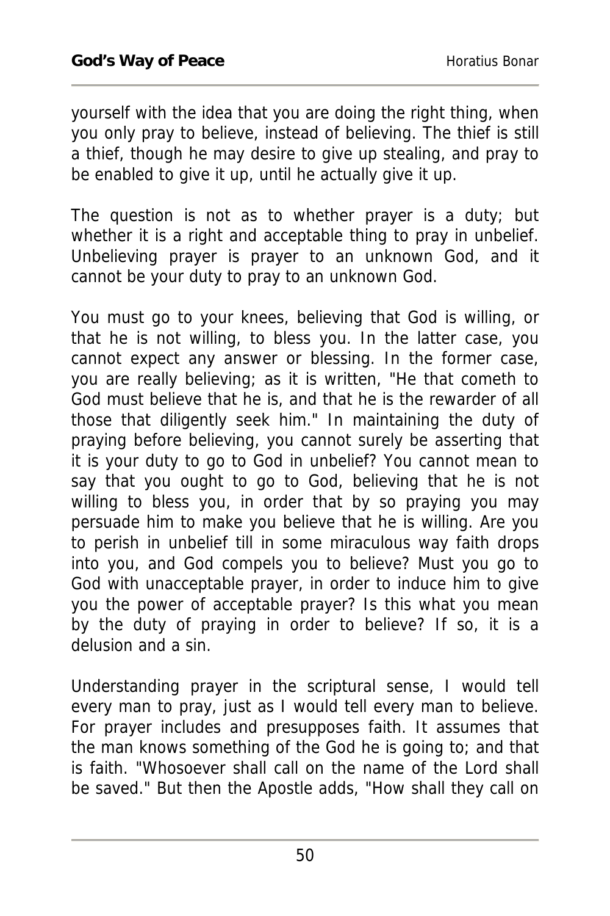yourself with the idea that you are doing the right thing, when you only pray to believe, instead of believing. The thief is still a thief, though he may desire to give up stealing, and pray to be enabled to give it up, until he actually give it up.

The question is not as to whether prayer is a duty; but whether it is a right and acceptable thing to pray in unbelief. Unbelieving prayer is prayer to an unknown God, and it cannot be your duty to pray to an unknown God.

You must go to your knees, believing that God is willing, or that he is not willing, to bless you. In the latter case, you cannot expect any answer or blessing. In the former case, you are really believing; as it is written, "He that cometh to God must believe that he is, and that he is the rewarder of all those that diligently seek him." In maintaining the duty of praying before believing, you cannot surely be asserting that it is your duty to go to God in unbelief? You cannot mean to say that you ought to go to God, believing that he is not willing to bless you, in order that by so praying you may persuade him to make you believe that he is willing. Are you to perish in unbelief till in some miraculous way faith drops into you, and God compels you to believe? Must you go to God with unacceptable prayer, in order to induce him to give you the power of acceptable prayer? Is this what you mean by the duty of praying in order to believe? If so, it is a delusion and a sin.

Understanding prayer in the scriptural sense, I would tell every man to pray, just as I would tell every man to believe. For prayer includes and presupposes faith. It assumes that the man knows something of the God he is going to; and that is faith. "Whosoever shall call on the name of the Lord shall be saved." But then the Apostle adds, "How shall they call on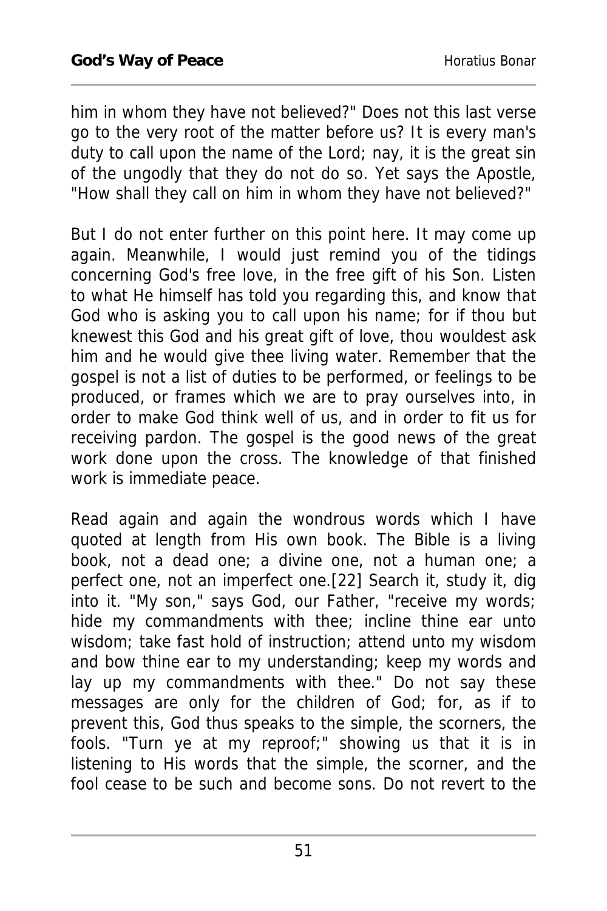him in whom they have not believed?" Does not this last verse go to the very root of the matter before us? It is every man's duty to call upon the name of the Lord; nay, it is the great sin of the ungodly that they do not do so. Yet says the Apostle, "How shall they call on him in whom they have not believed?"

But I do not enter further on this point here. It may come up again. Meanwhile, I would just remind you of the tidings concerning God's free love, in the free gift of his Son. Listen to what He himself has told you regarding this, and know that God who is asking you to call upon his name; for if thou but knewest this God and his great gift of love, thou wouldest ask him and he would give thee living water. Remember that the gospel is not a list of duties to be performed, or feelings to be produced, or frames which we are to pray ourselves into, in order to make God think well of us, and in order to fit us for receiving pardon. The gospel is the good news of the great work done upon the cross. The knowledge of that finished work is immediate peace.

Read again and again the wondrous words which I have quoted at length from His own book. The Bible is a living book, not a dead one; a divine one, not a human one; a perfect one, not an imperfect one.[22] Search it, study it, dig into it. "My son," says God, our Father, "receive my words; hide my commandments with thee; incline thine ear unto wisdom; take fast hold of instruction; attend unto my wisdom and bow thine ear to my understanding; keep my words and lay up my commandments with thee." Do not say these messages are only for the children of God; for, as if to prevent this, God thus speaks to the simple, the scorners, the fools. "Turn ye at my reproof;" showing us that it is in listening to His words that the simple, the scorner, and the fool cease to be such and become sons. Do not revert to the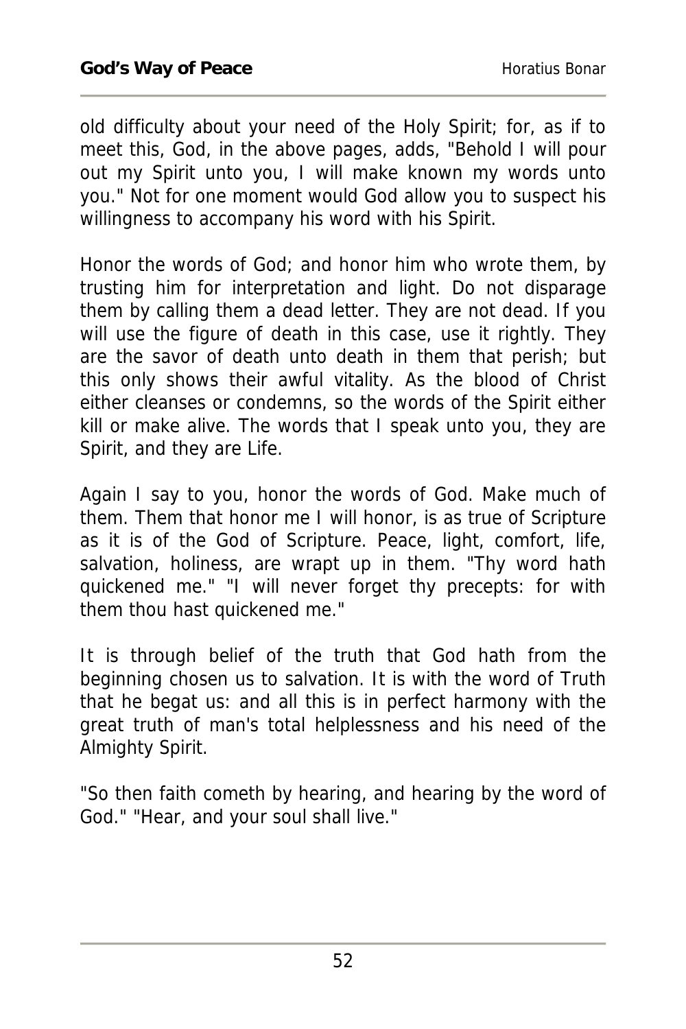old difficulty about your need of the Holy Spirit; for, as if to meet this, God, in the above pages, adds, "Behold I will pour out my Spirit unto you, I will make known my words unto you." Not for one moment would God allow you to suspect his willingness to accompany his word with his Spirit.

Honor the words of God; and honor him who wrote them, by trusting him for interpretation and light. Do not disparage them by calling them a dead letter. They are not dead. If you will use the figure of death in this case, use it rightly. They are the savor of death unto death in them that perish; but this only shows their awful vitality. As the blood of Christ either cleanses or condemns, so the words of the Spirit either kill or make alive. The words that I speak unto you, they are Spirit, and they are Life.

Again I say to you, honor the words of God. Make much of them. Them that honor me I will honor, is as true of Scripture as it is of the God of Scripture. Peace, light, comfort, life, salvation, holiness, are wrapt up in them. "Thy word hath quickened me." "I will never forget thy precepts: for with them thou hast quickened me."

It is through belief of the truth that God hath from the beginning chosen us to salvation. It is with the word of Truth that he begat us: and all this is in perfect harmony with the great truth of man's total helplessness and his need of the Almighty Spirit.

"So then faith cometh by hearing, and hearing by the word of God." "Hear, and your soul shall live."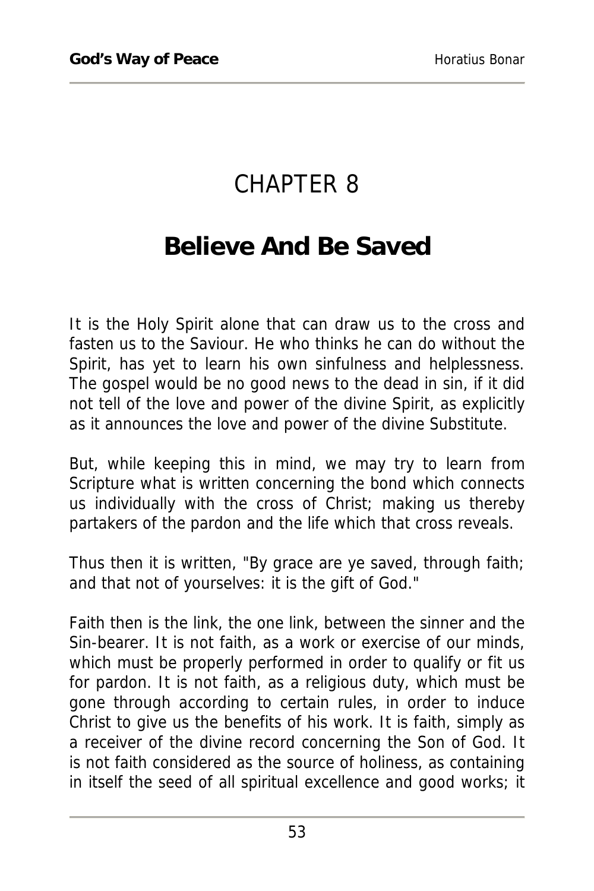# CHAPTER 8

## Believe And Be Saved

It is the Holy Spirit alone that can draw us to the cross and fasten us to the Saviour. He who thinks he can do without the Spirit, has yet to learn his own sinfulness and helplessness. The gospel would be no good news to the dead in sin, if it did not tell of the love and power of the divine Spirit, as explicitly as it announces the love and power of the divine Substitute.

But, while keeping this in mind, we may try to learn from Scripture what is written concerning the bond which connects us individually with the cross of Christ; making us thereby partakers of the pardon and the life which that cross reveals.

Thus then it is written, "By grace are ye saved, through faith; and that not of yourselves: it is the gift of God."

Faith then is the link, the one link, between the sinner and the Sin-bearer. It is not faith, as a work or exercise of our minds, which must be properly performed in order to qualify or fit us for pardon. It is not faith, as a religious duty, which must be gone through according to certain rules, in order to induce Christ to give us the benefits of his work. It is faith, simply as a receiver of the divine record concerning the Son of God. It is not faith considered as the source of holiness, as containing in itself the seed of all spiritual excellence and good works; it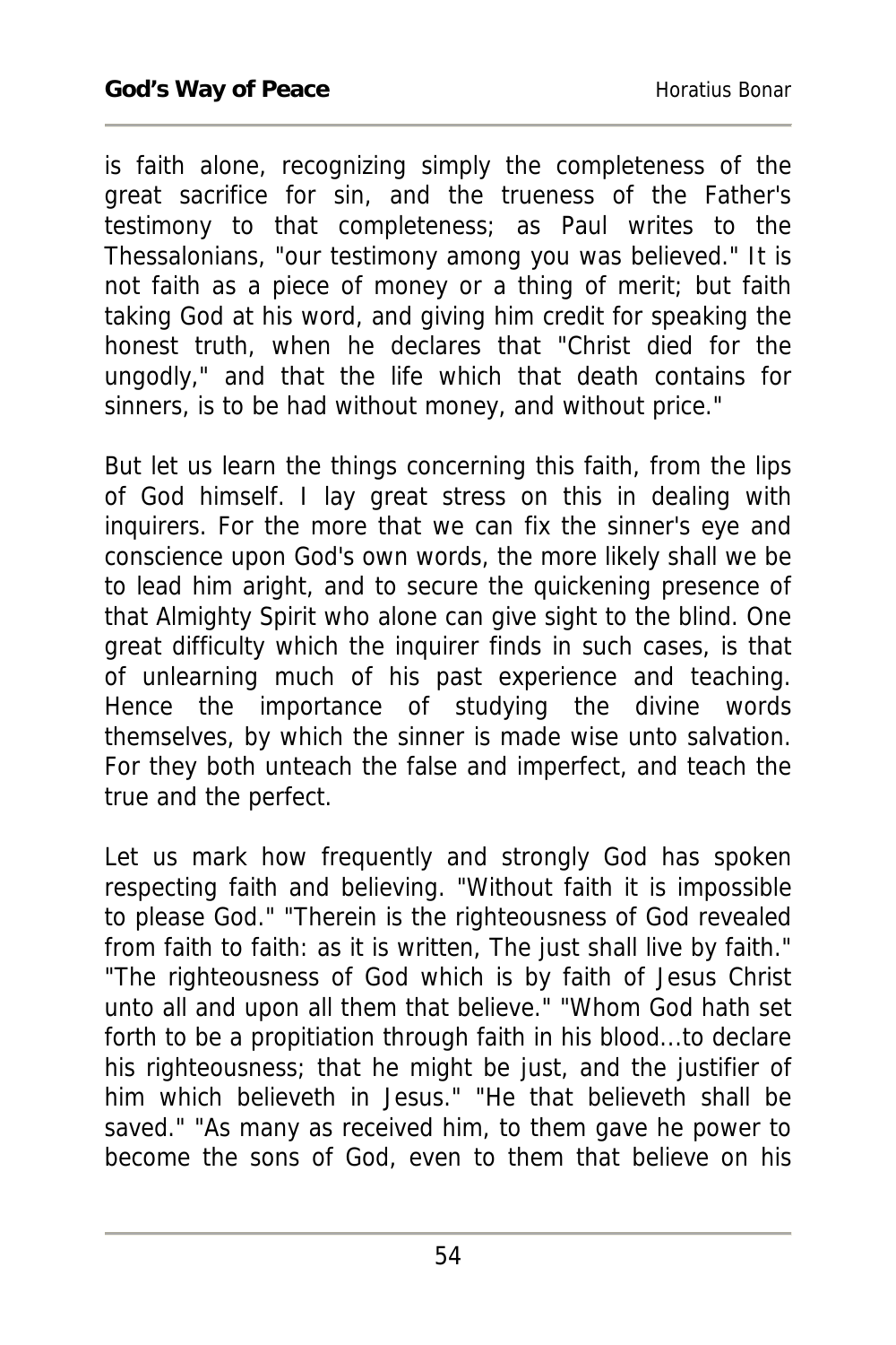is faith alone, recognizing simply the completeness of the great sacrifice for sin, and the trueness of the Father's testimony to that completeness; as Paul writes to the Thessalonians, "our testimony among you was believed." It is not faith as a piece of money or a thing of merit; but faith taking God at his word, and giving him credit for speaking the honest truth, when he declares that "Christ died for the ungodly," and that the life which that death contains for sinners, is to be had without money, and without price."

But let us learn the things concerning this faith, from the lips of God himself. I lay great stress on this in dealing with inquirers. For the more that we can fix the sinner's eye and conscience upon God's own words, the more likely shall we be to lead him aright, and to secure the quickening presence of that Almighty Spirit who alone can give sight to the blind. One great difficulty which the inquirer finds in such cases, is that of unlearning much of his past experience and teaching. Hence the importance of studying the divine words themselves, by which the sinner is made wise unto salvation. For they both unteach the false and imperfect, and teach the true and the perfect.

Let us mark how frequently and strongly God has spoken respecting faith and believing. "Without faith it is impossible to please God." "Therein is the righteousness of God revealed from faith to faith: as it is written, The just shall live by faith." "The righteousness of God which is by faith of Jesus Christ unto all and upon all them that believe." "Whom God hath set forth to be a propitiation through faith in his blood...to declare his righteousness; that he might be just, and the justifier of him which believeth in Jesus." "He that believeth shall be saved." "As many as received him, to them gave he power to become the sons of God, even to them that believe on his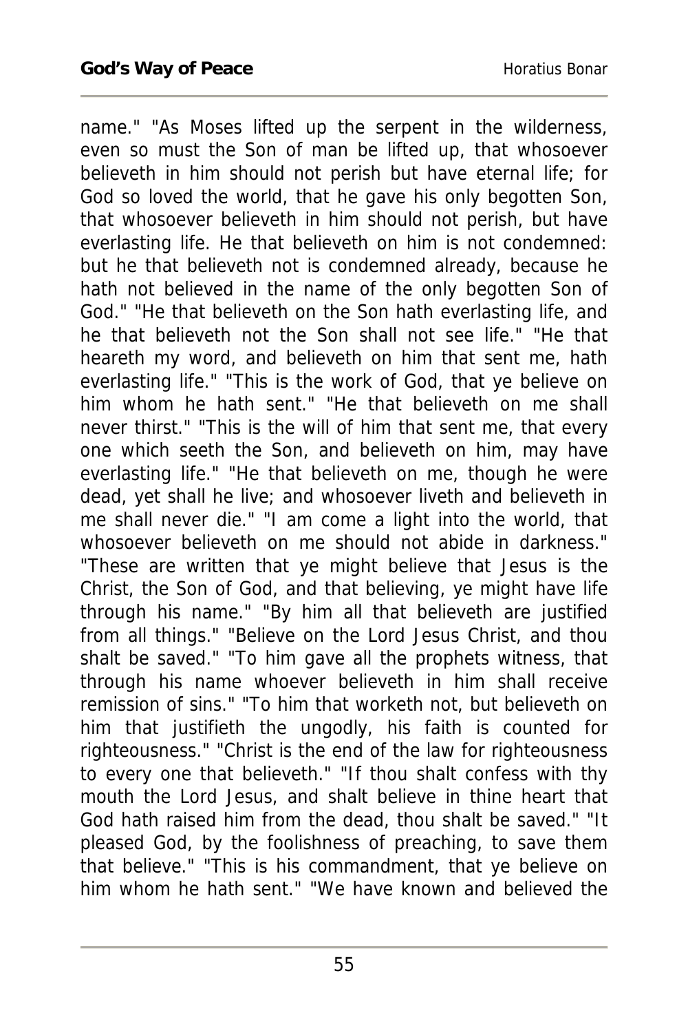name." "As Moses lifted up the serpent in the wilderness, even so must the Son of man be lifted up, that whosoever believeth in him should not perish but have eternal life; for God so loved the world, that he gave his only begotten Son, that whosoever believeth in him should not perish, but have everlasting life. He that believeth on him is not condemned: but he that believeth not is condemned already, because he hath not believed in the name of the only begotten Son of God." "He that believeth on the Son hath everlasting life, and he that believeth not the Son shall not see life." "He that heareth my word, and believeth on him that sent me, hath everlasting life." "This is the work of God, that ye believe on him whom he hath sent." "He that believeth on me shall never thirst." "This is the will of him that sent me, that every one which seeth the Son, and believeth on him, may have everlasting life." "He that believeth on me, though he were dead, yet shall he live; and whosoever liveth and believeth in me shall never die." "I am come a light into the world, that whosoever believeth on me should not abide in darkness." "These are written that ye might believe that Jesus is the Christ, the Son of God, and that believing, ye might have life through his name." "By him all that believeth are justified from all things." "Believe on the Lord Jesus Christ, and thou shalt be saved." "To him gave all the prophets witness, that through his name whoever believeth in him shall receive remission of sins." "To him that worketh not, but believeth on him that justifieth the ungodly, his faith is counted for righteousness." "Christ is the end of the law for righteousness to every one that believeth." "If thou shalt confess with thy mouth the Lord Jesus, and shalt believe in thine heart that God hath raised him from the dead, thou shalt be saved." "It pleased God, by the foolishness of preaching, to save them that believe." "This is his commandment, that ye believe on him whom he hath sent." "We have known and believed the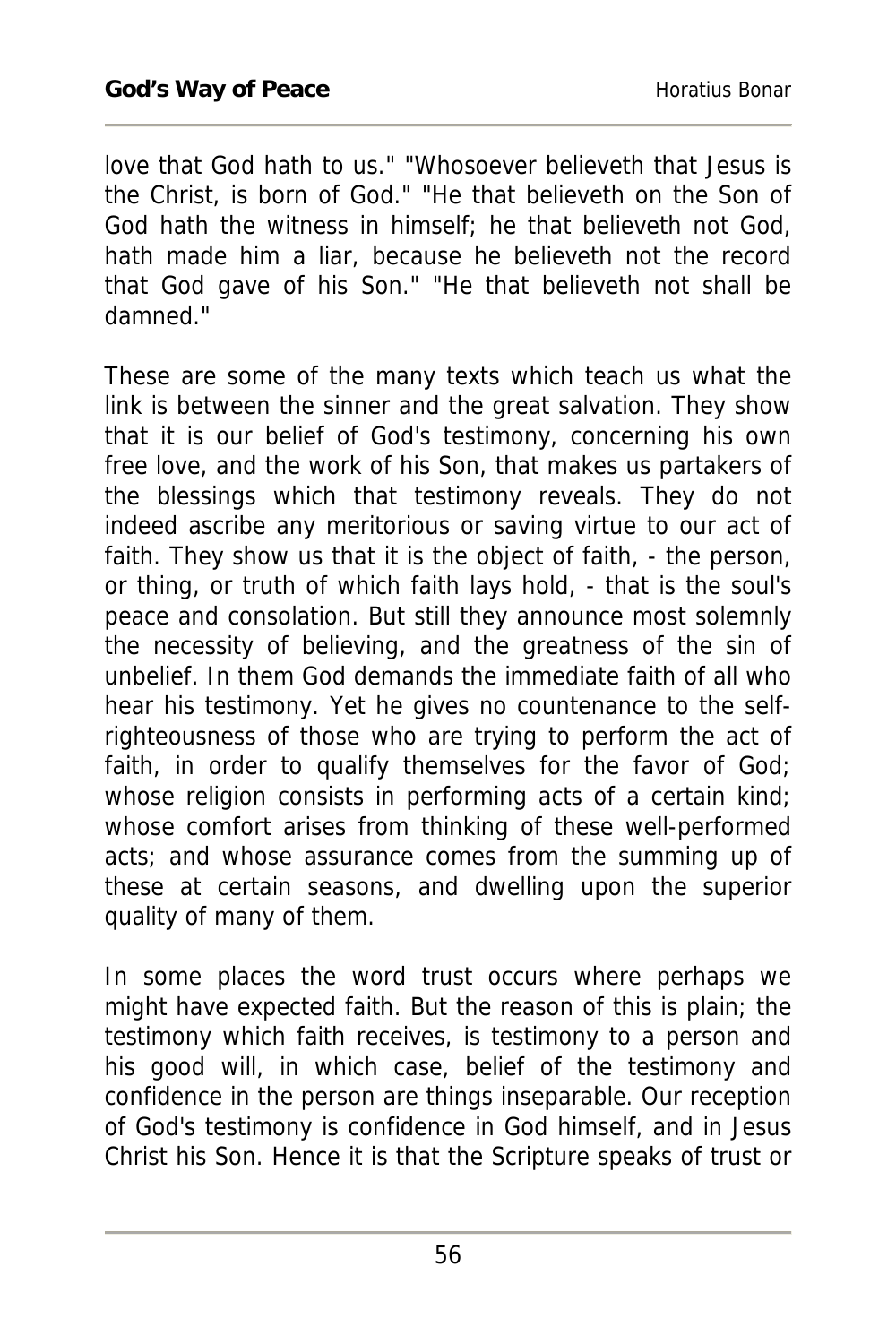love that God hath to us." "Whosoever believeth that Jesus is the Christ, is born of God." "He that believeth on the Son of God hath the witness in himself; he that believeth not God, hath made him a liar, because he believeth not the record that God gave of his Son." "He that believeth not shall be damned."

These are some of the many texts which teach us what the link is between the sinner and the great salvation. They show that it is our belief of God's testimony, concerning his own free love, and the work of his Son, that makes us partakers of the blessings which that testimony reveals. They do not indeed ascribe any meritorious or saving virtue to our act of faith. They show us that it is the object of faith, - the person, or thing, or truth of which faith lays hold, - that is the soul's peace and consolation. But still they announce most solemnly the necessity of believing, and the greatness of the sin of unbelief. In them God demands the immediate faith of all who hear his testimony. Yet he gives no countenance to the self-righteousness of those who are trying to perform the act of faith, in order to qualify themselves for the favor of God; whose religion consists in performing acts of a certain kind; whose comfort arises from thinking of these well-performed acts; and whose assurance comes from the summing up of these at certain seasons, and dwelling upon the superior quality of many of them.

In some places the word trust occurs where perhaps we might have expected faith. But the reason of this is plain; the testimony which faith receives, is testimony to a person and his good will, in which case, belief of the testimony and confidence in the person are things inseparable. Our reception of God's testimony is confidence in God himself, and in Jesus Christ his Son. Hence it is that the Scripture speaks of trust or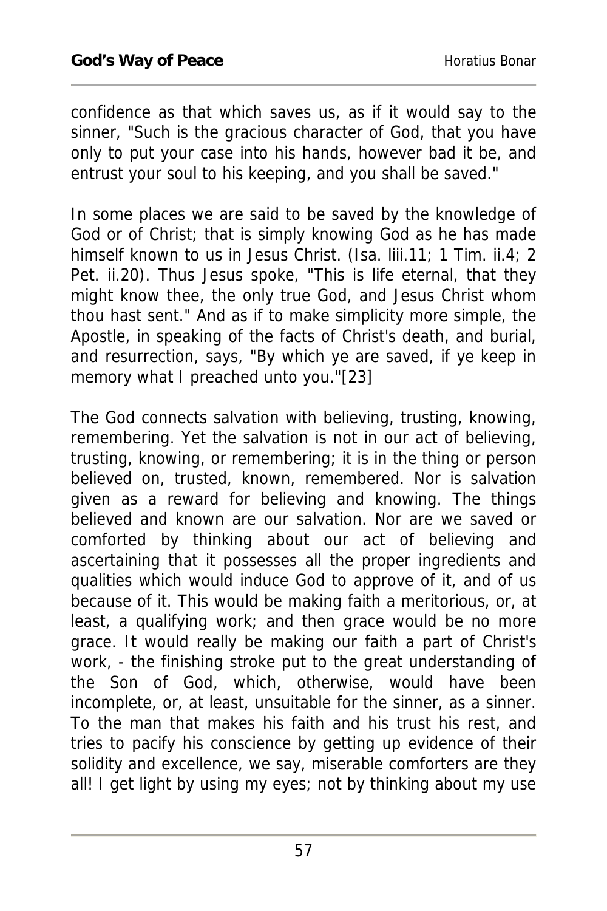confidence as that which saves us, as if it would say to the sinner, "Such is the gracious character of God, that you have only to put your case into his hands, however bad it be, and entrust your soul to his keeping, and you shall be saved."

In some places we are said to be saved by the knowledge of God or of Christ; that is simply knowing God as he has made himself known to us in Jesus Christ. (Isa. liii.11; 1 Tim. ii.4; 2 Pet. ii.20). Thus Jesus spoke, "This is life eternal, that they might know thee, the only true God, and Jesus Christ whom thou hast sent." And as if to make simplicity more simple, the Apostle, in speaking of the facts of Christ's death, and burial, and resurrection, says, "By which ye are saved, if ye keep in memory what I preached unto you."[23]

The God connects salvation with believing, trusting, knowing, remembering. Yet the salvation is not in our act of believing, trusting, knowing, or remembering; it is in the thing or person believed on, trusted, known, remembered. Nor is salvation given as a reward for believing and knowing. The things believed and known are our salvation. Nor are we saved or comforted by thinking about our act of believing and ascertaining that it possesses all the proper ingredients and qualities which would induce God to approve of it, and of us because of it. This would be making faith a meritorious, or, at least, a qualifying work; and then grace would be no more grace. It would really be making our faith a part of Christ's work, - the finishing stroke put to the great understanding of the Son of God, which, otherwise, would have been incomplete, or, at least, unsuitable for the sinner, as a sinner. To the man that makes his faith and his trust his rest, and tries to pacify his conscience by getting up evidence of their solidity and excellence, we say, miserable comforters are they all! I get light by using my eyes; not by thinking about my use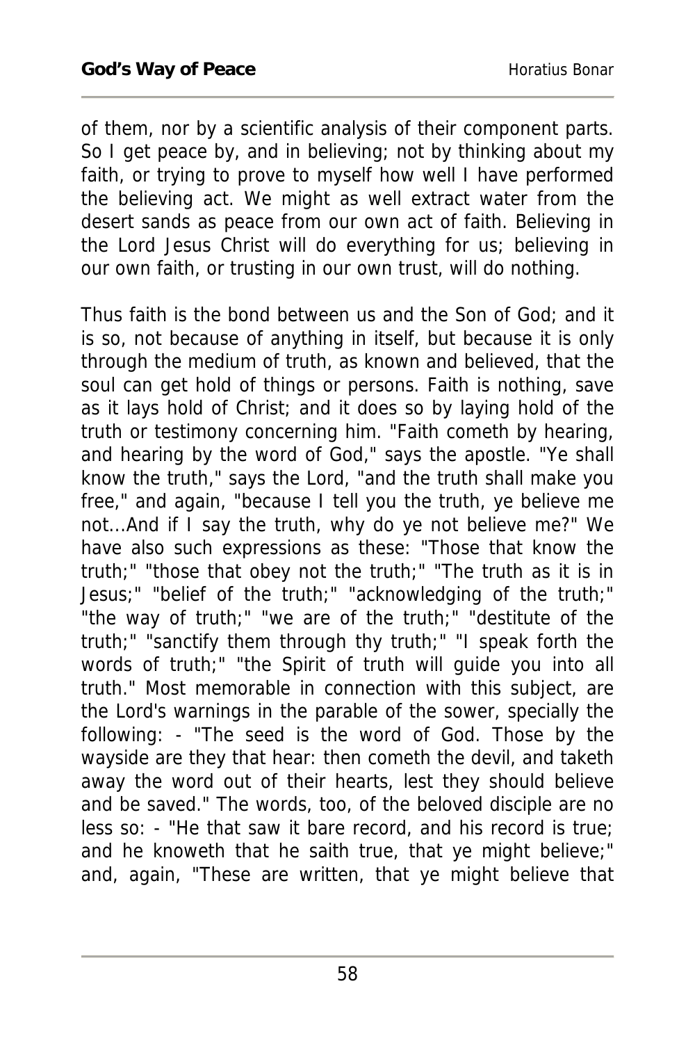of them, nor by a scientific analysis of their component parts. So I get peace by, and in believing; not by thinking about my faith, or trying to prove to myself how well I have performed the believing act. We might as well extract water from the desert sands as peace from our own act of faith. Believing in the Lord Jesus Christ will do everything for us; believing in our own faith, or trusting in our own trust, will do nothing.

Thus faith is the bond between us and the Son of God; and it is so, not because of anything in itself, but because it is only through the medium of truth, as known and believed, that the soul can get hold of things or persons. Faith is nothing, save as it lays hold of Christ; and it does so by laying hold of the truth or testimony concerning him. "Faith cometh by hearing, and hearing by the word of God," says the apostle. "Ye shall know the truth," says the Lord, "and the truth shall make you free," and again, "because I tell you the truth, ye believe me not...And if I say the truth, why do ye not believe me?" We have also such expressions as these: "Those that know the truth;" "those that obey not the truth;" "The truth as it is in Jesus;" "belief of the truth;" "acknowledging of the truth;" "the way of truth;" "we are of the truth;" "destitute of the truth;" "sanctify them through thy truth;" "I speak forth the words of truth;" "the Spirit of truth will guide you into all truth." Most memorable in connection with this subject, are the Lord's warnings in the parable of the sower, specially the following: - "The seed is the word of God. Those by the wayside are they that hear: then cometh the devil, and taketh away the word out of their hearts, lest they should believe and be saved." The words, too, of the beloved disciple are no less so: - "He that saw it bare record, and his record is true; and he knoweth that he saith true, that ye might believe;" and, again, "These are written, that ye might believe that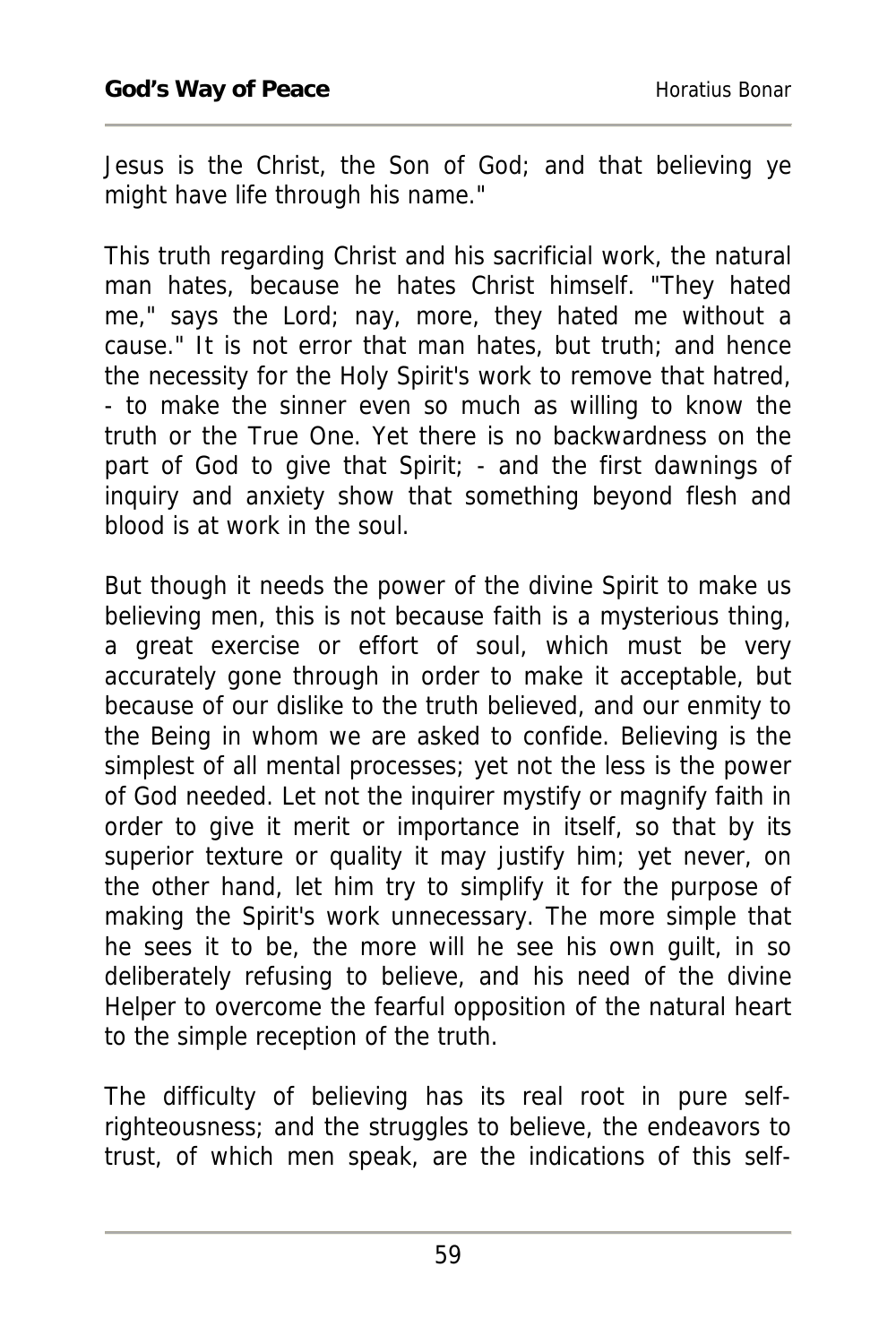Jesus is the Christ, the Son of God; and that believing ye might have life through his name."

This truth regarding Christ and his sacrificial work, the natural man hates, because he hates Christ himself. "They hated me," says the Lord; nay, more, they hated me without a cause." It is not error that man hates, but truth; and hence the necessity for the Holy Spirit's work to remove that hatred, - to make the sinner even so much as willing to know the truth or the True One. Yet there is no backwardness on the part of God to give that Spirit; - and the first dawnings of inquiry and anxiety show that something beyond flesh and blood is at work in the soul.

But though it needs the power of the divine Spirit to make us believing men, this is not because faith is a mysterious thing, a great exercise or effort of soul, which must be very accurately gone through in order to make it acceptable, but because of our dislike to the truth believed, and our enmity to the Being in whom we are asked to confide. Believing is the simplest of all mental processes; yet not the less is the power of God needed. Let not the inquirer mystify or magnify faith in order to give it merit or importance in itself, so that by its superior texture or quality it may justify him; yet never, on the other hand, let him try to simplify it for the purpose of making the Spirit's work unnecessary. The more simple that he sees it to be, the more will he see his own guilt, in so deliberately refusing to believe, and his need of the divine Helper to overcome the fearful opposition of the natural heart to the simple reception of the truth.

The difficulty of believing has its real root in pure self-righteousness; and the struggles to believe, the endeavors to trust, of which men speak, are the indications of this self-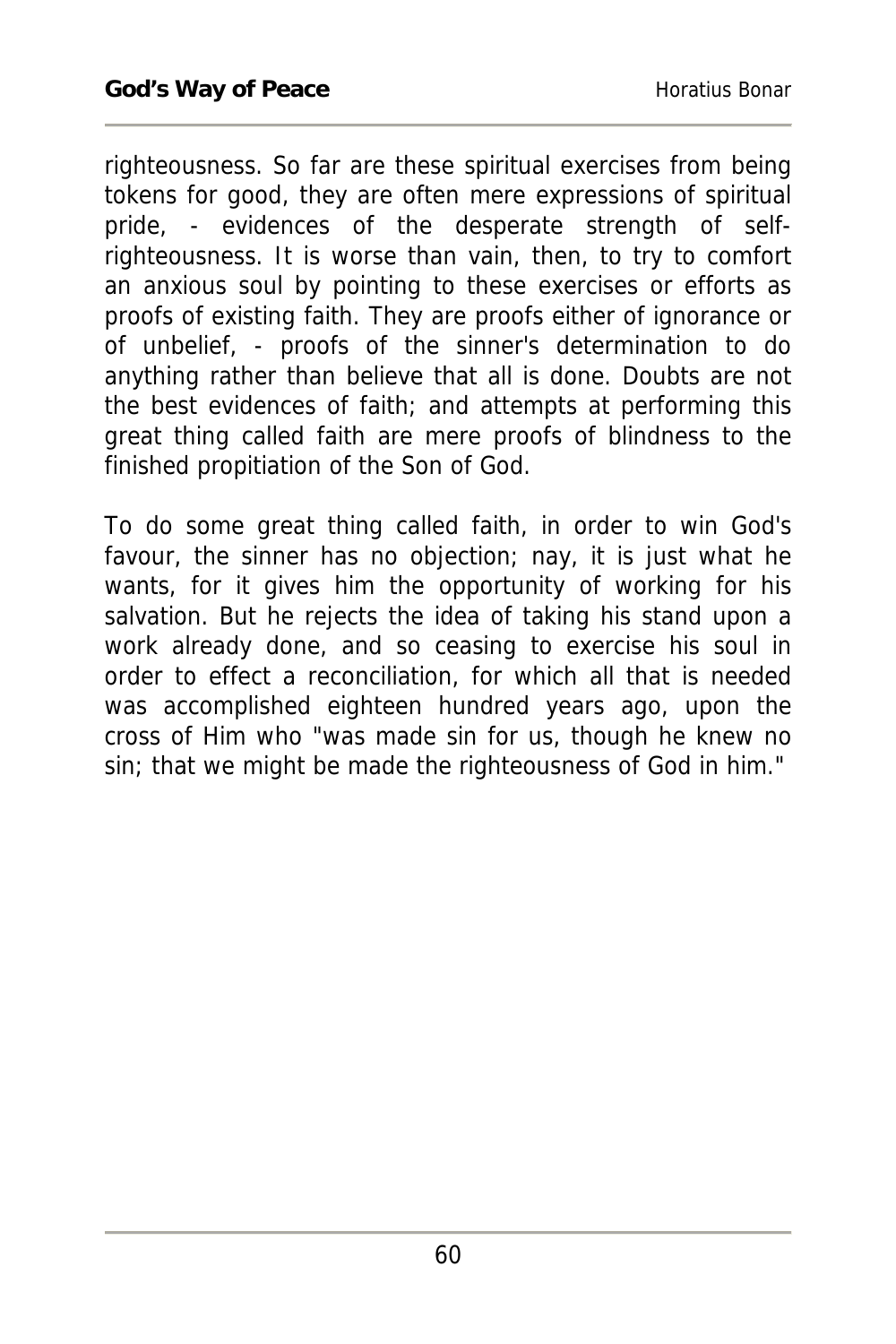righteousness. So far are these spiritual exercises from being tokens for good, they are often mere expressions of spiritual pride, - evidences of the desperate strength of self-righteousness. It is worse than vain, then, to try to comfort an anxious soul by pointing to these exercises or efforts as proofs of existing faith. They are proofs either of ignorance or of unbelief, - proofs of the sinner's determination to do anything rather than believe that all is done. Doubts are not the best evidences of faith; and attempts at performing this great thing called faith are mere proofs of blindness to the finished propitiation of the Son of God.

To do some great thing called faith, in order to win God's favour, the sinner has no objection; nay, it is just what he wants, for it gives him the opportunity of working for his salvation. But he rejects the idea of taking his stand upon a work already done, and so ceasing to exercise his soul in order to effect a reconciliation, for which all that is needed was accomplished eighteen hundred years ago, upon the cross of Him who "was made sin for us, though he knew no sin; that we might be made the righteousness of God in him."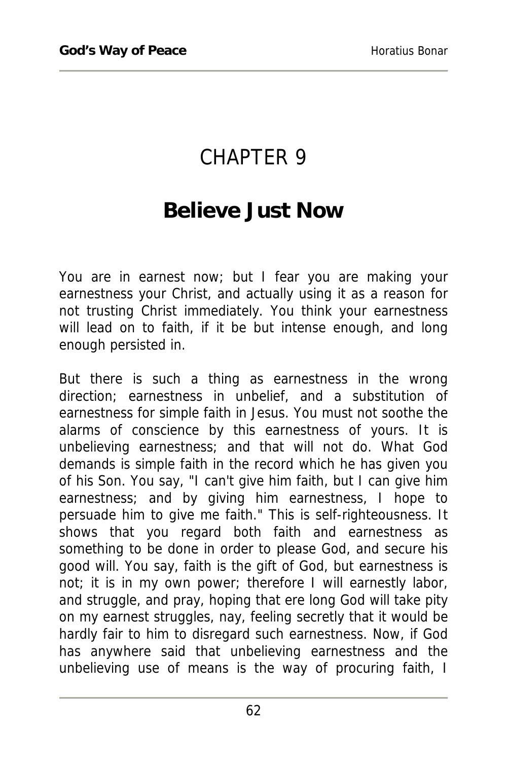# CHAPTER 9

## Believe Just Now

You are in earnest now; but I fear you are making your earnestness your Christ, and actually using it as a reason for not trusting Christ immediately. You think your earnestness will lead on to faith, if it be but intense enough, and long enough persisted in.

But there is such a thing as earnestness in the wrong direction; earnestness in unbelief, and a substitution of earnestness for simple faith in Jesus. You must not soothe the alarms of conscience by this earnestness of yours. It is unbelieving earnestness; and that will not do. What God demands is simple faith in the record which he has given you of his Son. You say, "I can't give him faith, but I can give him earnestness; and by giving him earnestness, I hope to persuade him to give me faith." This is self-righteousness. It shows that you regard both faith and earnestness as something to be done in order to please God, and secure his good will. You say, faith is the gift of God, but earnestness is not; it is in my own power; therefore I will earnestly labor, and struggle, and pray, hoping that ere long God will take pity on my earnest struggles, nay, feeling secretly that it would be hardly fair to him to disregard such earnestness. Now, if God has anywhere said that unbelieving earnestness and the unbelieving use of means is the way of procuring faith, I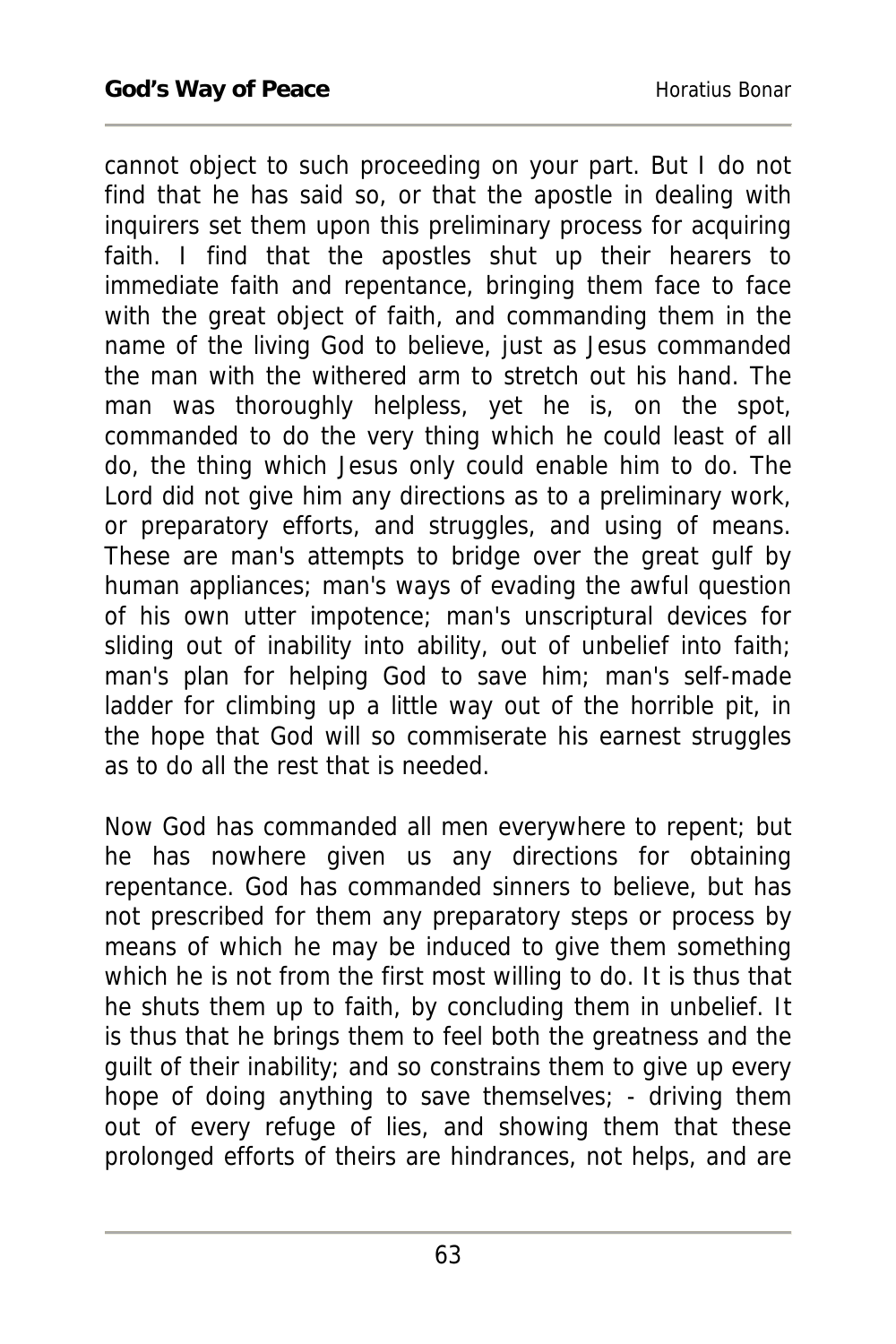cannot object to such proceeding on your part. But I do not find that he has said so, or that the apostle in dealing with inquirers set them upon this preliminary process for acquiring faith. I find that the apostles shut up their hearers to immediate faith and repentance, bringing them face to face with the great object of faith, and commanding them in the name of the living God to believe, just as Jesus commanded the man with the withered arm to stretch out his hand. The man was thoroughly helpless, yet he is, on the spot, commanded to do the very thing which he could least of all do, the thing which Jesus only could enable him to do. The Lord did not give him any directions as to a preliminary work, or preparatory efforts, and struggles, and using of means. These are man's attempts to bridge over the great gulf by human appliances; man's ways of evading the awful question of his own utter impotence; man's unscriptural devices for sliding out of inability into ability, out of unbelief into faith; man's plan for helping God to save him; man's self-made ladder for climbing up a little way out of the horrible pit, in the hope that God will so commiserate his earnest struggles as to do all the rest that is needed.

Now God has commanded all men everywhere to repent; but he has nowhere given us any directions for obtaining repentance. God has commanded sinners to believe, but has not prescribed for them any preparatory steps or process by means of which he may be induced to give them something which he is not from the first most willing to do. It is thus that he shuts them up to faith, by concluding them in unbelief. It is thus that he brings them to feel both the greatness and the guilt of their inability; and so constrains them to give up every hope of doing anything to save themselves; - driving them out of every refuge of lies, and showing them that these prolonged efforts of theirs are hindrances, not helps, and are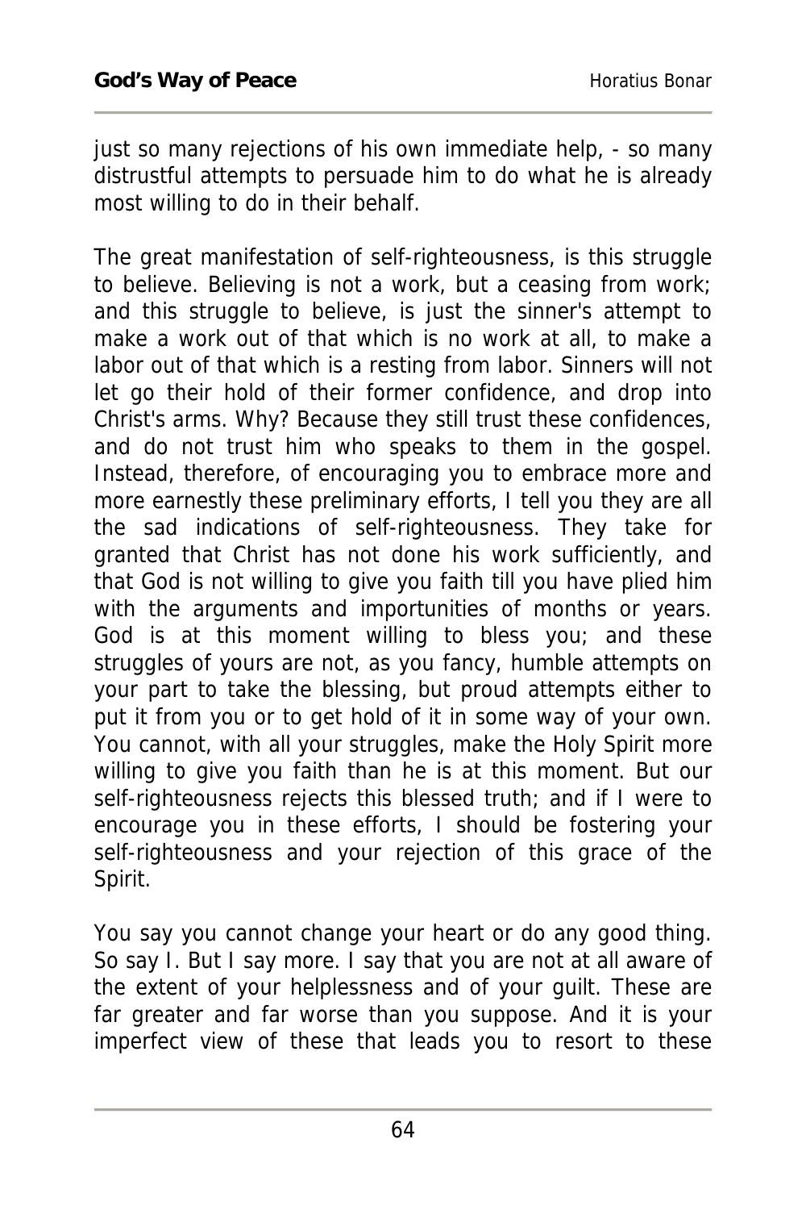just so many rejections of his own immediate help, - so many distrustful attempts to persuade him to do what he is already most willing to do in their behalf.

The great manifestation of self-righteousness, is this struggle to believe. Believing is not a work, but a ceasing from work; and this struggle to believe, is just the sinner's attempt to make a work out of that which is no work at all, to make a labor out of that which is a resting from labor. Sinners will not let go their hold of their former confidence, and drop into Christ's arms. Why? Because they still trust these confidences, and do not trust him who speaks to them in the gospel. Instead, therefore, of encouraging you to embrace more and more earnestly these preliminary efforts, I tell you they are all the sad indications of self-righteousness. They take for granted that Christ has not done his work sufficiently, and that God is not willing to give you faith till you have plied him with the arguments and importunities of months or years. God is at this moment willing to bless you; and these struggles of yours are not, as you fancy, humble attempts on your part to take the blessing, but proud attempts either to put it from you or to get hold of it in some way of your own. You cannot, with all your struggles, make the Holy Spirit more willing to give you faith than he is at this moment. But our self-righteousness rejects this blessed truth; and if I were to encourage you in these efforts, I should be fostering your self-righteousness and your rejection of this grace of the Spirit.

You say you cannot change your heart or do any good thing. So say I. But I say more. I say that you are not at all aware of the extent of your helplessness and of your guilt. These are far greater and far worse than you suppose. And it is your imperfect view of these that leads you to resort to these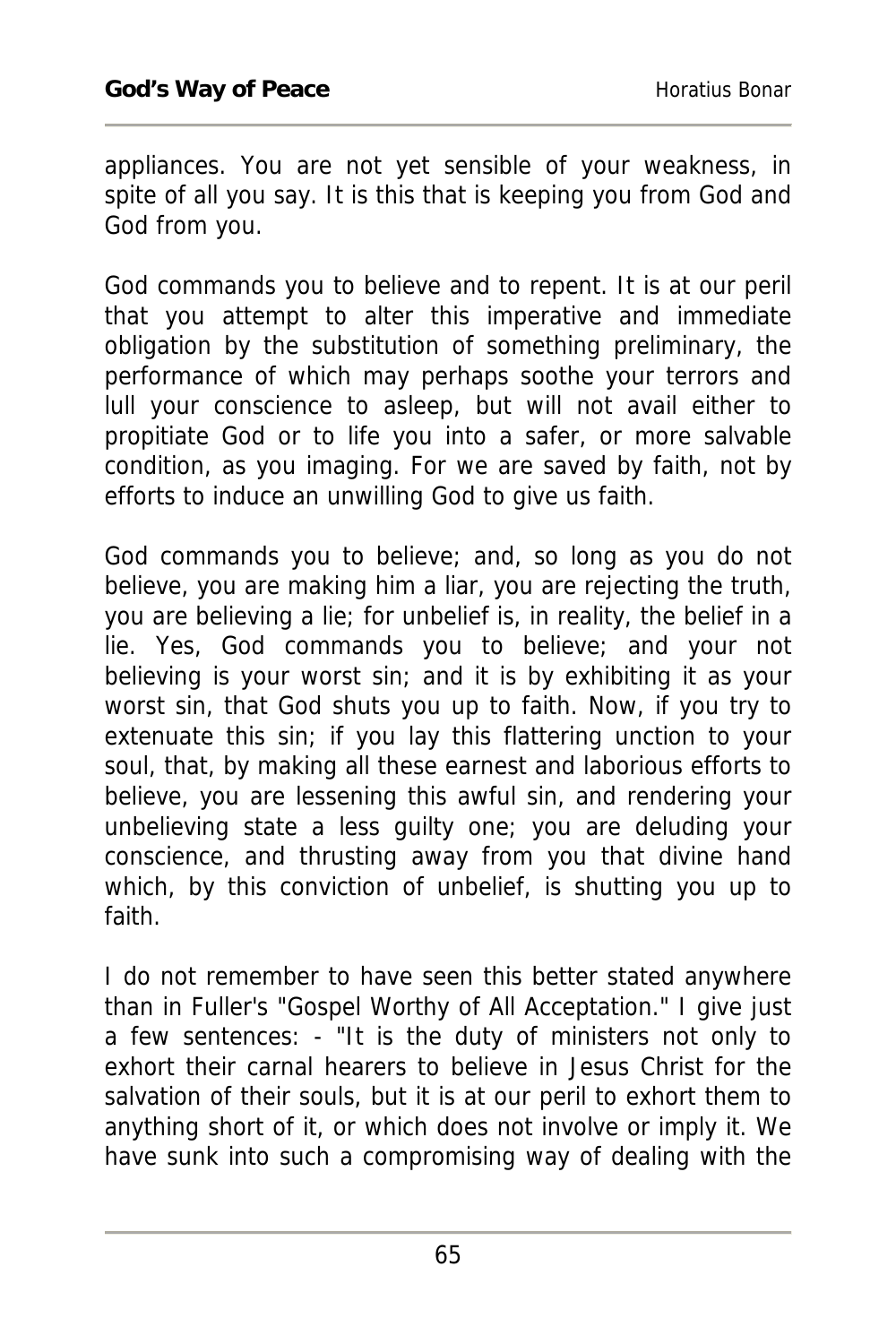appliances. You are not yet sensible of your weakness, in spite of all you say. It is this that is keeping you from God and God from you.

God commands you to believe and to repent. It is at our peril that you attempt to alter this imperative and immediate obligation by the substitution of something preliminary, the performance of which may perhaps soothe your terrors and lull your conscience to asleep, but will not avail either to propitiate God or to life you into a safer, or more salvable condition, as you imaging. For we are saved by faith, not by efforts to induce an unwilling God to give us faith.

God commands you to believe; and, so long as you do not believe, you are making him a liar, you are rejecting the truth, you are believing a lie; for unbelief is, in reality, the belief in a lie. Yes, God commands you to believe; and your not believing is your worst sin; and it is by exhibiting it as your worst sin, that God shuts you up to faith. Now, if you try to extenuate this sin; if you lay this flattering unction to your soul, that, by making all these earnest and laborious efforts to believe, you are lessening this awful sin, and rendering your unbelieving state a less guilty one; you are deluding your conscience, and thrusting away from you that divine hand which, by this conviction of unbelief, is shutting you up to faith.

I do not remember to have seen this better stated anywhere than in Fuller's "Gospel Worthy of All Acceptation." I give just a few sentences: - "It is the duty of ministers not only to exhort their carnal hearers to believe in Jesus Christ for the salvation of their souls, but it is at our peril to exhort them to anything short of it, or which does not involve or imply it. We have sunk into such a compromising way of dealing with the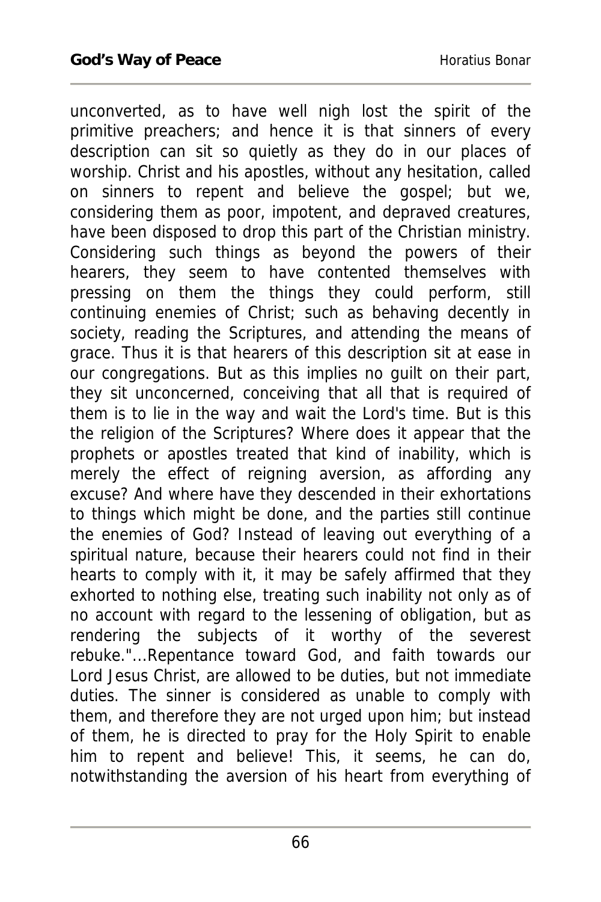unconverted, as to have well nigh lost the spirit of the primitive preachers; and hence it is that sinners of every description can sit so quietly as they do in our places of worship. Christ and his apostles, without any hesitation, called on sinners to repent and believe the gospel; but we, considering them as poor, impotent, and depraved creatures, have been disposed to drop this part of the Christian ministry. Considering such things as beyond the powers of their hearers, they seem to have contented themselves with pressing on them the things they could perform, still continuing enemies of Christ; such as behaving decently in society, reading the Scriptures, and attending the means of grace. Thus it is that hearers of this description sit at ease in our congregations. But as this implies no guilt on their part, they sit unconcerned, conceiving that all that is required of them is to lie in the way and wait the Lord's time. But is this the religion of the Scriptures? Where does it appear that the prophets or apostles treated that kind of inability, which is merely the effect of reigning aversion, as affording any excuse? And where have they descended in their exhortations to things which might be done, and the parties still continue the enemies of God? Instead of leaving out everything of a spiritual nature, because their hearers could not find in their hearts to comply with it, it may be safely affirmed that they exhorted to nothing else, treating such inability not only as of no account with regard to the lessening of obligation, but as rendering the subjects of it worthy of the severest rebuke."...Repentance toward God, and faith towards our Lord Jesus Christ, are allowed to be duties, but not immediate duties. The sinner is considered as unable to comply with them, and therefore they are not urged upon him; but instead of them, he is directed to pray for the Holy Spirit to enable him to repent and believe! This, it seems, he can do, notwithstanding the aversion of his heart from everything of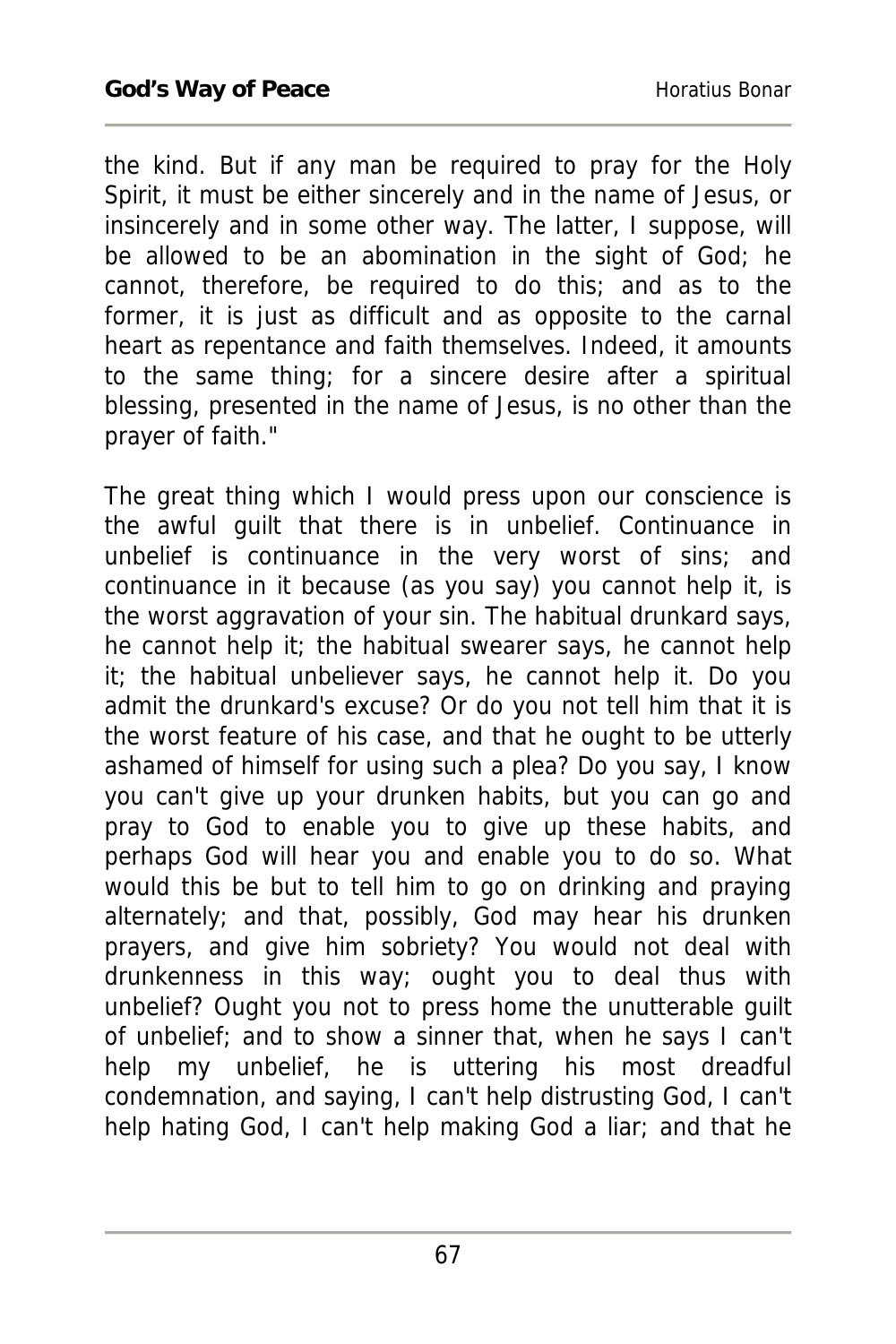the kind. But if any man be required to pray for the Holy Spirit, it must be either sincerely and in the name of Jesus, or insincerely and in some other way. The latter, I suppose, will be allowed to be an abomination in the sight of God; he cannot, therefore, be required to do this; and as to the former, it is just as difficult and as opposite to the carnal heart as repentance and faith themselves. Indeed, it amounts to the same thing; for a sincere desire after a spiritual blessing, presented in the name of Jesus, is no other than the prayer of faith."

The great thing which I would press upon our conscience is the awful guilt that there is in unbelief. Continuance in unbelief is continuance in the very worst of sins; and continuance in it because (as you say) you cannot help it, is the worst aggravation of your sin. The habitual drunkard says, he cannot help it; the habitual swearer says, he cannot help it; the habitual unbeliever says, he cannot help it. Do you admit the drunkard's excuse? Or do you not tell him that it is the worst feature of his case, and that he ought to be utterly ashamed of himself for using such a plea? Do you say, I know you can't give up your drunken habits, but you can go and pray to God to enable you to give up these habits, and perhaps God will hear you and enable you to do so. What would this be but to tell him to go on drinking and praying alternately; and that, possibly, God may hear his drunken prayers, and give him sobriety? You would not deal with drunkenness in this way; ought you to deal thus with unbelief? Ought you not to press home the unutterable guilt of unbelief; and to show a sinner that, when he says I can't help my unbelief, he is uttering his most dreadful condemnation, and saying, I can't help distrusting God, I can't help hating God, I can't help making God a liar; and that he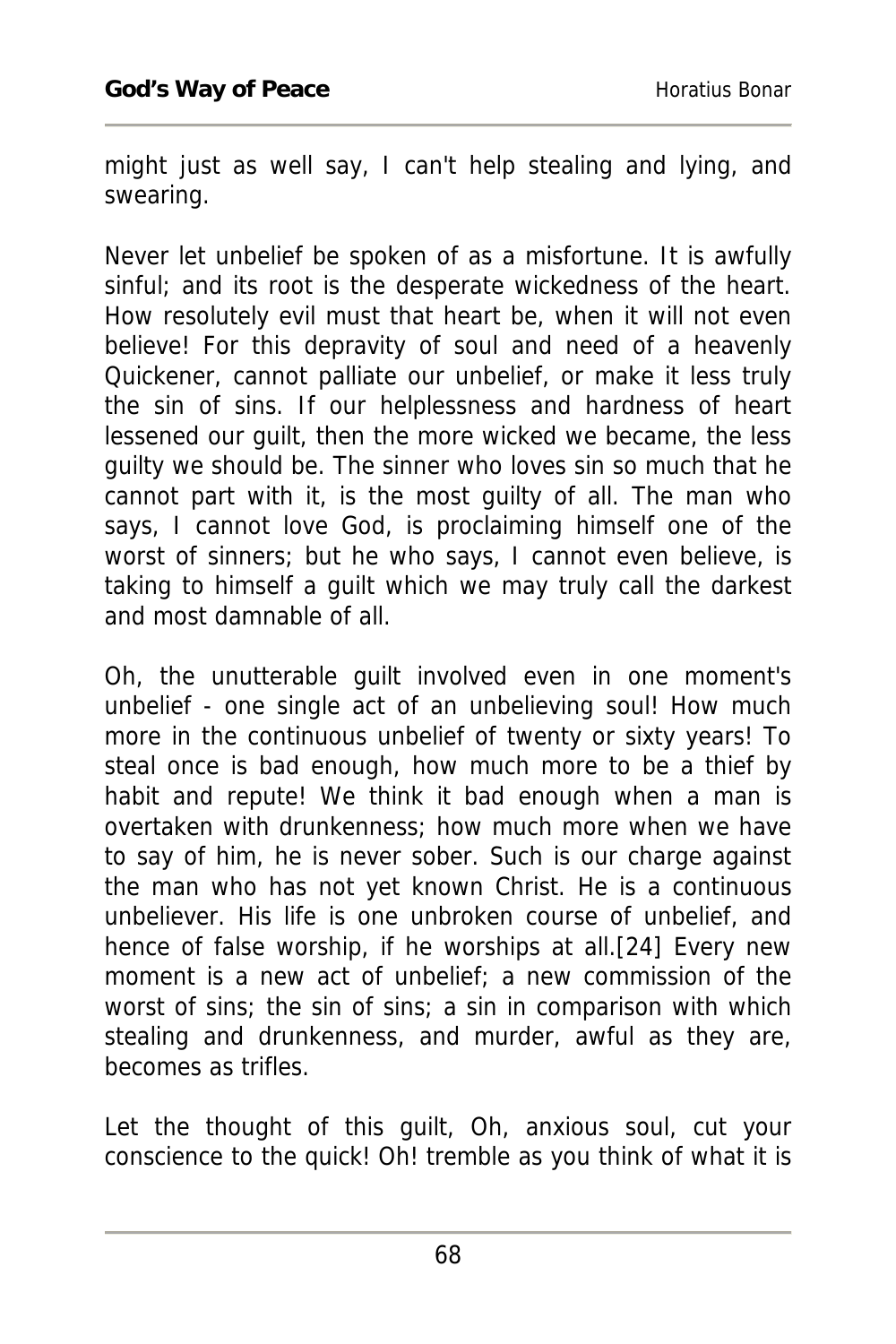might just as well say, I can't help stealing and lying, and swearing.

Never let unbelief be spoken of as a misfortune. It is awfully sinful; and its root is the desperate wickedness of the heart. How resolutely evil must that heart be, when it will not even believe! For this depravity of soul and need of a heavenly Quickener, cannot palliate our unbelief, or make it less truly the sin of sins. If our helplessness and hardness of heart lessened our guilt, then the more wicked we became, the less guilty we should be. The sinner who loves sin so much that he cannot part with it, is the most guilty of all. The man who says, I cannot love God, is proclaiming himself one of the worst of sinners; but he who says, I cannot even believe, is taking to himself a guilt which we may truly call the darkest and most damnable of all.

Oh, the unutterable guilt involved even in one moment's unbelief - one single act of an unbelieving soul! How much more in the continuous unbelief of twenty or sixty years! To steal once is bad enough, how much more to be a thief by habit and repute! We think it bad enough when a man is overtaken with drunkenness; how much more when we have to say of him, he is never sober. Such is our charge against the man who has not yet known Christ. He is a continuous unbeliever. His life is one unbroken course of unbelief, and hence of false worship, if he worships at all.[24] Every new moment is a new act of unbelief; a new commission of the worst of sins; the sin of sins; a sin in comparison with which stealing and drunkenness, and murder, awful as they are, becomes as trifles.

Let the thought of this guilt, Oh, anxious soul, cut your conscience to the quick! Oh! tremble as you think of what it is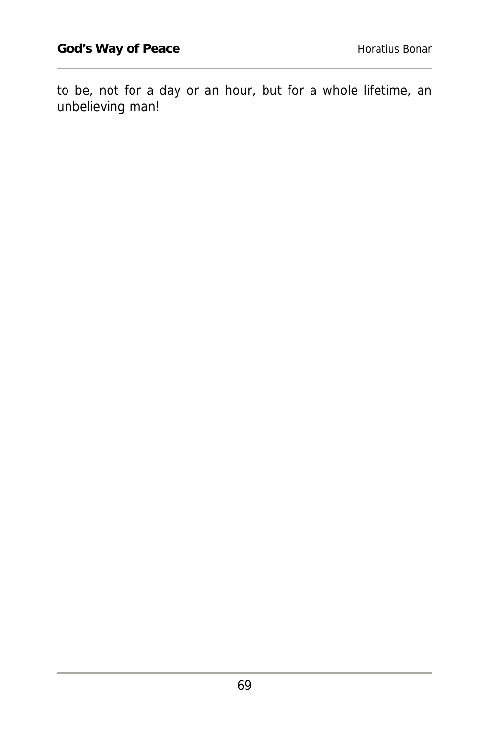to be, not for a day or an hour, but for a whole lifetime, an unbelieving man!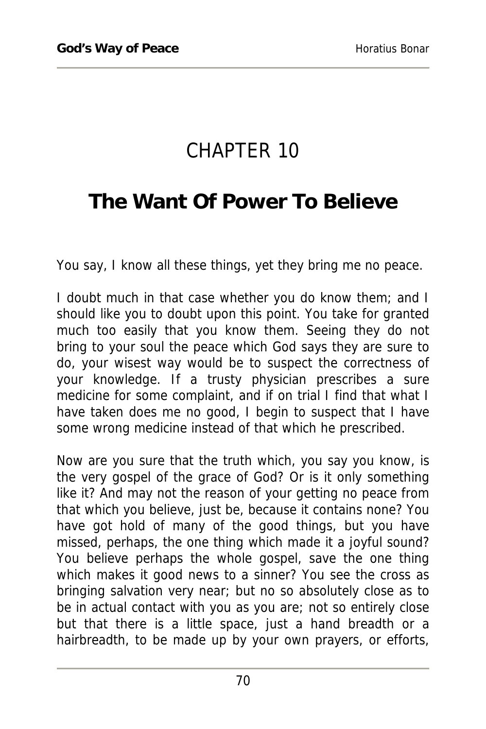# CHAPTER 10

## The Want Of Power To Believe

You say, I know all these things, yet they bring me no peace.

I doubt much in that case whether you do know them; and I should like you to doubt upon this point. You take for granted much too easily that you know them. Seeing they do not bring to your soul the peace which God says they are sure to do, your wisest way would be to suspect the correctness of your knowledge. If a trusty physician prescribes a sure medicine for some complaint, and if on trial I find that what I have taken does me no good, I begin to suspect that I have some wrong medicine instead of that which he prescribed.

Now are you sure that the truth which, you say you know, is the very gospel of the grace of God? Or is it only something like it? And may not the reason of your getting no peace from that which you believe, just be, because it contains none? You have got hold of many of the good things, but you have missed, perhaps, the one thing which made it a joyful sound? You believe perhaps the whole gospel, save the one thing which makes it good news to a sinner? You see the cross as bringing salvation very near; but no so absolutely close as to be in actual contact with you as you are; not so entirely close but that there is a little space, just a hand breadth or a hairbreadth, to be made up by your own prayers, or efforts,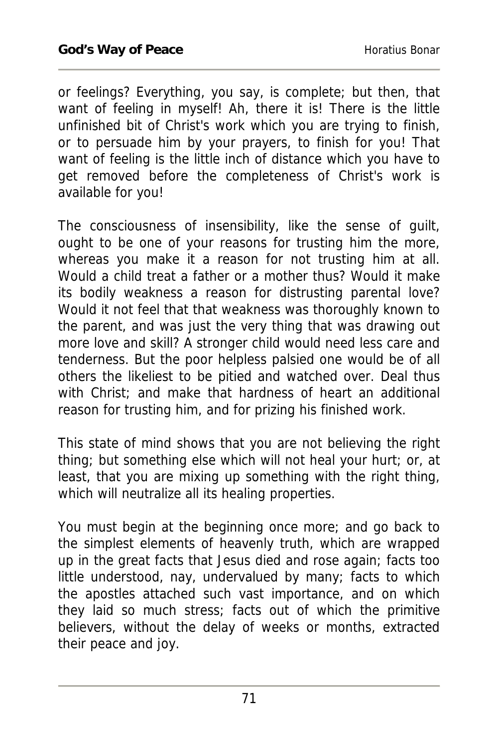or feelings? Everything, you say, is complete; but then, that want of feeling in myself! Ah, there it is! There is the little unfinished bit of Christ's work which you are trying to finish, or to persuade him by your prayers, to finish for you! That want of feeling is the little inch of distance which you have to get removed before the completeness of Christ's work is available for you!

The consciousness of insensibility, like the sense of guilt, ought to be one of your reasons for trusting him the more, whereas you make it a reason for not trusting him at all. Would a child treat a father or a mother thus? Would it make its bodily weakness a reason for distrusting parental love? Would it not feel that that weakness was thoroughly known to the parent, and was just the very thing that was drawing out more love and skill? A stronger child would need less care and tenderness. But the poor helpless palsied one would be of all others the likeliest to be pitied and watched over. Deal thus with Christ; and make that hardness of heart an additional reason for trusting him, and for prizing his finished work.

This state of mind shows that you are not believing the right thing; but something else which will not heal your hurt; or, at least, that you are mixing up something with the right thing, which will neutralize all its healing properties.

You must begin at the beginning once more; and go back to the simplest elements of heavenly truth, which are wrapped up in the great facts that Jesus died and rose again; facts too little understood, nay, undervalued by many; facts to which the apostles attached such vast importance, and on which they laid so much stress; facts out of which the primitive believers, without the delay of weeks or months, extracted their peace and joy.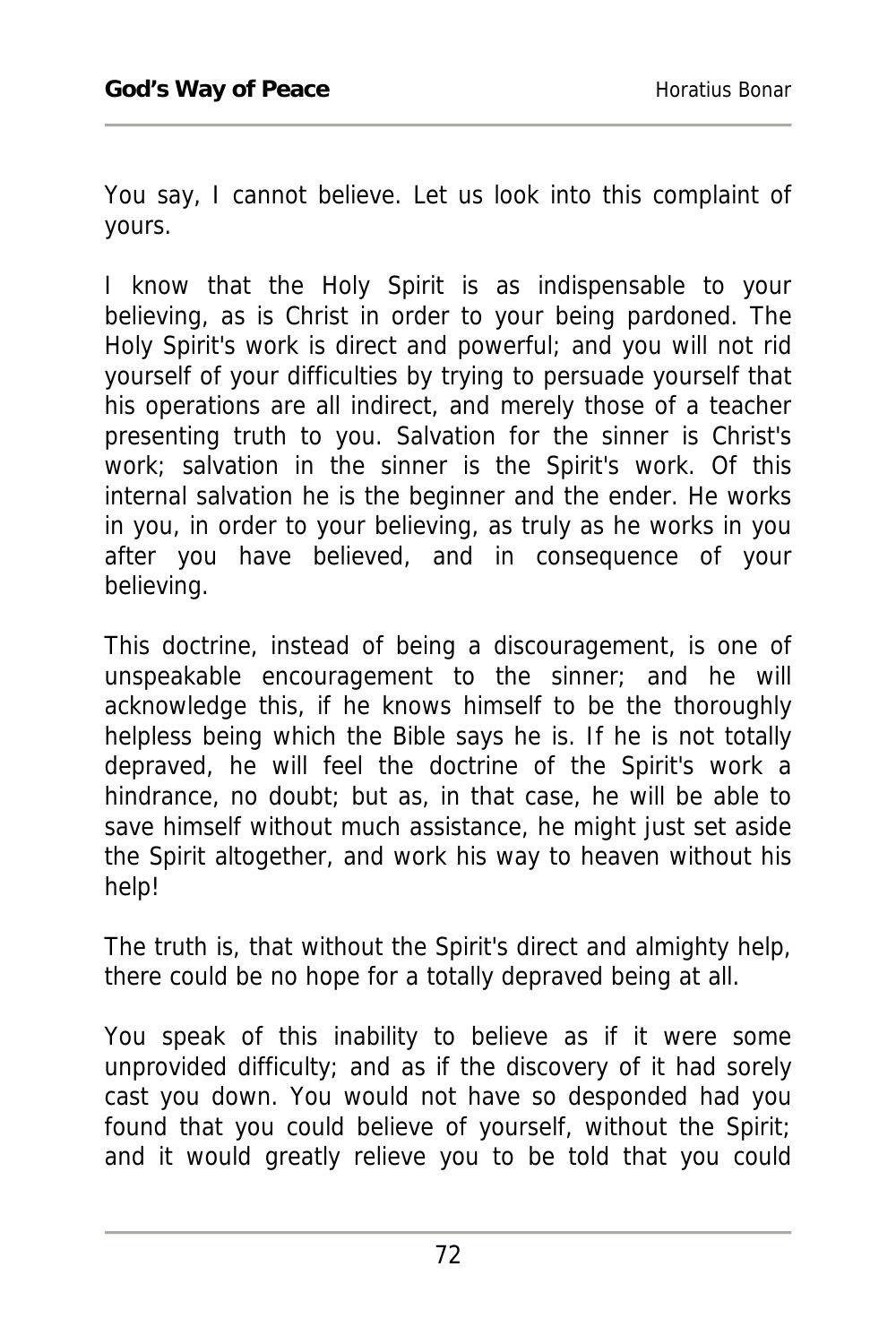You say, I cannot believe. Let us look into this complaint of yours.

I know that the Holy Spirit is as indispensable to your believing, as is Christ in order to your being pardoned. The Holy Spirit's work is direct and powerful; and you will not rid yourself of your difficulties by trying to persuade yourself that his operations are all indirect, and merely those of a teacher presenting truth to you. Salvation for the sinner is Christ's work; salvation in the sinner is the Spirit's work. Of this internal salvation he is the beginner and the ender. He works in you, in order to your believing, as truly as he works in you after you have believed, and in consequence of your believing.

This doctrine, instead of being a discouragement, is one of unspeakable encouragement to the sinner; and he will acknowledge this, if he knows himself to be the thoroughly helpless being which the Bible says he is. If he is not totally depraved, he will feel the doctrine of the Spirit's work a hindrance, no doubt; but as, in that case, he will be able to save himself without much assistance, he might just set aside the Spirit altogether, and work his way to heaven without his help!

The truth is, that without the Spirit's direct and almighty help, there could be no hope for a totally depraved being at all.

You speak of this inability to believe as if it were some unprovided difficulty; and as if the discovery of it had sorely cast you down. You would not have so desponded had you found that you could believe of yourself, without the Spirit; and it would greatly relieve you to be told that you could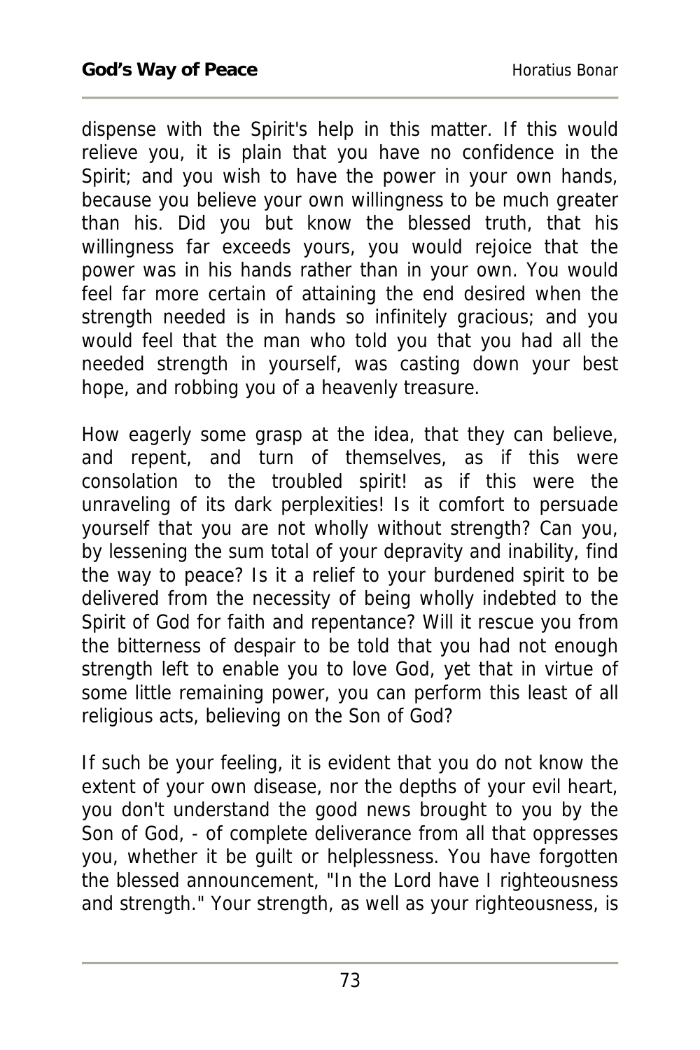dispense with the Spirit's help in this matter. If this would relieve you, it is plain that you have no confidence in the Spirit; and you wish to have the power in your own hands, because you believe your own willingness to be much greater than his. Did you but know the blessed truth, that his willingness far exceeds yours, you would rejoice that the power was in his hands rather than in your own. You would feel far more certain of attaining the end desired when the strength needed is in hands so infinitely gracious; and you would feel that the man who told you that you had all the needed strength in yourself, was casting down your best hope, and robbing you of a heavenly treasure.

How eagerly some grasp at the idea, that they can believe, and repent, and turn of themselves, as if this were consolation to the troubled spirit! as if this were the unraveling of its dark perplexities! Is it comfort to persuade yourself that you are not wholly without strength? Can you, by lessening the sum total of your depravity and inability, find the way to peace? Is it a relief to your burdened spirit to be delivered from the necessity of being wholly indebted to the Spirit of God for faith and repentance? Will it rescue you from the bitterness of despair to be told that you had not enough strength left to enable you to love God, yet that in virtue of some little remaining power, you can perform this least of all religious acts, believing on the Son of God?

If such be your feeling, it is evident that you do not know the extent of your own disease, nor the depths of your evil heart, you don't understand the good news brought to you by the Son of God, - of complete deliverance from all that oppresses you, whether it be guilt or helplessness. You have forgotten the blessed announcement, "In the Lord have I righteousness and strength." Your strength, as well as your righteousness, is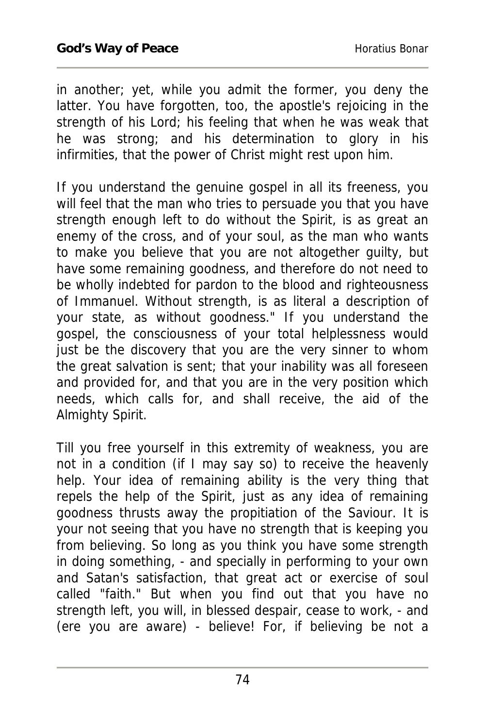in another; yet, while you admit the former, you deny the latter. You have forgotten, too, the apostle's rejoicing in the strength of his Lord; his feeling that when he was weak that he was strong; and his determination to glory in his infirmities, that the power of Christ might rest upon him.

If you understand the genuine gospel in all its freeness, you will feel that the man who tries to persuade you that you have strength enough left to do without the Spirit, is as great an enemy of the cross, and of your soul, as the man who wants to make you believe that you are not altogether guilty, but have some remaining goodness, and therefore do not need to be wholly indebted for pardon to the blood and righteousness of Immanuel. Without strength, is as literal a description of your state, as without goodness." If you understand the gospel, the consciousness of your total helplessness would just be the discovery that you are the very sinner to whom the great salvation is sent; that your inability was all foreseen and provided for, and that you are in the very position which needs, which calls for, and shall receive, the aid of the Almighty Spirit.

Till you free yourself in this extremity of weakness, you are not in a condition (if I may say so) to receive the heavenly help. Your idea of remaining ability is the very thing that repels the help of the Spirit, just as any idea of remaining goodness thrusts away the propitiation of the Saviour. It is your not seeing that you have no strength that is keeping you from believing. So long as you think you have some strength in doing something, - and specially in performing to your own and Satan's satisfaction, that great act or exercise of soul called "faith." But when you find out that you have no strength left, you will, in blessed despair, cease to work, - and (ere you are aware) - believe! For, if believing be not a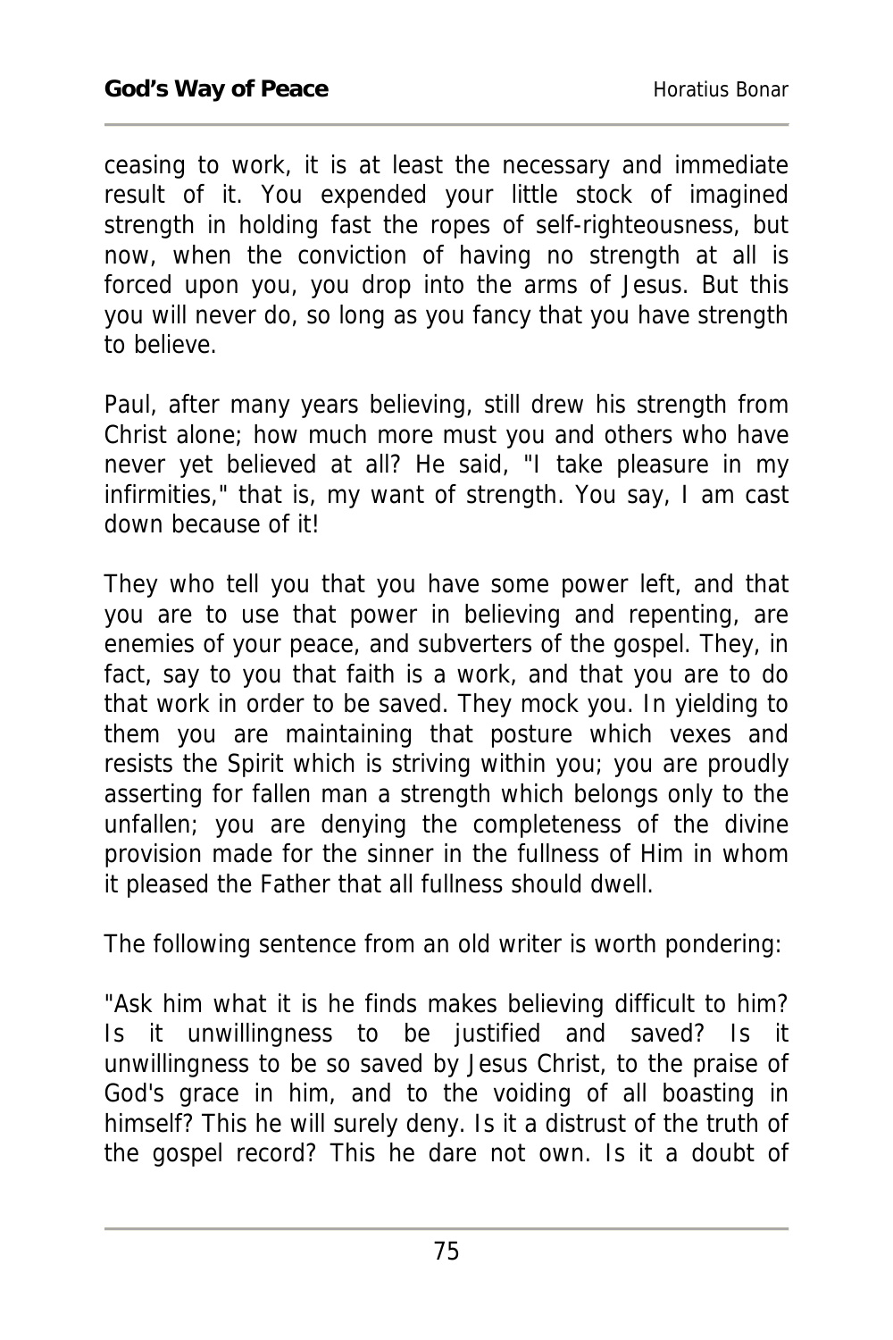ceasing to work, it is at least the necessary and immediate result of it. You expended your little stock of imagined strength in holding fast the ropes of self-righteousness, but now, when the conviction of having no strength at all is forced upon you, you drop into the arms of Jesus. But this you will never do, so long as you fancy that you have strength to believe.

Paul, after many years believing, still drew his strength from Christ alone; how much more must you and others who have never yet believed at all? He said, "I take pleasure in my infirmities," that is, my want of strength. You say, I am cast down because of it!

They who tell you that you have some power left, and that you are to use that power in believing and repenting, are enemies of your peace, and subverters of the gospel. They, in fact, say to you that faith is a work, and that you are to do that work in order to be saved. They mock you. In yielding to them you are maintaining that posture which vexes and resists the Spirit which is striving within you; you are proudly asserting for fallen man a strength which belongs only to the unfallen; you are denying the completeness of the divine provision made for the sinner in the fullness of Him in whom it pleased the Father that all fullness should dwell.

The following sentence from an old writer is worth pondering:

"Ask him what it is he finds makes believing difficult to him? Is it unwillingness to be justified and saved? Is it unwillingness to be so saved by Jesus Christ, to the praise of God's grace in him, and to the voiding of all boasting in himself? This he will surely deny. Is it a distrust of the truth of the gospel record? This he dare not own. Is it a doubt of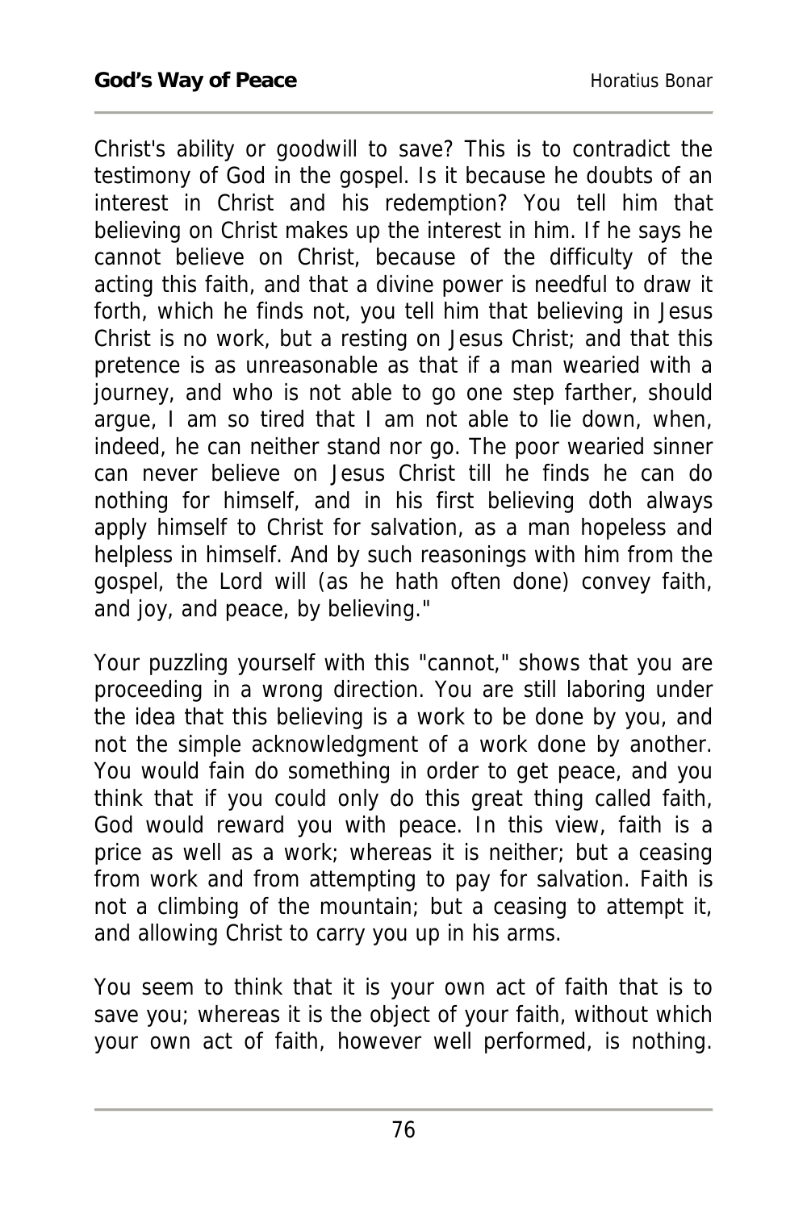Christ's ability or goodwill to save? This is to contradict the testimony of God in the gospel. Is it because he doubts of an interest in Christ and his redemption? You tell him that believing on Christ makes up the interest in him. If he says he cannot believe on Christ, because of the difficulty of the acting this faith, and that a divine power is needful to draw it forth, which he finds not, you tell him that believing in Jesus Christ is no work, but a resting on Jesus Christ; and that this pretence is as unreasonable as that if a man wearied with a journey, and who is not able to go one step farther, should argue, I am so tired that I am not able to lie down, when, indeed, he can neither stand nor go. The poor wearied sinner can never believe on Jesus Christ till he finds he can do nothing for himself, and in his first believing doth always apply himself to Christ for salvation, as a man hopeless and helpless in himself. And by such reasonings with him from the gospel, the Lord will (as he hath often done) convey faith, and joy, and peace, by believing."

Your puzzling yourself with this "cannot," shows that you are proceeding in a wrong direction. You are still laboring under the idea that this believing is a work to be done by you, and not the simple acknowledgment of a work done by another. You would fain do something in order to get peace, and you think that if you could only do this great thing called faith, God would reward you with peace. In this view, faith is a price as well as a work; whereas it is neither; but a ceasing from work and from attempting to pay for salvation. Faith is not a climbing of the mountain; but a ceasing to attempt it, and allowing Christ to carry you up in his arms.

You seem to think that it is your own act of faith that is to save you; whereas it is the object of your faith, without which your own act of faith, however well performed, is nothing.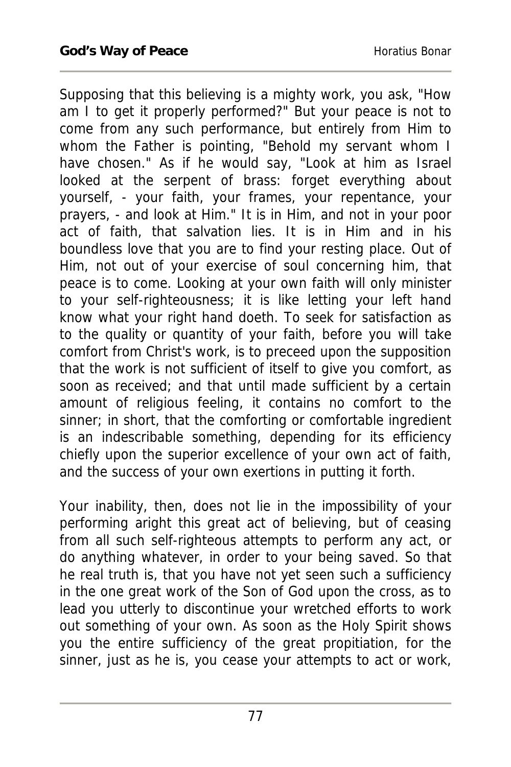Supposing that this believing is a mighty work, you ask, "How am I to get it properly performed?" But your peace is not to come from any such performance, but entirely from Him to whom the Father is pointing, "Behold my servant whom I have chosen." As if he would say, "Look at him as Israel looked at the serpent of brass: forget everything about yourself, - your faith, your frames, your repentance, your prayers, - and look at Him." It is in Him, and not in your poor act of faith, that salvation lies. It is in Him and in his boundless love that you are to find your resting place. Out of Him, not out of your exercise of soul concerning him, that peace is to come. Looking at your own faith will only minister to your self-righteousness; it is like letting your left hand know what your right hand doeth. To seek for satisfaction as to the quality or quantity of your faith, before you will take comfort from Christ's work, is to preceed upon the supposition that the work is not sufficient of itself to give you comfort, as soon as received; and that until made sufficient by a certain amount of religious feeling, it contains no comfort to the sinner; in short, that the comforting or comfortable ingredient is an indescribable something, depending for its efficiency chiefly upon the superior excellence of your own act of faith, and the success of your own exertions in putting it forth.

Your inability, then, does not lie in the impossibility of your performing aright this great act of believing, but of ceasing from all such self-righteous attempts to perform any act, or do anything whatever, in order to your being saved. So that he real truth is, that you have not yet seen such a sufficiency in the one great work of the Son of God upon the cross, as to lead you utterly to discontinue your wretched efforts to work out something of your own. As soon as the Holy Spirit shows you the entire sufficiency of the great propitiation, for the sinner, just as he is, you cease your attempts to act or work,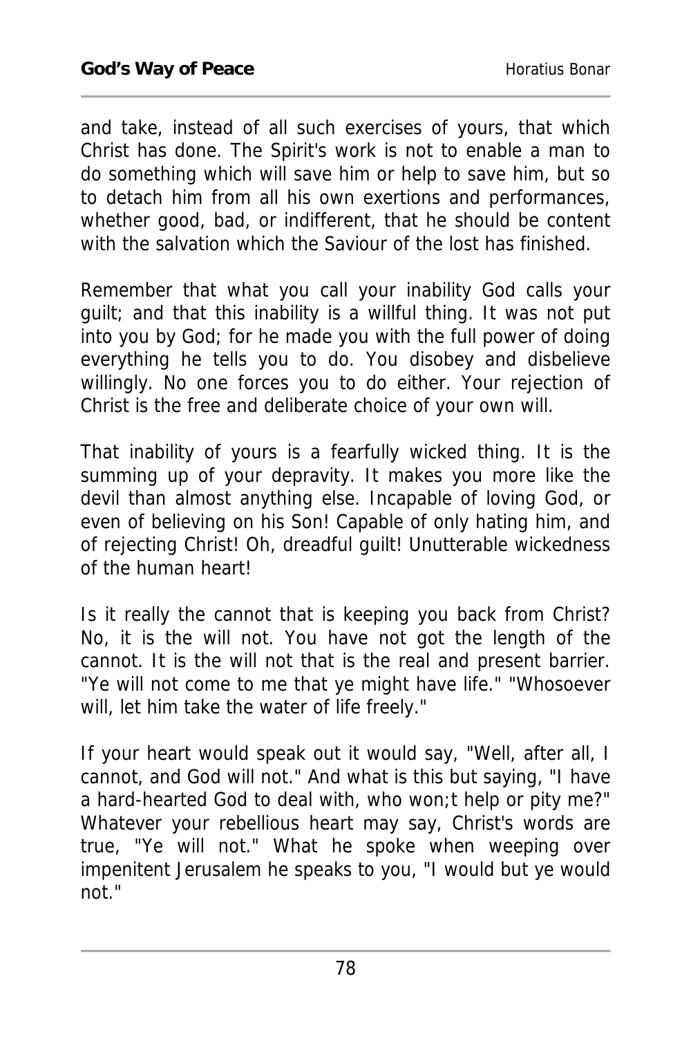and take, instead of all such exercises of yours, that which Christ has done. The Spirit's work is not to enable a man to do something which will save him or help to save him, but so to detach him from all his own exertions and performances, whether good, bad, or indifferent, that he should be content with the salvation which the Saviour of the lost has finished.

Remember that what you call your inability God calls your guilt; and that this inability is a willful thing. It was not put into you by God; for he made you with the full power of doing everything he tells you to do. You disobey and disbelieve willingly. No one forces you to do either. Your rejection of Christ is the free and deliberate choice of your own will.

That inability of yours is a fearfully wicked thing. It is the summing up of your depravity. It makes you more like the devil than almost anything else. Incapable of loving God, or even of believing on his Son! Capable of only hating him, and of rejecting Christ! Oh, dreadful guilt! Unutterable wickedness of the human heart!

Is it really the cannot that is keeping you back from Christ? No, it is the will not. You have not got the length of the cannot. It is the will not that is the real and present barrier. "Ye will not come to me that ye might have life." "Whosoever will, let him take the water of life freely."

If your heart would speak out it would say, "Well, after all, I cannot, and God will not." And what is this but saying, "I have a hard-hearted God to deal with, who won;t help or pity me?" Whatever your rebellious heart may say, Christ's words are true, "Ye will not." What he spoke when weeping over impenitent Jerusalem he speaks to you, "I would but ye would not."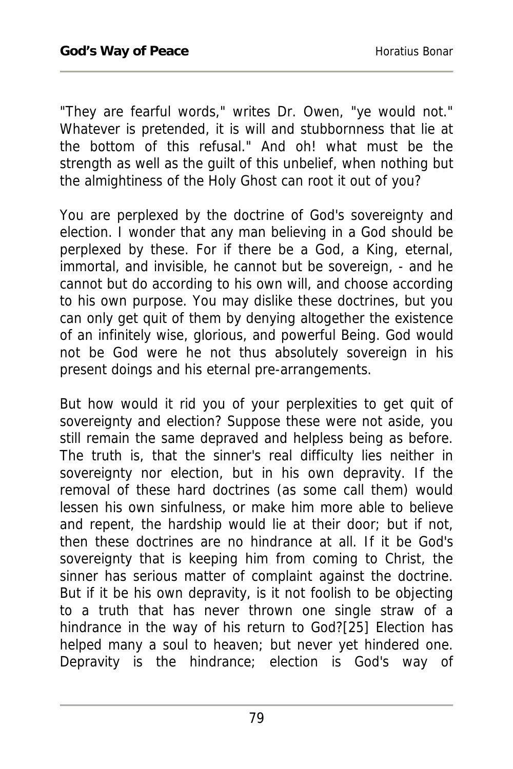"They are fearful words," writes Dr. Owen, "ye would not." Whatever is pretended, it is will and stubbornness that lie at the bottom of this refusal." And oh! what must be the strength as well as the guilt of this unbelief, when nothing but the almightiness of the Holy Ghost can root it out of you?

You are perplexed by the doctrine of God's sovereignty and election. I wonder that any man believing in a God should be perplexed by these. For if there be a God, a King, eternal, immortal, and invisible, he cannot but be sovereign, - and he cannot but do according to his own will, and choose according to his own purpose. You may dislike these doctrines, but you can only get quit of them by denying altogether the existence of an infinitely wise, glorious, and powerful Being. God would not be God were he not thus absolutely sovereign in his present doings and his eternal pre-arrangements.

But how would it rid you of your perplexities to get quit of sovereignty and election? Suppose these were not aside, you still remain the same depraved and helpless being as before. The truth is, that the sinner's real difficulty lies neither in sovereignty nor election, but in his own depravity. If the removal of these hard doctrines (as some call them) would lessen his own sinfulness, or make him more able to believe and repent, the hardship would lie at their door; but if not, then these doctrines are no hindrance at all. If it be God's sovereignty that is keeping him from coming to Christ, the sinner has serious matter of complaint against the doctrine. But if it be his own depravity, is it not foolish to be objecting to a truth that has never thrown one single straw of a hindrance in the way of his return to God?[25] Election has helped many a soul to heaven; but never yet hindered one. Depravity is the hindrance; election is God's way of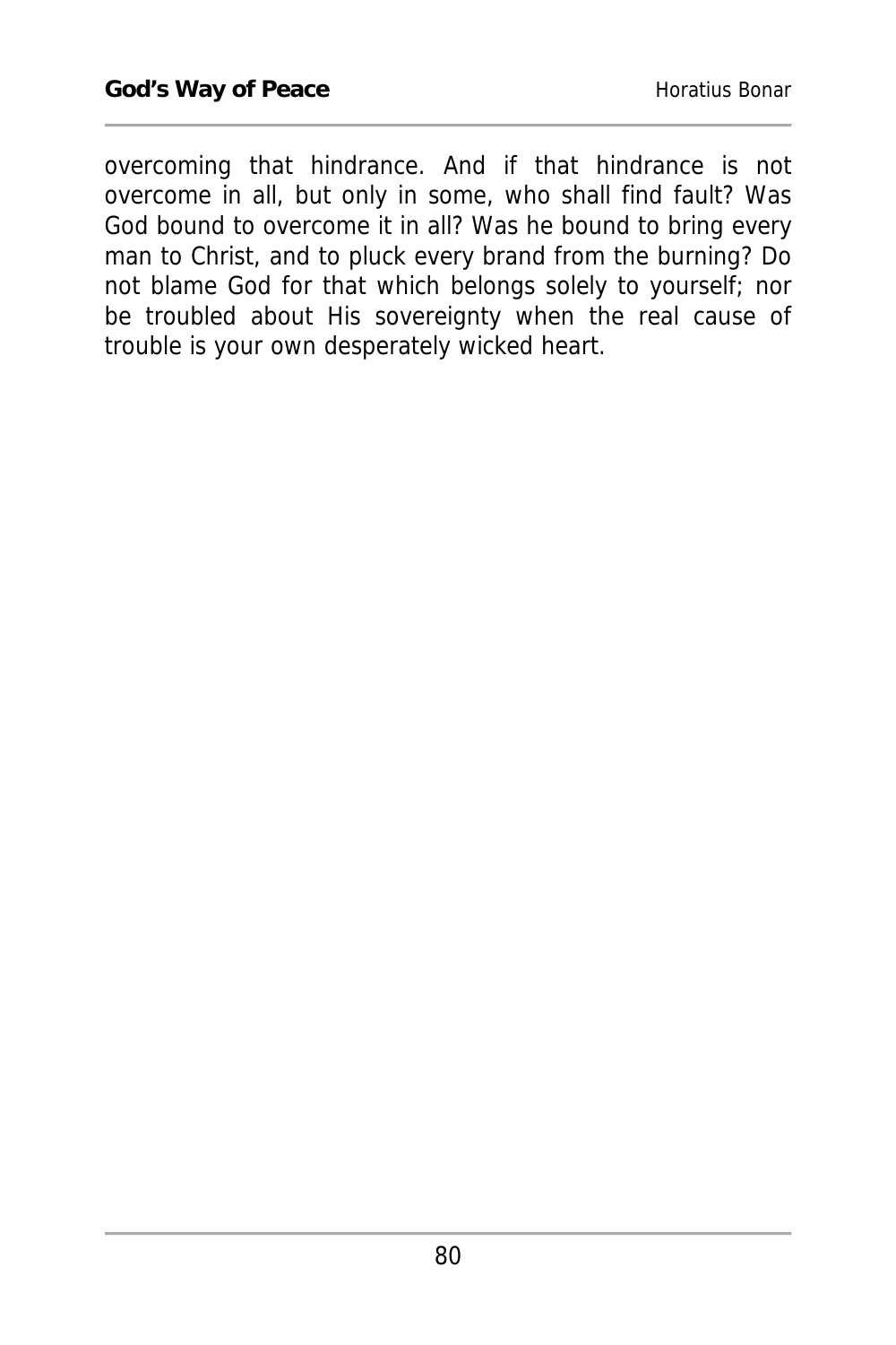overcoming that hindrance. And if that hindrance is not overcome in all, but only in some, who shall find fault? Was God bound to overcome it in all? Was he bound to bring every man to Christ, and to pluck every brand from the burning? Do not blame God for that which belongs solely to yourself; nor be troubled about His sovereignty when the real cause of trouble is your own desperately wicked heart.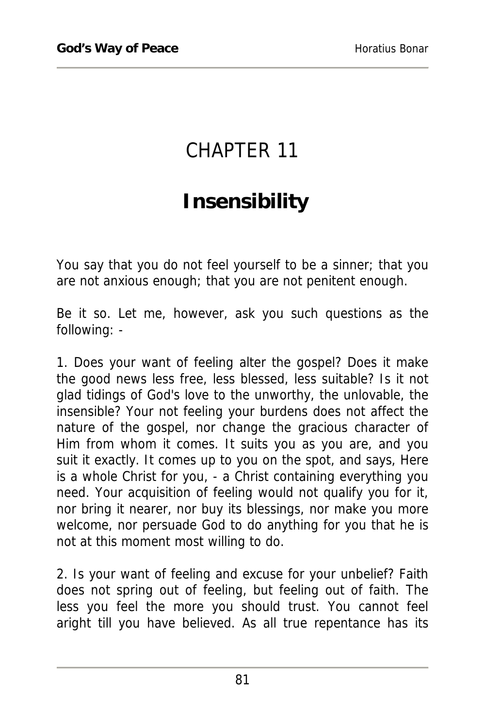# CHAPTER 11

## Insensibility

You say that you do not feel yourself to be a sinner; that you are not anxious enough; that you are not penitent enough.

Be it so. Let me, however, ask you such questions as the following: -

1. Does your want of feeling alter the gospel? Does it make the good news less free, less blessed, less suitable? Is it not glad tidings of God's love to the unworthy, the unlovable, the insensible? Your not feeling your burdens does not affect the nature of the gospel, nor change the gracious character of Him from whom it comes. It suits you as you are, and you suit it exactly. It comes up to you on the spot, and says, Here is a whole Christ for you, - a Christ containing everything you need. Your acquisition of feeling would not qualify you for it, nor bring it nearer, nor buy its blessings, nor make you more welcome, nor persuade God to do anything for you that he is not at this moment most willing to do.

2. Is your want of feeling and excuse for your unbelief? Faith does not spring out of feeling, but feeling out of faith. The less you feel the more you should trust. You cannot feel aright till you have believed. As all true repentance has its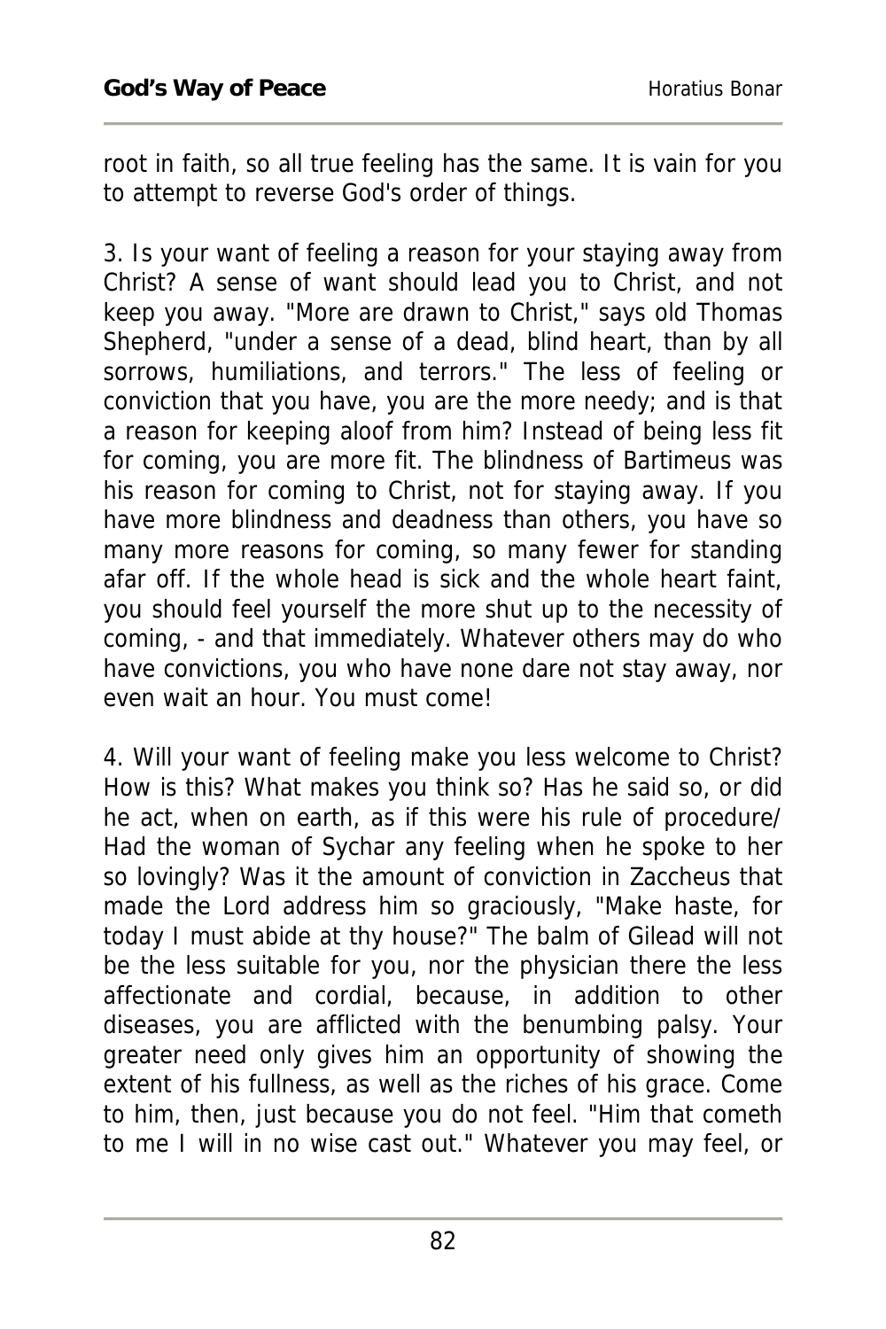root in faith, so all true feeling has the same. It is vain for you to attempt to reverse God's order of things.

3. Is your want of feeling a reason for your staying away from Christ? A sense of want should lead you to Christ, and not keep you away. "More are drawn to Christ," says old Thomas Shepherd, "under a sense of a dead, blind heart, than by all sorrows, humiliations, and terrors." The less of feeling or conviction that you have, you are the more needy; and is that a reason for keeping aloof from him? Instead of being less fit for coming, you are more fit. The blindness of Bartimeus was his reason for coming to Christ, not for staying away. If you have more blindness and deadness than others, you have so many more reasons for coming, so many fewer for standing afar off. If the whole head is sick and the whole heart faint, you should feel yourself the more shut up to the necessity of coming, - and that immediately. Whatever others may do who have convictions, you who have none dare not stay away, nor even wait an hour. You must come!

4. Will your want of feeling make you less welcome to Christ? How is this? What makes you think so? Has he said so, or did he act, when on earth, as if this were his rule of procedure/ Had the woman of Sychar any feeling when he spoke to her so lovingly? Was it the amount of conviction in Zaccheus that made the Lord address him so graciously, "Make haste, for today I must abide at thy house?" The balm of Gilead will not be the less suitable for you, nor the physician there the less affectionate and cordial, because, in addition to other diseases, you are afflicted with the benumbing palsy. Your greater need only gives him an opportunity of showing the extent of his fullness, as well as the riches of his grace. Come to him, then, just because you do not feel. "Him that cometh to me I will in no wise cast out." Whatever you may feel, or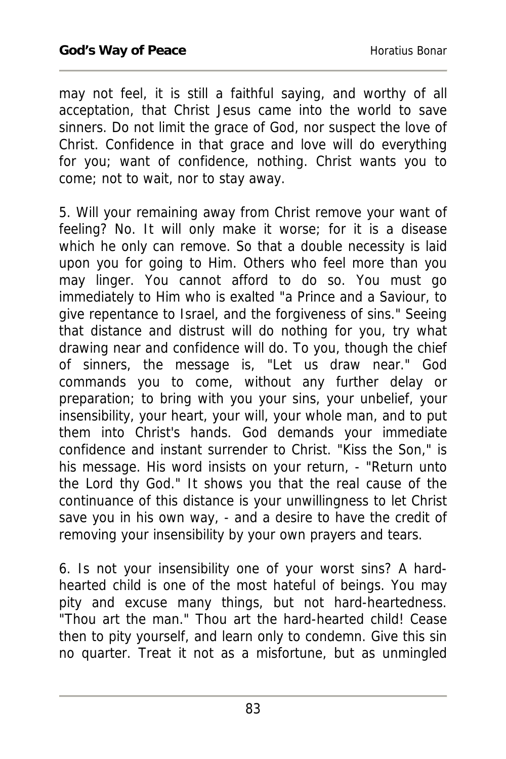may not feel, it is still a faithful saying, and worthy of all acceptation, that Christ Jesus came into the world to save sinners. Do not limit the grace of God, nor suspect the love of Christ. Confidence in that grace and love will do everything for you; want of confidence, nothing. Christ wants you to come; not to wait, nor to stay away.

5. Will your remaining away from Christ remove your want of feeling? No. It will only make it worse; for it is a disease which he only can remove. So that a double necessity is laid upon you for going to Him. Others who feel more than you may linger. You cannot afford to do so. You must go immediately to Him who is exalted "a Prince and a Saviour, to give repentance to Israel, and the forgiveness of sins." Seeing that distance and distrust will do nothing for you, try what drawing near and confidence will do. To you, though the chief of sinners, the message is, "Let us draw near." God commands you to come, without any further delay or preparation; to bring with you your sins, your unbelief, your insensibility, your heart, your will, your whole man, and to put them into Christ's hands. God demands your immediate confidence and instant surrender to Christ. "Kiss the Son," is his message. His word insists on your return, - "Return unto the Lord thy God." It shows you that the real cause of the continuance of this distance is your unwillingness to let Christ save you in his own way, - and a desire to have the credit of removing your insensibility by your own prayers and tears.

6. Is not your insensibility one of your worst sins? A hard-hearted child is one of the most hateful of beings. You may pity and excuse many things, but not hard-heartedness. "Thou art the man." Thou art the hard-hearted child! Cease then to pity yourself, and learn only to condemn. Give this sin no quarter. Treat it not as a misfortune, but as unmingled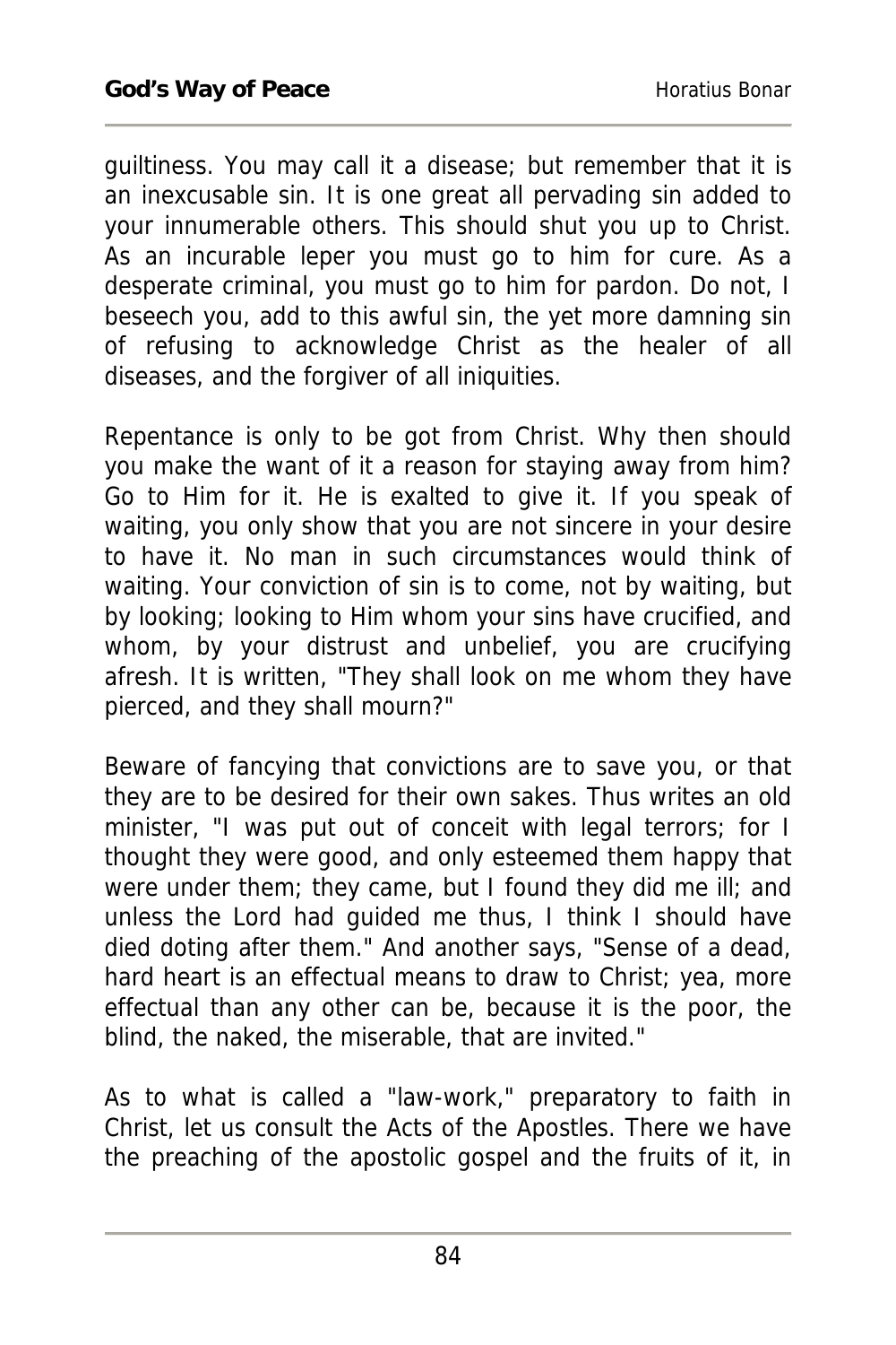guiltiness. You may call it a disease; but remember that it is an inexcusable sin. It is one great all pervading sin added to your innumerable others. This should shut you up to Christ. As an incurable leper you must go to him for cure. As a desperate criminal, you must go to him for pardon. Do not, I beseech you, add to this awful sin, the yet more damning sin of refusing to acknowledge Christ as the healer of all diseases, and the forgiver of all iniquities.

Repentance is only to be got from Christ. Why then should you make the want of it a reason for staying away from him? Go to Him for it. He is exalted to give it. If you speak of waiting, you only show that you are not sincere in your desire to have it. No man in such circumstances would think of waiting. Your conviction of sin is to come, not by waiting, but by looking; looking to Him whom your sins have crucified, and whom, by your distrust and unbelief, you are crucifying afresh. It is written, "They shall look on me whom they have pierced, and they shall mourn?"

Beware of fancying that convictions are to save you, or that they are to be desired for their own sakes. Thus writes an old minister, "I was put out of conceit with legal terrors; for I thought they were good, and only esteemed them happy that were under them; they came, but I found they did me ill; and unless the Lord had guided me thus, I think I should have died doting after them." And another says, "Sense of a dead, hard heart is an effectual means to draw to Christ; yea, more effectual than any other can be, because it is the poor, the blind, the naked, the miserable, that are invited."

As to what is called a "law-work," preparatory to faith in Christ, let us consult the Acts of the Apostles. There we have the preaching of the apostolic gospel and the fruits of it, in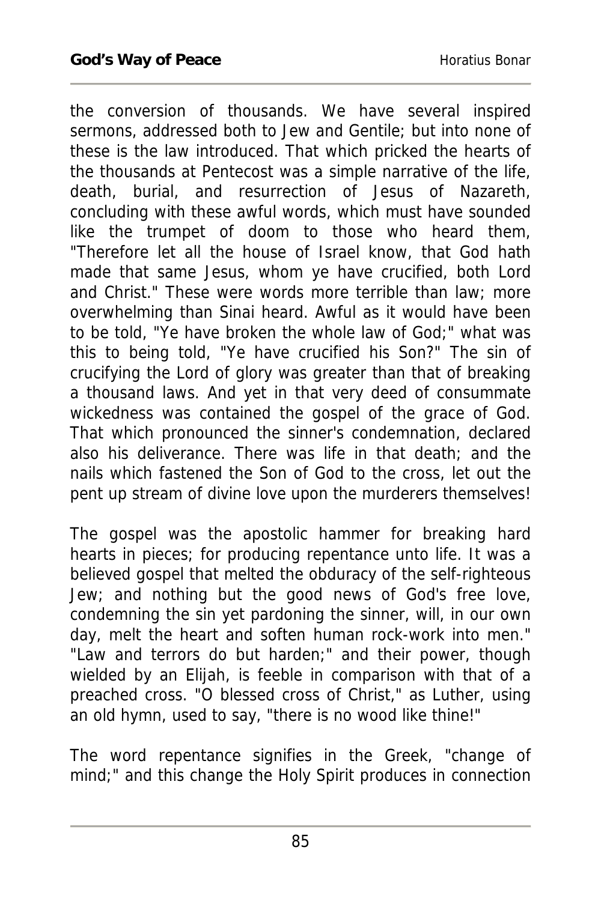the conversion of thousands. We have several inspired sermons, addressed both to Jew and Gentile; but into none of these is the law introduced. That which pricked the hearts of the thousands at Pentecost was a simple narrative of the life, death, burial, and resurrection of Jesus of Nazareth, concluding with these awful words, which must have sounded like the trumpet of doom to those who heard them, "Therefore let all the house of Israel know, that God hath made that same Jesus, whom ye have crucified, both Lord and Christ." These were words more terrible than law; more overwhelming than Sinai heard. Awful as it would have been to be told, "Ye have broken the whole law of God;" what was this to being told, "Ye have crucified his Son?" The sin of crucifying the Lord of glory was greater than that of breaking a thousand laws. And yet in that very deed of consummate wickedness was contained the gospel of the grace of God. That which pronounced the sinner's condemnation, declared also his deliverance. There was life in that death; and the nails which fastened the Son of God to the cross, let out the pent up stream of divine love upon the murderers themselves!

The gospel was the apostolic hammer for breaking hard hearts in pieces; for producing repentance unto life. It was a believed gospel that melted the obduracy of the self-righteous Jew; and nothing but the good news of God's free love, condemning the sin yet pardoning the sinner, will, in our own day, melt the heart and soften human rock-work into men." "Law and terrors do but harden;" and their power, though wielded by an Elijah, is feeble in comparison with that of a preached cross. "O blessed cross of Christ," as Luther, using an old hymn, used to say, "there is no wood like thine!"

The word repentance signifies in the Greek, "change of mind;" and this change the Holy Spirit produces in connection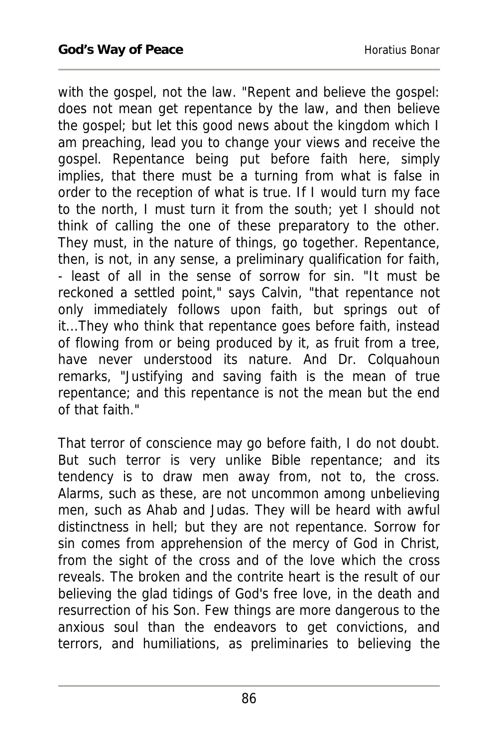with the gospel, not the law. "Repent and believe the gospel: does not mean get repentance by the law, and then believe the gospel; but let this good news about the kingdom which I am preaching, lead you to change your views and receive the gospel. Repentance being put before faith here, simply implies, that there must be a turning from what is false in order to the reception of what is true. If I would turn my face to the north, I must turn it from the south; yet I should not think of calling the one of these preparatory to the other. They must, in the nature of things, go together. Repentance, then, is not, in any sense, a preliminary qualification for faith, - least of all in the sense of sorrow for sin. "It must be reckoned a settled point," says Calvin, "that repentance not only immediately follows upon faith, but springs out of it...They who think that repentance goes before faith, instead of flowing from or being produced by it, as fruit from a tree, have never understood its nature. And Dr. Colquahoun remarks, "Justifying and saving faith is the mean of true repentance; and this repentance is not the mean but the end of that faith."

That terror of conscience may go before faith, I do not doubt. But such terror is very unlike Bible repentance; and its tendency is to draw men away from, not to, the cross. Alarms, such as these, are not uncommon among unbelieving men, such as Ahab and Judas. They will be heard with awful distinctness in hell; but they are not repentance. Sorrow for sin comes from apprehension of the mercy of God in Christ, from the sight of the cross and of the love which the cross reveals. The broken and the contrite heart is the result of our believing the glad tidings of God's free love, in the death and resurrection of his Son. Few things are more dangerous to the anxious soul than the endeavors to get convictions, and terrors, and humiliations, as preliminaries to believing the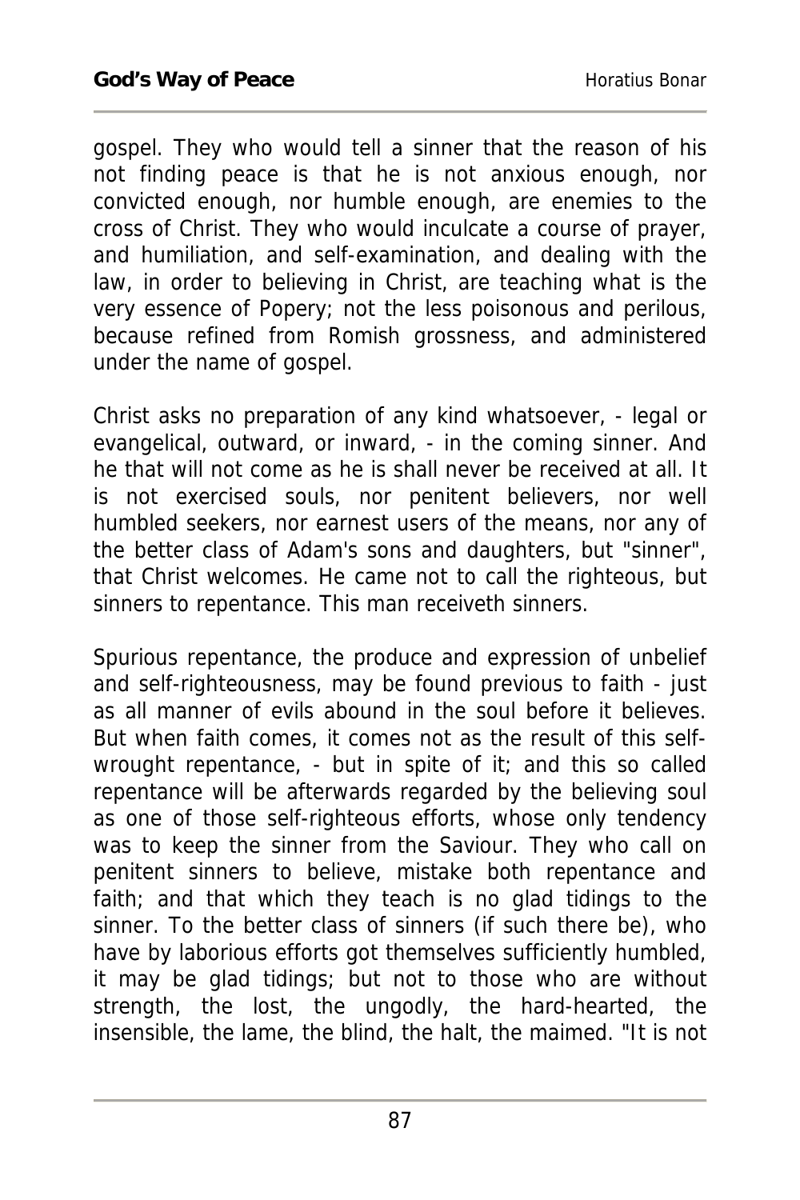gospel. They who would tell a sinner that the reason of his not finding peace is that he is not anxious enough, nor convicted enough, nor humble enough, are enemies to the cross of Christ. They who would inculcate a course of prayer, and humiliation, and self-examination, and dealing with the law, in order to believing in Christ, are teaching what is the very essence of Popery; not the less poisonous and perilous, because refined from Romish grossness, and administered under the name of gospel.

Christ asks no preparation of any kind whatsoever, - legal or evangelical, outward, or inward, - in the coming sinner. And he that will not come as he is shall never be received at all. It is not exercised souls, nor penitent believers, nor well humbled seekers, nor earnest users of the means, nor any of the better class of Adam's sons and daughters, but "sinner", that Christ welcomes. He came not to call the righteous, but sinners to repentance. This man receiveth sinners.

Spurious repentance, the produce and expression of unbelief and self-righteousness, may be found previous to faith - just as all manner of evils abound in the soul before it believes. But when faith comes, it comes not as the result of this self-wrought repentance, - but in spite of it; and this so called repentance will be afterwards regarded by the believing soul as one of those self-righteous efforts, whose only tendency was to keep the sinner from the Saviour. They who call on penitent sinners to believe, mistake both repentance and faith; and that which they teach is no glad tidings to the sinner. To the better class of sinners (if such there be), who have by laborious efforts got themselves sufficiently humbled, it may be glad tidings; but not to those who are without strength, the lost, the ungodly, the hard-hearted, the insensible, the lame, the blind, the halt, the maimed. "It is not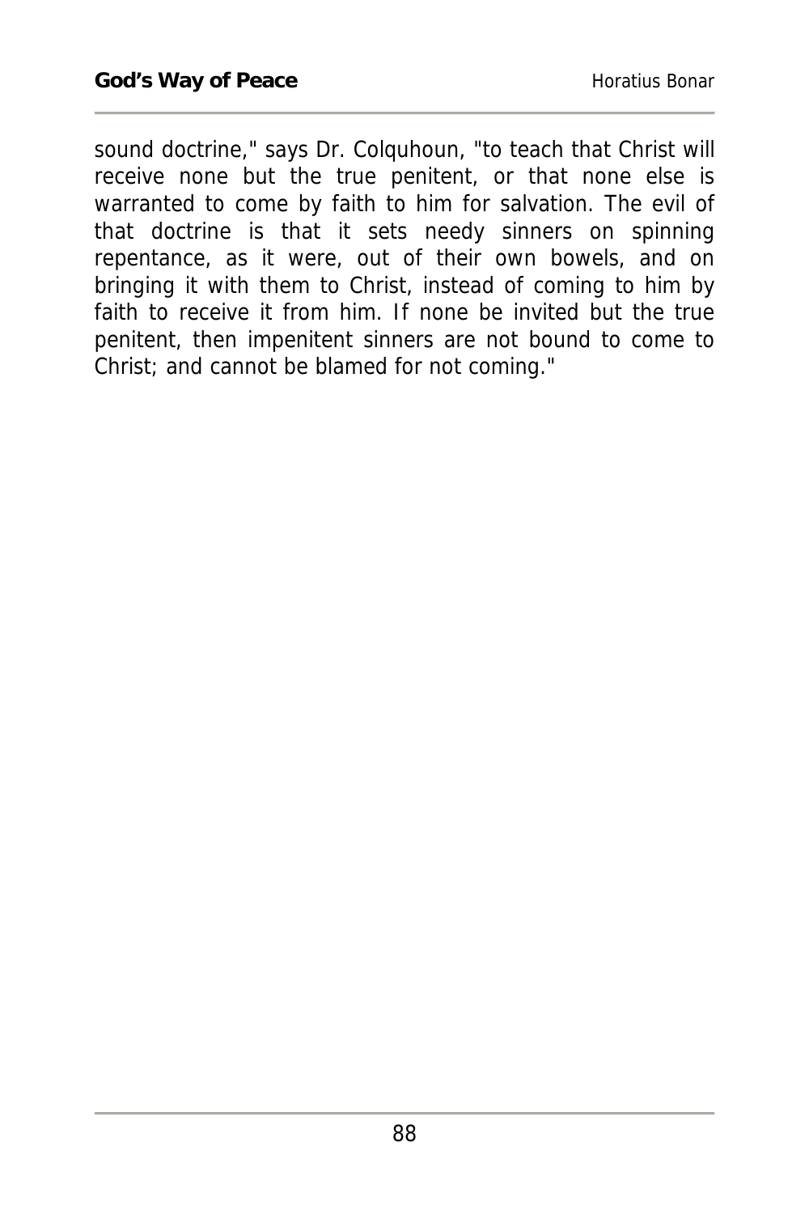sound doctrine," says Dr. Colquhoun, "to teach that Christ will receive none but the true penitent, or that none else is warranted to come by faith to him for salvation. The evil of that doctrine is that it sets needy sinners on spinning repentance, as it were, out of their own bowels, and on bringing it with them to Christ, instead of coming to him by faith to receive it from him. If none be invited but the true penitent, then impenitent sinners are not bound to come to Christ; and cannot be blamed for not coming."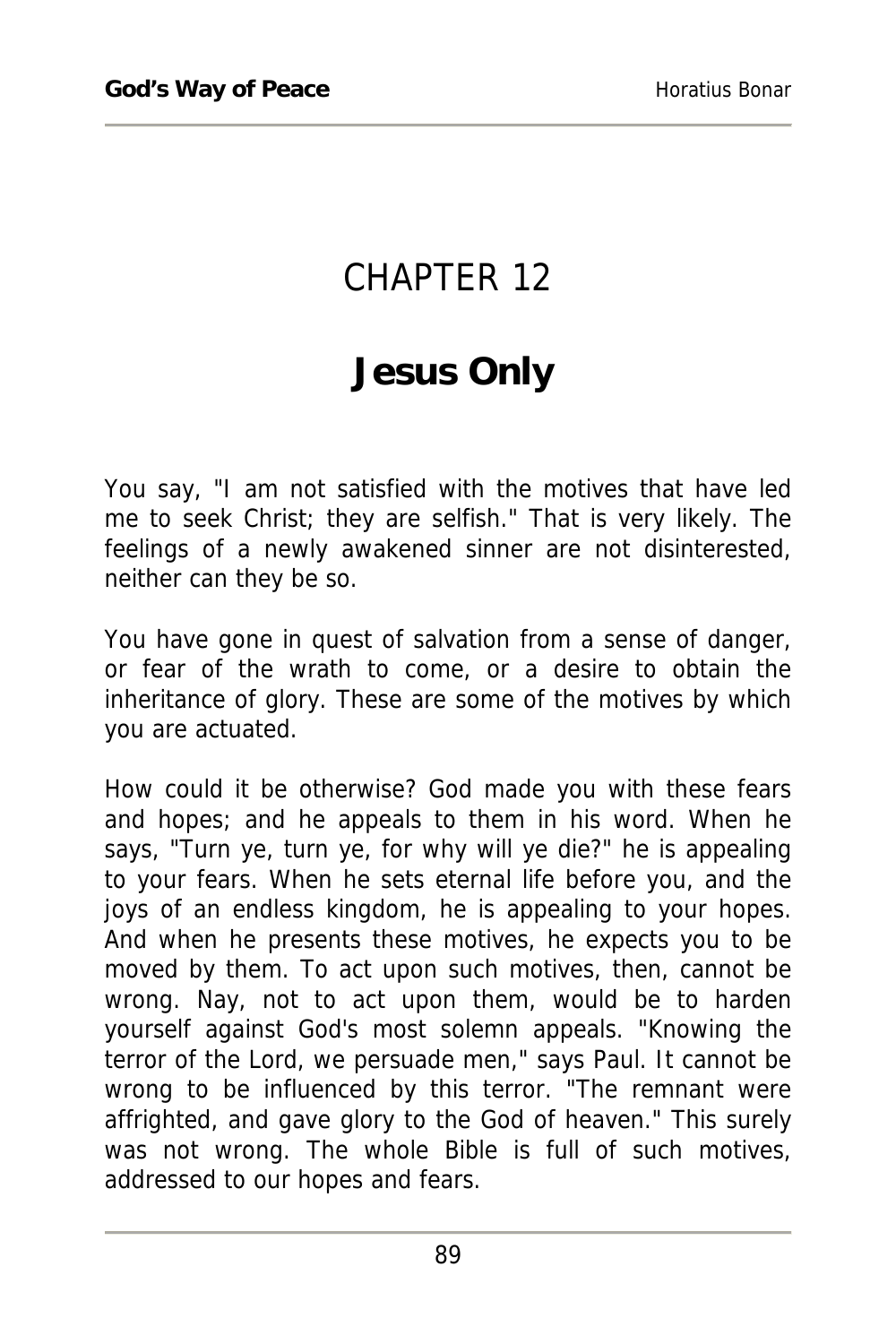# CHAPTER 12

## Jesus Only

You say, "I am not satisfied with the motives that have led me to seek Christ; they are selfish." That is very likely. The feelings of a newly awakened sinner are not disinterested, neither can they be so.

You have gone in quest of salvation from a sense of danger, or fear of the wrath to come, or a desire to obtain the inheritance of glory. These are some of the motives by which you are actuated.

How could it be otherwise? God made you with these fears and hopes; and he appeals to them in his word. When he says, "Turn ye, turn ye, for why will ye die?" he is appealing to your fears. When he sets eternal life before you, and the joys of an endless kingdom, he is appealing to your hopes. And when he presents these motives, he expects you to be moved by them. To act upon such motives, then, cannot be wrong. Nay, not to act upon them, would be to harden yourself against God's most solemn appeals. "Knowing the terror of the Lord, we persuade men," says Paul. It cannot be wrong to be influenced by this terror. "The remnant were affrighted, and gave glory to the God of heaven." This surely was not wrong. The whole Bible is full of such motives, addressed to our hopes and fears.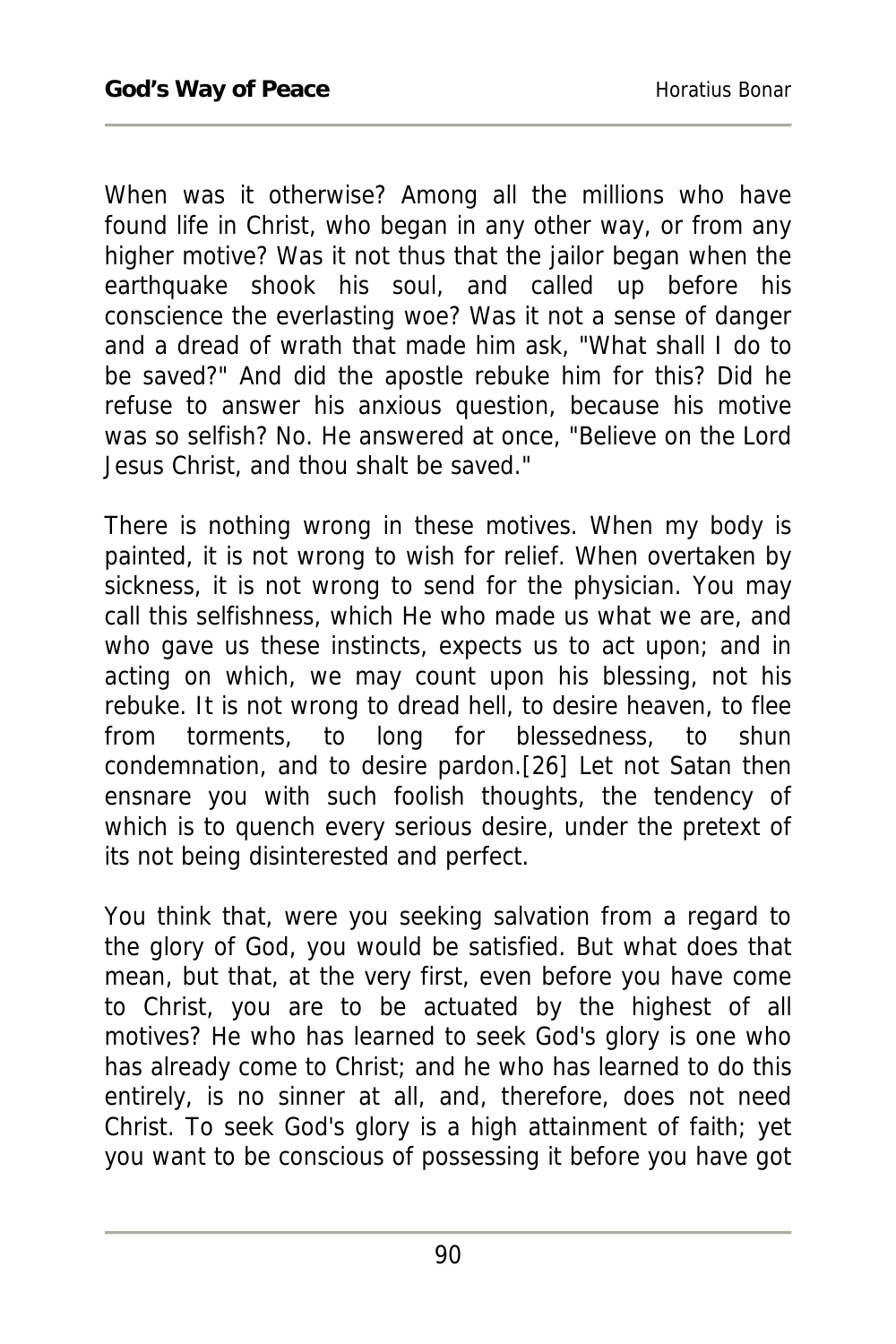When was it otherwise? Among all the millions who have found life in Christ, who began in any other way, or from any higher motive? Was it not thus that the jailor began when the earthquake shook his soul, and called up before his conscience the everlasting woe? Was it not a sense of danger and a dread of wrath that made him ask, "What shall I do to be saved?" And did the apostle rebuke him for this? Did he refuse to answer his anxious question, because his motive was so selfish? No. He answered at once, "Believe on the Lord Jesus Christ, and thou shalt be saved."

There is nothing wrong in these motives. When my body is painted, it is not wrong to wish for relief. When overtaken by sickness, it is not wrong to send for the physician. You may call this selfishness, which He who made us what we are, and who gave us these instincts, expects us to act upon; and in acting on which, we may count upon his blessing, not his rebuke. It is not wrong to dread hell, to desire heaven, to flee from torments, to long for blessedness, to shun condemnation, and to desire pardon.[26] Let not Satan then ensnare you with such foolish thoughts, the tendency of which is to quench every serious desire, under the pretext of its not being disinterested and perfect.

You think that, were you seeking salvation from a regard to the glory of God, you would be satisfied. But what does that mean, but that, at the very first, even before you have come to Christ, you are to be actuated by the highest of all motives? He who has learned to seek God's glory is one who has already come to Christ; and he who has learned to do this entirely, is no sinner at all, and, therefore, does not need Christ. To seek God's glory is a high attainment of faith; yet you want to be conscious of possessing it before you have got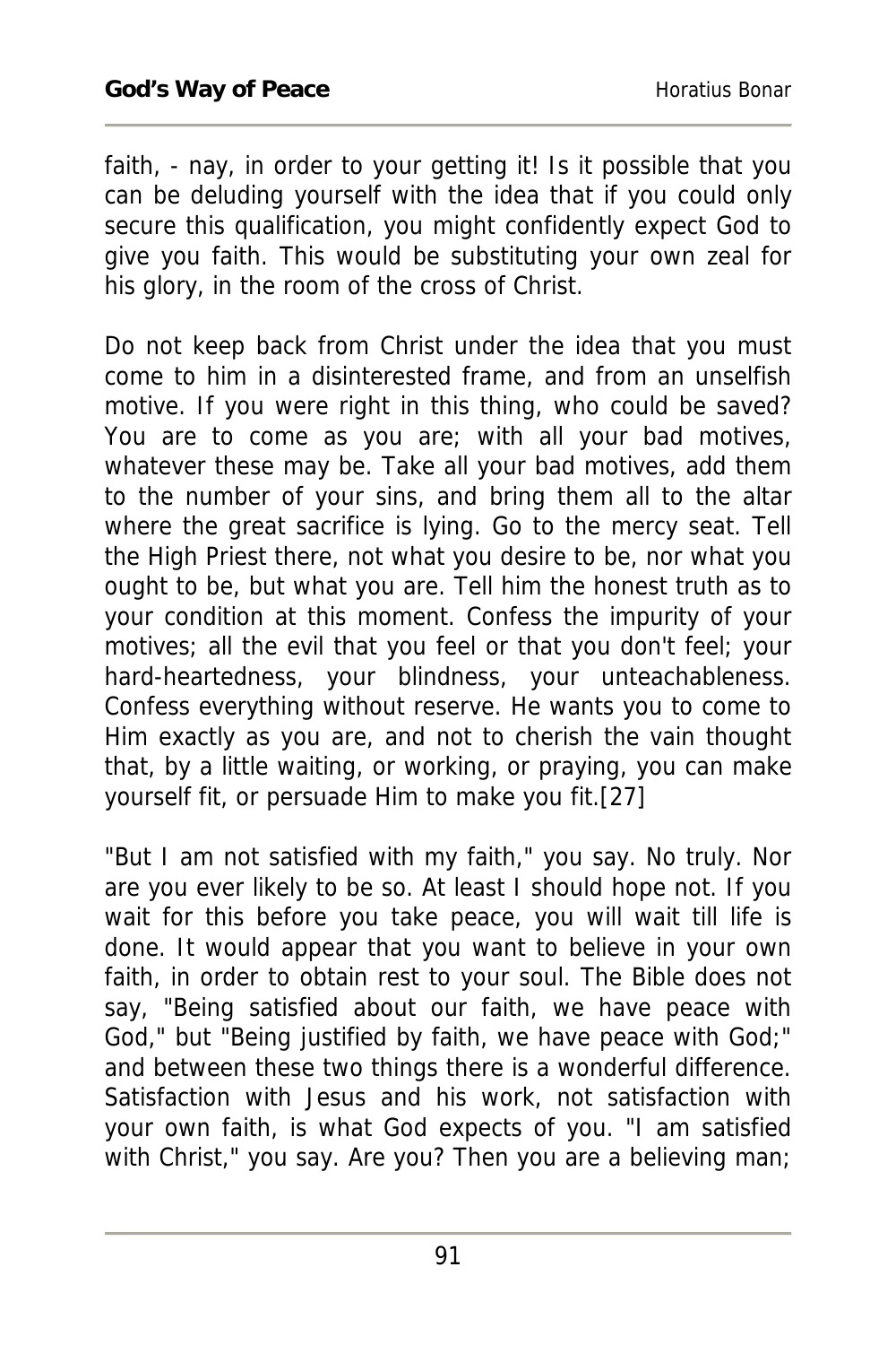faith, - nay, in order to your getting it! Is it possible that you can be deluding yourself with the idea that if you could only secure this qualification, you might confidently expect God to give you faith. This would be substituting your own zeal for his glory, in the room of the cross of Christ.

Do not keep back from Christ under the idea that you must come to him in a disinterested frame, and from an unselfish motive. If you were right in this thing, who could be saved? You are to come as you are; with all your bad motives, whatever these may be. Take all your bad motives, add them to the number of your sins, and bring them all to the altar where the great sacrifice is lying. Go to the mercy seat. Tell the High Priest there, not what you desire to be, nor what you ought to be, but what you are. Tell him the honest truth as to your condition at this moment. Confess the impurity of your motives; all the evil that you feel or that you don't feel; your hard-heartedness, your blindness, your unteachableness. Confess everything without reserve. He wants you to come to Him exactly as you are, and not to cherish the vain thought that, by a little waiting, or working, or praying, you can make yourself fit, or persuade Him to make you fit.[27]

"But I am not satisfied with my faith," you say. No truly. Nor are you ever likely to be so. At least I should hope not. If you wait for this before you take peace, you will wait till life is done. It would appear that you want to believe in your own faith, in order to obtain rest to your soul. The Bible does not say, "Being satisfied about our faith, we have peace with God," but "Being justified by faith, we have peace with God;" and between these two things there is a wonderful difference. Satisfaction with Jesus and his work, not satisfaction with your own faith, is what God expects of you. "I am satisfied with Christ," you say. Are you? Then you are a believing man;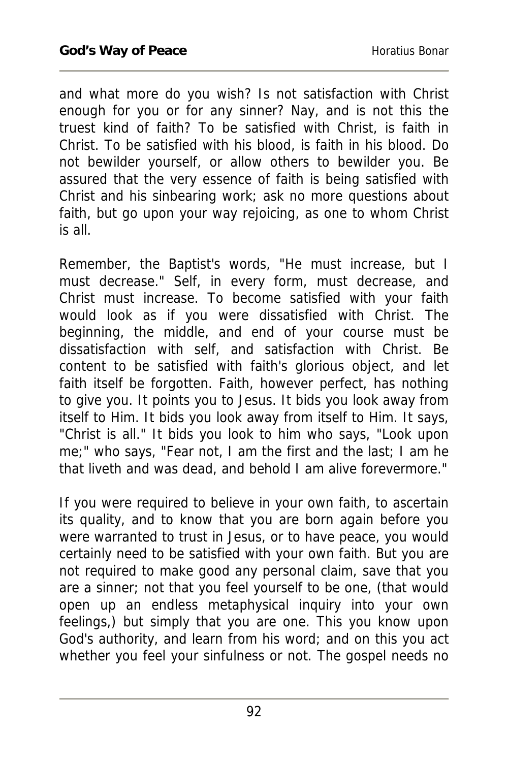and what more do you wish? Is not satisfaction with Christ enough for you or for any sinner? Nay, and is not this the truest kind of faith? To be satisfied with Christ, is faith in Christ. To be satisfied with his blood, is faith in his blood. Do not bewilder yourself, or allow others to bewilder you. Be assured that the very essence of faith is being satisfied with Christ and his sinbearing work; ask no more questions about faith, but go upon your way rejoicing, as one to whom Christ is all.

Remember, the Baptist's words, "He must increase, but I must decrease." Self, in every form, must decrease, and Christ must increase. To become satisfied with your faith would look as if you were dissatisfied with Christ. The beginning, the middle, and end of your course must be dissatisfaction with self, and satisfaction with Christ. Be content to be satisfied with faith's glorious object, and let faith itself be forgotten. Faith, however perfect, has nothing to give you. It points you to Jesus. It bids you look away from itself to Him. It bids you look away from itself to Him. It says, "Christ is all." It bids you look to him who says, "Look upon me;" who says, "Fear not, I am the first and the last; I am he that liveth and was dead, and behold I am alive forevermore."

If you were required to believe in your own faith, to ascertain its quality, and to know that you are born again before you were warranted to trust in Jesus, or to have peace, you would certainly need to be satisfied with your own faith. But you are not required to make good any personal claim, save that you are a sinner; not that you feel yourself to be one, (that would open up an endless metaphysical inquiry into your own feelings,) but simply that you are one. This you know upon God's authority, and learn from his word; and on this you act whether you feel your sinfulness or not. The gospel needs no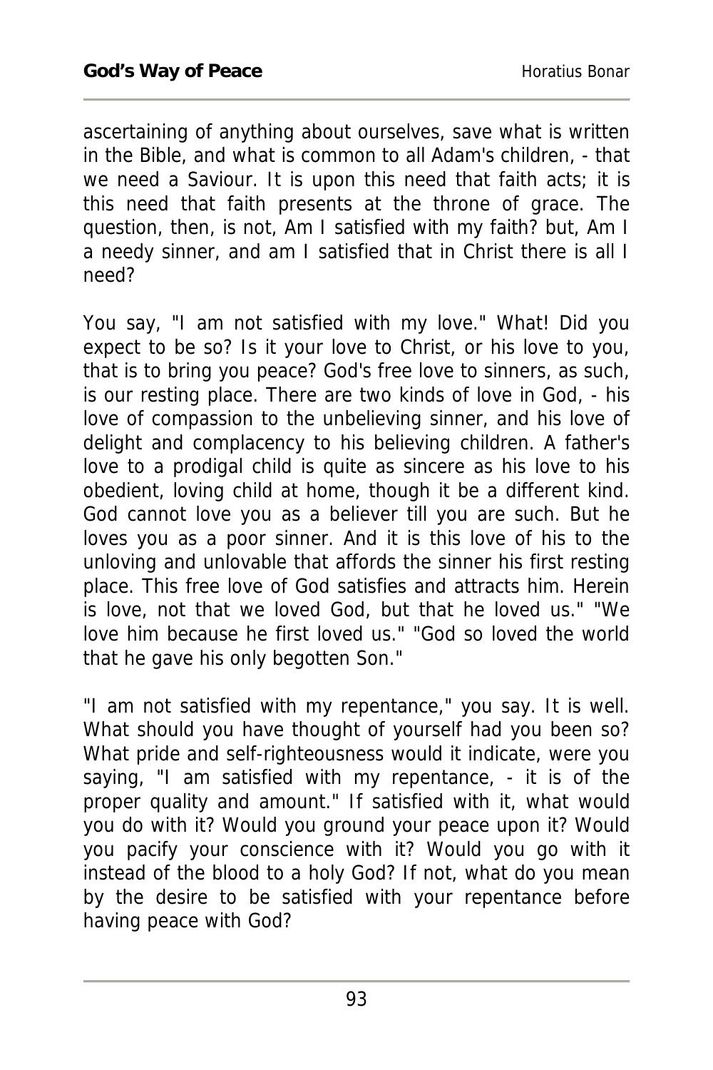ascertaining of anything about ourselves, save what is written in the Bible, and what is common to all Adam's children, - that we need a Saviour. It is upon this need that faith acts; it is this need that faith presents at the throne of grace. The question, then, is not, Am I satisfied with my faith? but, Am I a needy sinner, and am I satisfied that in Christ there is all I need?

You say, "I am not satisfied with my love." What! Did you expect to be so? Is it your love to Christ, or his love to you, that is to bring you peace? God's free love to sinners, as such, is our resting place. There are two kinds of love in God, - his love of compassion to the unbelieving sinner, and his love of delight and complacency to his believing children. A father's love to a prodigal child is quite as sincere as his love to his obedient, loving child at home, though it be a different kind. God cannot love you as a believer till you are such. But he loves you as a poor sinner. And it is this love of his to the unloving and unlovable that affords the sinner his first resting place. This free love of God satisfies and attracts him. Herein is love, not that we loved God, but that he loved us." "We love him because he first loved us." "God so loved the world that he gave his only begotten Son."

"I am not satisfied with my repentance," you say. It is well. What should you have thought of yourself had you been so? What pride and self-righteousness would it indicate, were you saying, "I am satisfied with my repentance, - it is of the proper quality and amount." If satisfied with it, what would you do with it? Would you ground your peace upon it? Would you pacify your conscience with it? Would you go with it instead of the blood to a holy God? If not, what do you mean by the desire to be satisfied with your repentance before having peace with God?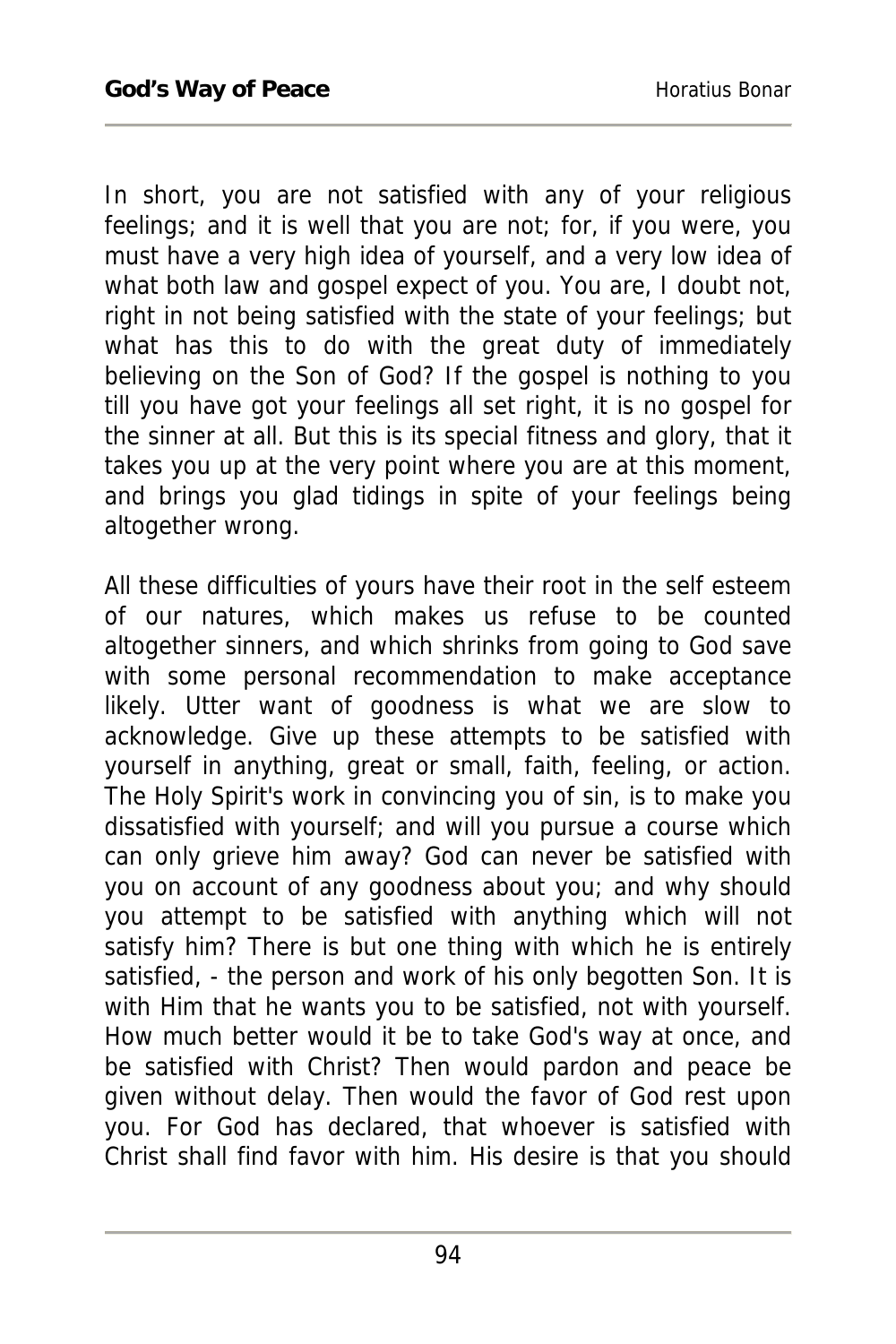In short, you are not satisfied with any of your religious feelings; and it is well that you are not; for, if you were, you must have a very high idea of yourself, and a very low idea of what both law and gospel expect of you. You are, I doubt not, right in not being satisfied with the state of your feelings; but what has this to do with the great duty of immediately believing on the Son of God? If the gospel is nothing to you till you have got your feelings all set right, it is no gospel for the sinner at all. But this is its special fitness and glory, that it takes you up at the very point where you are at this moment, and brings you glad tidings in spite of your feelings being altogether wrong.

All these difficulties of yours have their root in the self esteem of our natures, which makes us refuse to be counted altogether sinners, and which shrinks from going to God save with some personal recommendation to make acceptance likely. Utter want of goodness is what we are slow to acknowledge. Give up these attempts to be satisfied with yourself in anything, great or small, faith, feeling, or action. The Holy Spirit's work in convincing you of sin, is to make you dissatisfied with yourself; and will you pursue a course which can only grieve him away? God can never be satisfied with you on account of any goodness about you; and why should you attempt to be satisfied with anything which will not satisfy him? There is but one thing with which he is entirely satisfied, - the person and work of his only begotten Son. It is with Him that he wants you to be satisfied, not with yourself. How much better would it be to take God's way at once, and be satisfied with Christ? Then would pardon and peace be given without delay. Then would the favor of God rest upon you. For God has declared, that whoever is satisfied with Christ shall find favor with him. His desire is that you should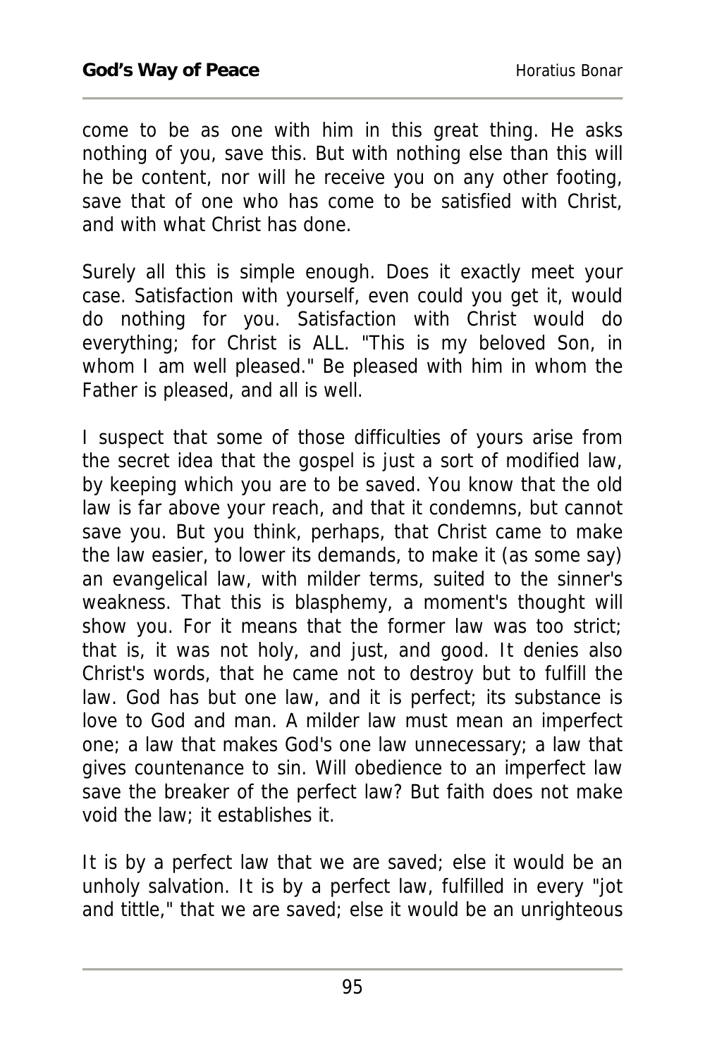come to be as one with him in this great thing. He asks nothing of you, save this. But with nothing else than this will he be content, nor will he receive you on any other footing, save that of one who has come to be satisfied with Christ, and with what Christ has done.

Surely all this is simple enough. Does it exactly meet your case. Satisfaction with yourself, even could you get it, would do nothing for you. Satisfaction with Christ would do everything; for Christ is ALL. "This is my beloved Son, in whom I am well pleased." Be pleased with him in whom the Father is pleased, and all is well.

I suspect that some of those difficulties of yours arise from the secret idea that the gospel is just a sort of modified law, by keeping which you are to be saved. You know that the old law is far above your reach, and that it condemns, but cannot save you. But you think, perhaps, that Christ came to make the law easier, to lower its demands, to make it (as some say) an evangelical law, with milder terms, suited to the sinner's weakness. That this is blasphemy, a moment's thought will show you. For it means that the former law was too strict; that is, it was not holy, and just, and good. It denies also Christ's words, that he came not to destroy but to fulfill the law. God has but one law, and it is perfect; its substance is love to God and man. A milder law must mean an imperfect one; a law that makes God's one law unnecessary; a law that gives countenance to sin. Will obedience to an imperfect law save the breaker of the perfect law? But faith does not make void the law; it establishes it.

It is by a perfect law that we are saved; else it would be an unholy salvation. It is by a perfect law, fulfilled in every "jot and tittle," that we are saved; else it would be an unrighteous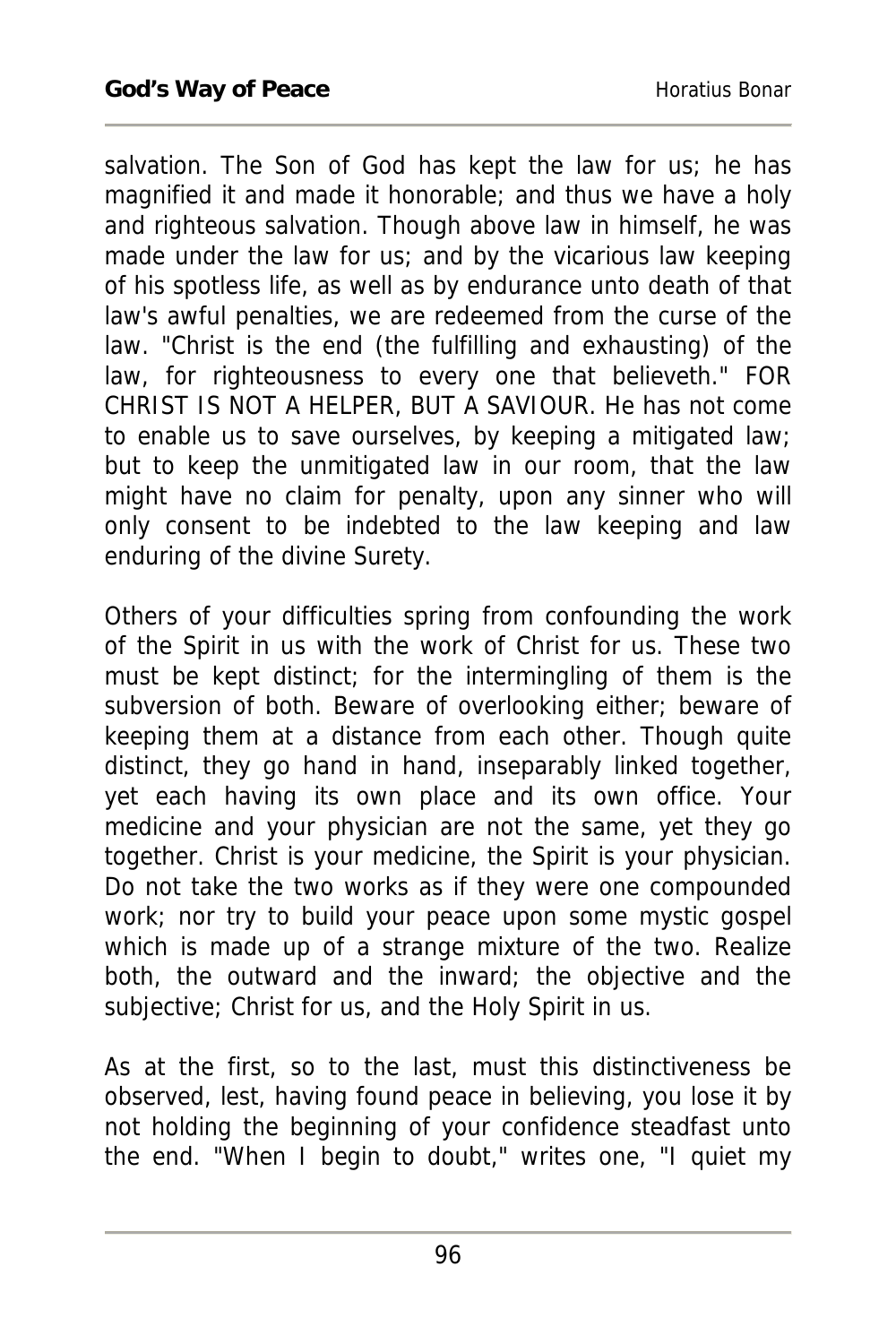salvation. The Son of God has kept the law for us; he has magnified it and made it honorable; and thus we have a holy and righteous salvation. Though above law in himself, he was made under the law for us; and by the vicarious law keeping of his spotless life, as well as by endurance unto death of that law's awful penalties, we are redeemed from the curse of the law. "Christ is the end (the fulfilling and exhausting) of the law, for righteousness to every one that believeth." FOR CHRIST IS NOT A HELPER, BUT A SAVIOUR. He has not come to enable us to save ourselves, by keeping a mitigated law; but to keep the unmitigated law in our room, that the law might have no claim for penalty, upon any sinner who will only consent to be indebted to the law keeping and law enduring of the divine Surety.

Others of your difficulties spring from confounding the work of the Spirit in us with the work of Christ for us. These two must be kept distinct; for the intermingling of them is the subversion of both. Beware of overlooking either; beware of keeping them at a distance from each other. Though quite distinct, they go hand in hand, inseparably linked together, yet each having its own place and its own office. Your medicine and your physician are not the same, yet they go together. Christ is your medicine, the Spirit is your physician. Do not take the two works as if they were one compounded work; nor try to build your peace upon some mystic gospel which is made up of a strange mixture of the two. Realize both, the outward and the inward; the objective and the subjective; Christ for us, and the Holy Spirit in us.

As at the first, so to the last, must this distinctiveness be observed, lest, having found peace in believing, you lose it by not holding the beginning of your confidence steadfast unto the end. "When I begin to doubt," writes one, "I quiet my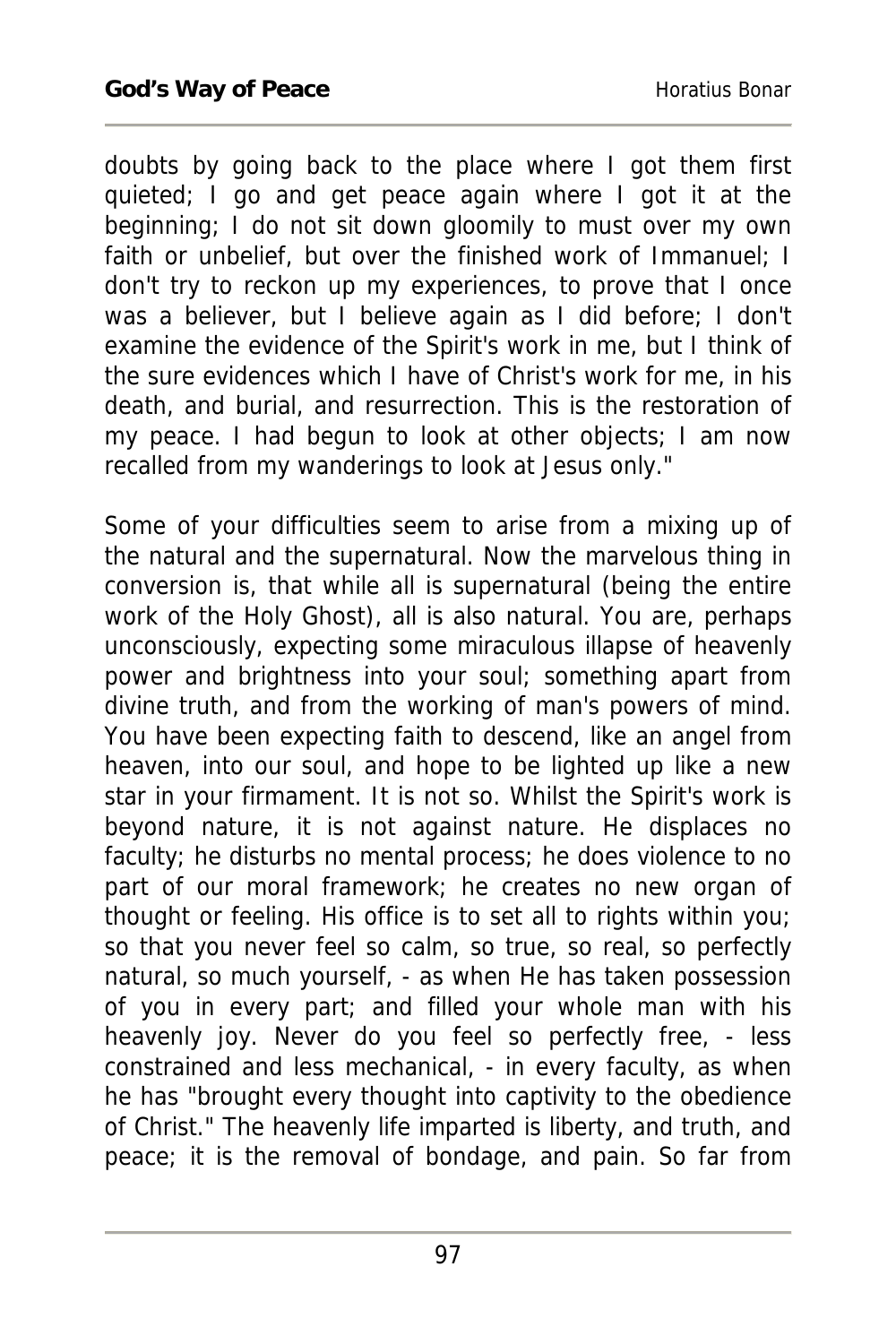doubts by going back to the place where I got them first quieted; I go and get peace again where I got it at the beginning; I do not sit down gloomily to must over my own faith or unbelief, but over the finished work of Immanuel; I don't try to reckon up my experiences, to prove that I once was a believer, but I believe again as I did before; I don't examine the evidence of the Spirit's work in me, but I think of the sure evidences which I have of Christ's work for me, in his death, and burial, and resurrection. This is the restoration of my peace. I had begun to look at other objects; I am now recalled from my wanderings to look at Jesus only."

Some of your difficulties seem to arise from a mixing up of the natural and the supernatural. Now the marvelous thing in conversion is, that while all is supernatural (being the entire work of the Holy Ghost), all is also natural. You are, perhaps unconsciously, expecting some miraculous illapse of heavenly power and brightness into your soul; something apart from divine truth, and from the working of man's powers of mind. You have been expecting faith to descend, like an angel from heaven, into our soul, and hope to be lighted up like a new star in your firmament. It is not so. Whilst the Spirit's work is beyond nature, it is not against nature. He displaces no faculty; he disturbs no mental process; he does violence to no part of our moral framework; he creates no new organ of thought or feeling. His office is to set all to rights within you; so that you never feel so calm, so true, so real, so perfectly natural, so much yourself, - as when He has taken possession of you in every part; and filled your whole man with his heavenly joy. Never do you feel so perfectly free, - less constrained and less mechanical, - in every faculty, as when he has "brought every thought into captivity to the obedience of Christ." The heavenly life imparted is liberty, and truth, and peace; it is the removal of bondage, and pain. So far from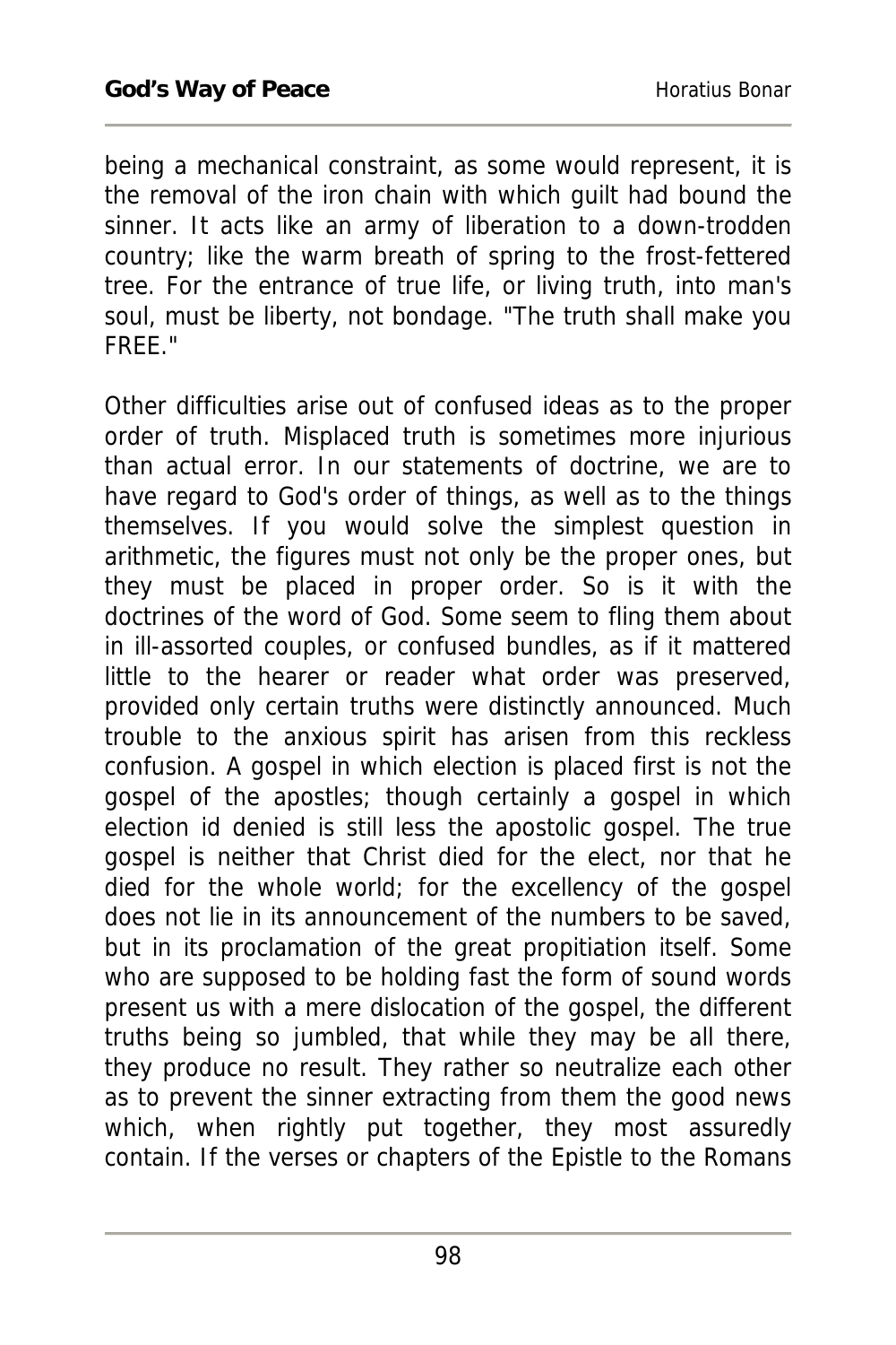being a mechanical constraint, as some would represent, it is the removal of the iron chain with which guilt had bound the sinner. It acts like an army of liberation to a down-trodden country; like the warm breath of spring to the frost-fettered tree. For the entrance of true life, or living truth, into man's soul, must be liberty, not bondage. "The truth shall make you FREE."

Other difficulties arise out of confused ideas as to the proper order of truth. Misplaced truth is sometimes more injurious than actual error. In our statements of doctrine, we are to have regard to God's order of things, as well as to the things themselves. If you would solve the simplest question in arithmetic, the figures must not only be the proper ones, but they must be placed in proper order. So is it with the doctrines of the word of God. Some seem to fling them about in ill-assorted couples, or confused bundles, as if it mattered little to the hearer or reader what order was preserved, provided only certain truths were distinctly announced. Much trouble to the anxious spirit has arisen from this reckless confusion. A gospel in which election is placed first is not the gospel of the apostles; though certainly a gospel in which election id denied is still less the apostolic gospel. The true gospel is neither that Christ died for the elect, nor that he died for the whole world; for the excellency of the gospel does not lie in its announcement of the numbers to be saved, but in its proclamation of the great propitiation itself. Some who are supposed to be holding fast the form of sound words present us with a mere dislocation of the gospel, the different truths being so jumbled, that while they may be all there, they produce no result. They rather so neutralize each other as to prevent the sinner extracting from them the good news which, when rightly put together, they most assuredly contain. If the verses or chapters of the Epistle to the Romans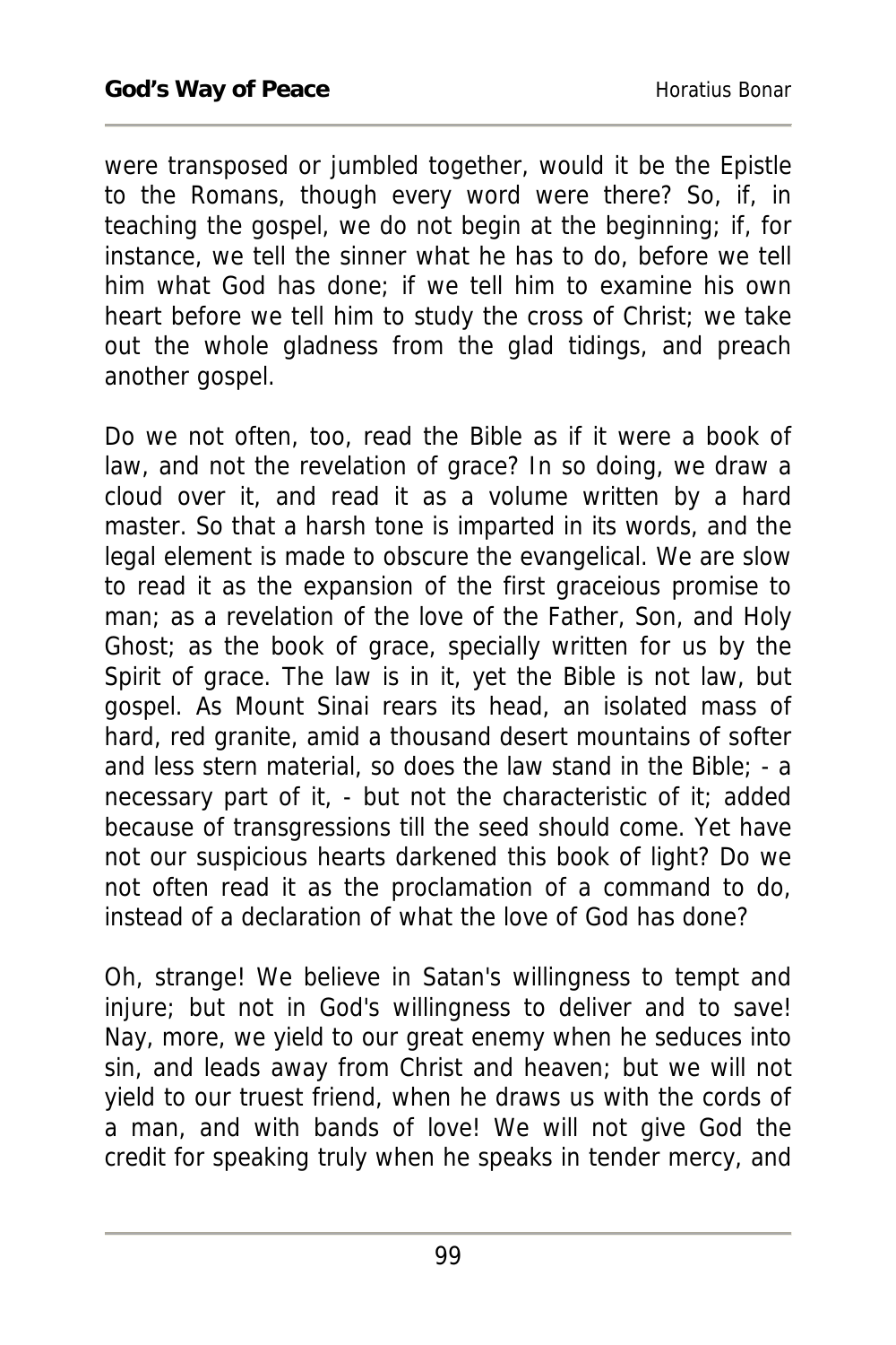were transposed or jumbled together, would it be the Epistle to the Romans, though every word were there? So, if, in teaching the gospel, we do not begin at the beginning; if, for instance, we tell the sinner what he has to do, before we tell him what God has done; if we tell him to examine his own heart before we tell him to study the cross of Christ; we take out the whole gladness from the glad tidings, and preach another gospel.

Do we not often, too, read the Bible as if it were a book of law, and not the revelation of grace? In so doing, we draw a cloud over it, and read it as a volume written by a hard master. So that a harsh tone is imparted in its words, and the legal element is made to obscure the evangelical. We are slow to read it as the expansion of the first graceious promise to man; as a revelation of the love of the Father, Son, and Holy Ghost; as the book of grace, specially written for us by the Spirit of grace. The law is in it, yet the Bible is not law, but gospel. As Mount Sinai rears its head, an isolated mass of hard, red granite, amid a thousand desert mountains of softer and less stern material, so does the law stand in the Bible; - a necessary part of it, - but not the characteristic of it; added because of transgressions till the seed should come. Yet have not our suspicious hearts darkened this book of light? Do we not often read it as the proclamation of a command to do, instead of a declaration of what the love of God has done?

Oh, strange! We believe in Satan's willingness to tempt and injure; but not in God's willingness to deliver and to save! Nay, more, we yield to our great enemy when he seduces into sin, and leads away from Christ and heaven; but we will not yield to our truest friend, when he draws us with the cords of a man, and with bands of love! We will not give God the credit for speaking truly when he speaks in tender mercy, and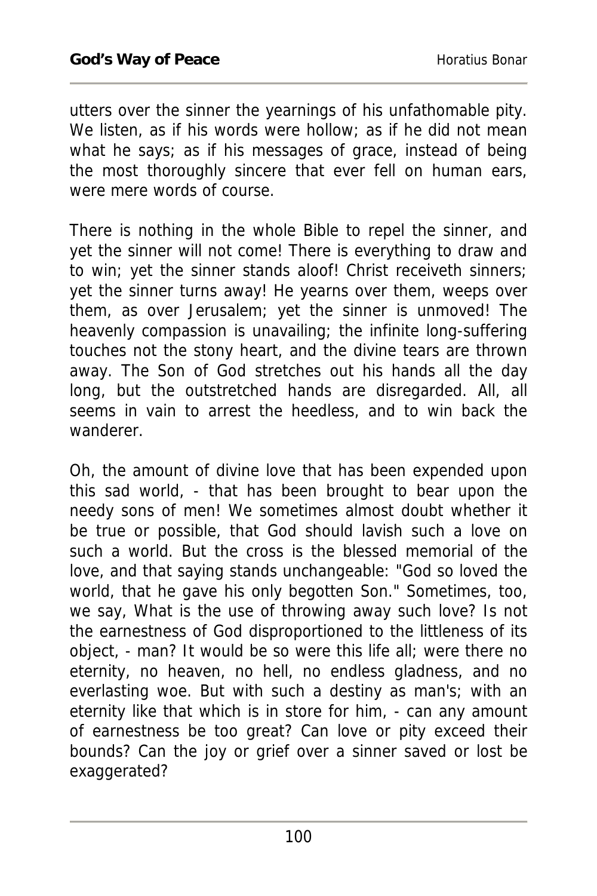utters over the sinner the yearnings of his unfathomable pity. We listen, as if his words were hollow; as if he did not mean what he says; as if his messages of grace, instead of being the most thoroughly sincere that ever fell on human ears, were mere words of course.

There is nothing in the whole Bible to repel the sinner, and yet the sinner will not come! There is everything to draw and to win; yet the sinner stands aloof! Christ receiveth sinners; yet the sinner turns away! He yearns over them, weeps over them, as over Jerusalem; yet the sinner is unmoved! The heavenly compassion is unavailing; the infinite long-suffering touches not the stony heart, and the divine tears are thrown away. The Son of God stretches out his hands all the day long, but the outstretched hands are disregarded. All, all seems in vain to arrest the heedless, and to win back the wanderer.

Oh, the amount of divine love that has been expended upon this sad world, - that has been brought to bear upon the needy sons of men! We sometimes almost doubt whether it be true or possible, that God should lavish such a love on such a world. But the cross is the blessed memorial of the love, and that saying stands unchangeable: "God so loved the world, that he gave his only begotten Son." Sometimes, too, we say, What is the use of throwing away such love? Is not the earnestness of God disproportioned to the littleness of its object, - man? It would be so were this life all; were there no eternity, no heaven, no hell, no endless gladness, and no everlasting woe. But with such a destiny as man's; with an eternity like that which is in store for him, - can any amount of earnestness be too great? Can love or pity exceed their bounds? Can the joy or grief over a sinner saved or lost be exaggerated?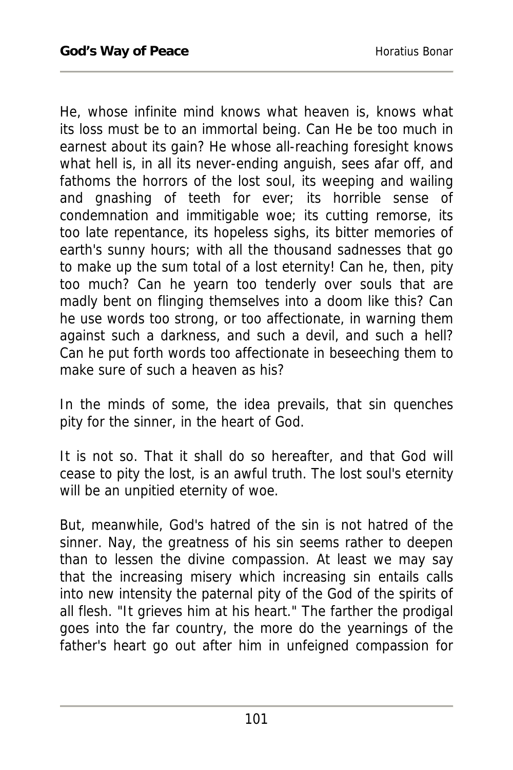He, whose infinite mind knows what heaven is, knows what its loss must be to an immortal being. Can He be too much in earnest about its gain? He whose all-reaching foresight knows what hell is, in all its never-ending anguish, sees afar off, and fathoms the horrors of the lost soul, its weeping and wailing and gnashing of teeth for ever; its horrible sense of condemnation and immitigable woe; its cutting remorse, its too late repentance, its hopeless sighs, its bitter memories of earth's sunny hours; with all the thousand sadnesses that go to make up the sum total of a lost eternity! Can he, then, pity too much? Can he yearn too tenderly over souls that are madly bent on flinging themselves into a doom like this? Can he use words too strong, or too affectionate, in warning them against such a darkness, and such a devil, and such a hell? Can he put forth words too affectionate in beseeching them to make sure of such a heaven as his?

In the minds of some, the idea prevails, that sin quenches pity for the sinner, in the heart of God.

It is not so. That it shall do so hereafter, and that God will cease to pity the lost, is an awful truth. The lost soul's eternity will be an unpitied eternity of woe.

But, meanwhile, God's hatred of the sin is not hatred of the sinner. Nay, the greatness of his sin seems rather to deepen than to lessen the divine compassion. At least we may say that the increasing misery which increasing sin entails calls into new intensity the paternal pity of the God of the spirits of all flesh. "It grieves him at his heart." The farther the prodigal goes into the far country, the more do the yearnings of the father's heart go out after him in unfeigned compassion for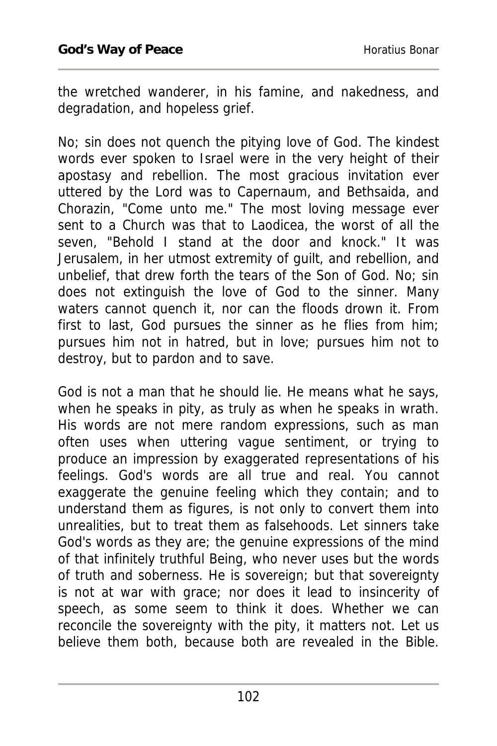the wretched wanderer, in his famine, and nakedness, and degradation, and hopeless grief.

No; sin does not quench the pitying love of God. The kindest words ever spoken to Israel were in the very height of their apostasy and rebellion. The most gracious invitation ever uttered by the Lord was to Capernaum, and Bethsaida, and Chorazin, "Come unto me." The most loving message ever sent to a Church was that to Laodicea, the worst of all the seven, "Behold I stand at the door and knock." It was Jerusalem, in her utmost extremity of guilt, and rebellion, and unbelief, that drew forth the tears of the Son of God. No; sin does not extinguish the love of God to the sinner. Many waters cannot quench it, nor can the floods drown it. From first to last, God pursues the sinner as he flies from him; pursues him not in hatred, but in love; pursues him not to destroy, but to pardon and to save.

God is not a man that he should lie. He means what he says, when he speaks in pity, as truly as when he speaks in wrath. His words are not mere random expressions, such as man often uses when uttering vague sentiment, or trying to produce an impression by exaggerated representations of his feelings. God's words are all true and real. You cannot exaggerate the genuine feeling which they contain; and to understand them as figures, is not only to convert them into unrealities, but to treat them as falsehoods. Let sinners take God's words as they are; the genuine expressions of the mind of that infinitely truthful Being, who never uses but the words of truth and soberness. He is sovereign; but that sovereignty is not at war with grace; nor does it lead to insincerity of speech, as some seem to think it does. Whether we can reconcile the sovereignty with the pity, it matters not. Let us believe them both, because both are revealed in the Bible.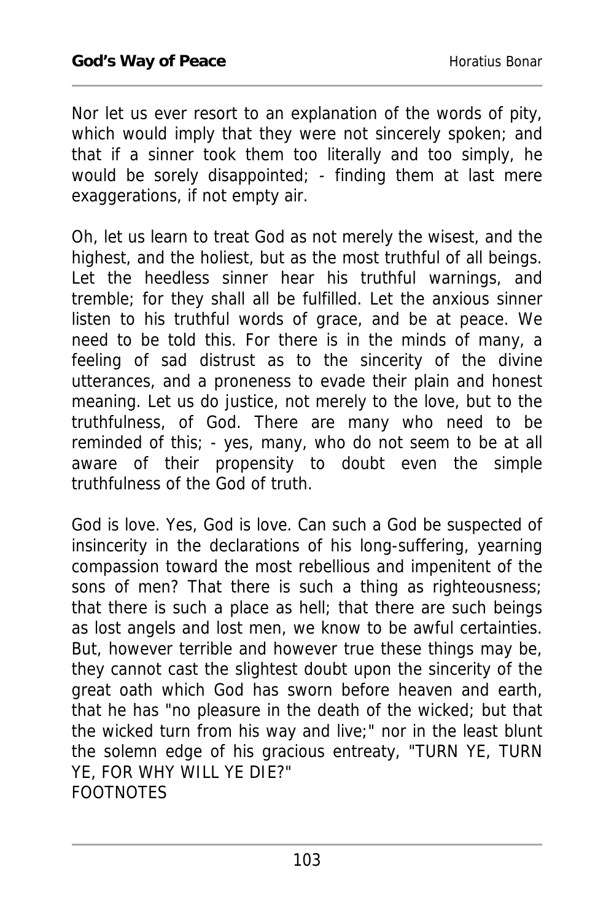Nor let us ever resort to an explanation of the words of pity, which would imply that they were not sincerely spoken; and that if a sinner took them too literally and too simply, he would be sorely disappointed; - finding them at last mere exaggerations, if not empty air.

Oh, let us learn to treat God as not merely the wisest, and the highest, and the holiest, but as the most truthful of all beings. Let the heedless sinner hear his truthful warnings, and tremble; for they shall all be fulfilled. Let the anxious sinner listen to his truthful words of grace, and be at peace. We need to be told this. For there is in the minds of many, a feeling of sad distrust as to the sincerity of the divine utterances, and a proneness to evade their plain and honest meaning. Let us do justice, not merely to the love, but to the truthfulness, of God. There are many who need to be reminded of this; - yes, many, who do not seem to be at all aware of their propensity to doubt even the simple truthfulness of the God of truth.

God is love. Yes, God is love. Can such a God be suspected of insincerity in the declarations of his long-suffering, yearning compassion toward the most rebellious and impenitent of the sons of men? That there is such a thing as righteousness; that there is such a place as hell; that there are such beings as lost angels and lost men, we know to be awful certainties. But, however terrible and however true these things may be, they cannot cast the slightest doubt upon the sincerity of the great oath which God has sworn before heaven and earth, that he has "no pleasure in the death of the wicked; but that the wicked turn from his way and live;" nor in the least blunt the solemn edge of his gracious entreaty, "TURN YE, TURN YE, FOR WHY WILL YE DIE?"

FOOTNOTES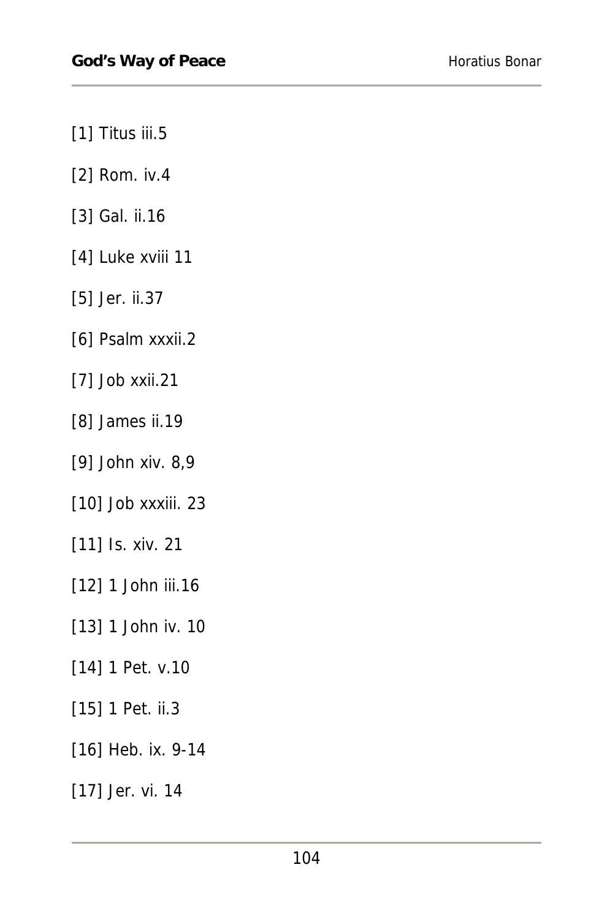[1] Titus iii.5

[2] Rom. iv.4

[3] Gal. ii.16

[4] Luke xviii 11

[5] Jer. ii.37

[6] Psalm xxxii.2

[7] Job xxii.21

[8] James ii.19

[9] John xiv. 8,9

[10] Job xxxiii. 23

[11] Is. xiv. 21

[12] 1 John iii.16

[13] 1 John iv. 10

[14] 1 Pet. v.10

[15] 1 Pet. ii.3

[16] Heb. ix. 9-14

[17] Jer. vi. 14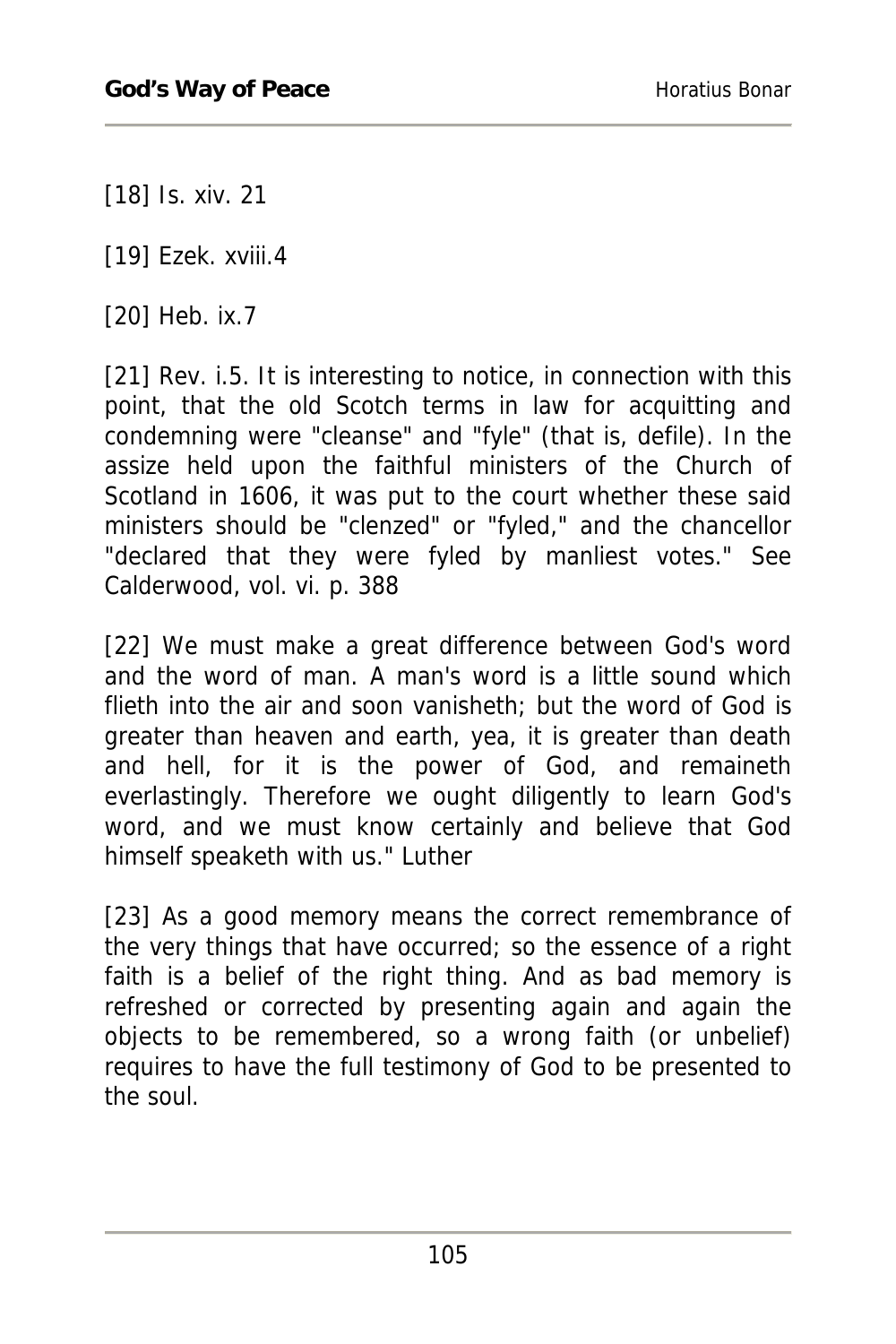[18] Is. xiv. 21

[19] Ezek. xviii.4

[20] Heb. ix.7

[21] Rev. i.5. It is interesting to notice, in connection with this point, that the old Scotch terms in law for acquitting and condemning were "cleanse" and "fyle" (that is, defile). In the assize held upon the faithful ministers of the Church of Scotland in 1606, it was put to the court whether these said ministers should be "clenzed" or "fyled," and the chancellor "declared that they were fyled by manliest votes." See Calderwood, vol. vi. p. 388

[22] We must make a great difference between God's word and the word of man. A man's word is a little sound which flieth into the air and soon vanisheth; but the word of God is greater than heaven and earth, yea, it is greater than death and hell, for it is the power of God, and remaineth everlastingly. Therefore we ought diligently to learn God's word, and we must know certainly and believe that God himself speaketh with us." Luther

[23] As a good memory means the correct remembrance of the very things that have occurred; so the essence of a right faith is a belief of the right thing. And as bad memory is refreshed or corrected by presenting again and again the objects to be remembered, so a wrong faith (or unbelief) requires to have the full testimony of God to be presented to the soul.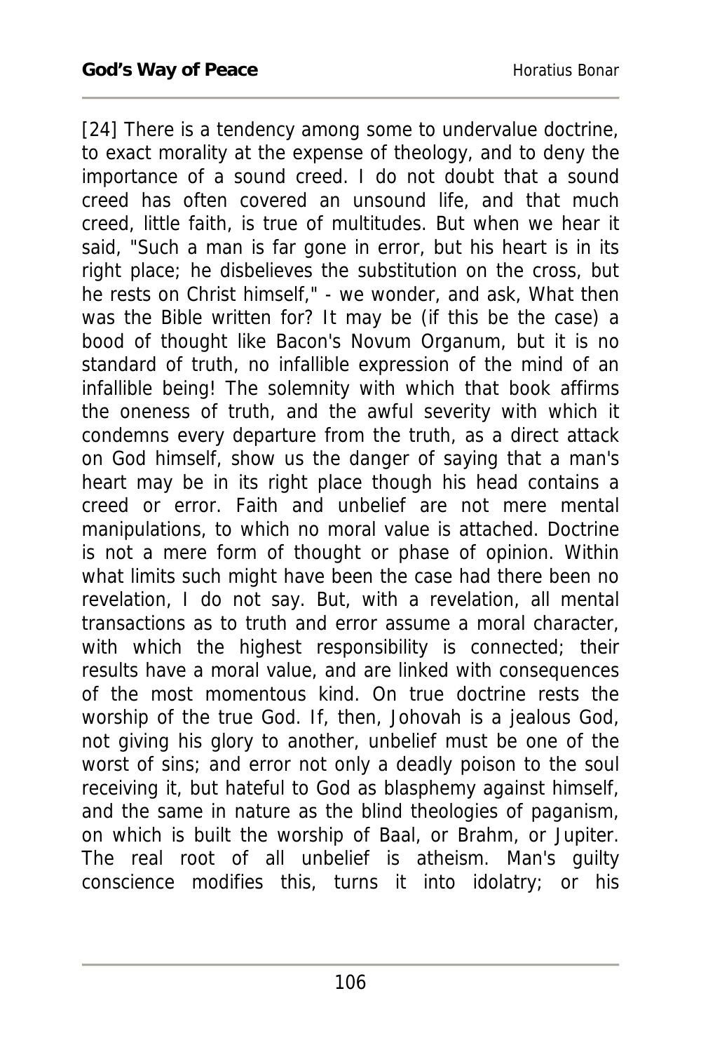[24] There is a tendency among some to undervalue doctrine, to exact morality at the expense of theology, and to deny the importance of a sound creed. I do not doubt that a sound creed has often covered an unsound life, and that much creed, little faith, is true of multitudes. But when we hear it said, "Such a man is far gone in error, but his heart is in its right place; he disbelieves the substitution on the cross, but he rests on Christ himself," - we wonder, and ask, What then was the Bible written for? It may be (if this be the case) a bood of thought like Bacon's Novum Organum, but it is no standard of truth, no infallible expression of the mind of an infallible being! The solemnity with which that book affirms the oneness of truth, and the awful severity with which it condemns every departure from the truth, as a direct attack on God himself, show us the danger of saying that a man's heart may be in its right place though his head contains a creed or error. Faith and unbelief are not mere mental manipulations, to which no moral value is attached. Doctrine is not a mere form of thought or phase of opinion. Within what limits such might have been the case had there been no revelation, I do not say. But, with a revelation, all mental transactions as to truth and error assume a moral character, with which the highest responsibility is connected; their results have a moral value, and are linked with consequences of the most momentous kind. On true doctrine rests the worship of the true God. If, then, Johovah is a jealous God, not giving his glory to another, unbelief must be one of the worst of sins; and error not only a deadly poison to the soul receiving it, but hateful to God as blasphemy against himself, and the same in nature as the blind theologies of paganism, on which is built the worship of Baal, or Brahm, or Jupiter. The real root of all unbelief is atheism. Man's guilty conscience modifies this, turns it into idolatry; or his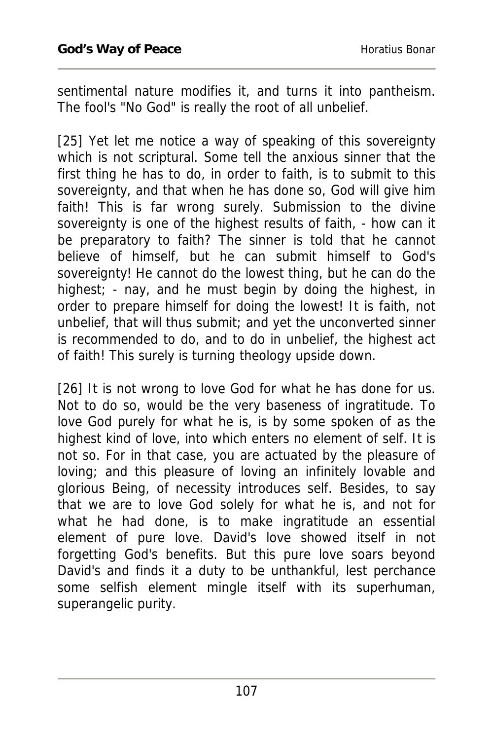sentimental nature modifies it, and turns it into pantheism. The fool's "No God" is really the root of all unbelief.

[25] Yet let me notice a way of speaking of this sovereignty which is not scriptural. Some tell the anxious sinner that the first thing he has to do, in order to faith, is to submit to this sovereignty, and that when he has done so, God will give him faith! This is far wrong surely. Submission to the divine sovereignty is one of the highest results of faith, - how can it be preparatory to faith? The sinner is told that he cannot believe of himself, but he can submit himself to God's sovereignty! He cannot do the lowest thing, but he can do the highest; - nay, and he must begin by doing the highest, in order to prepare himself for doing the lowest! It is faith, not unbelief, that will thus submit; and yet the unconverted sinner is recommended to do, and to do in unbelief, the highest act of faith! This surely is turning theology upside down.

[26] It is not wrong to love God for what he has done for us. Not to do so, would be the very baseness of ingratitude. To love God purely for what he is, is by some spoken of as the highest kind of love, into which enters no element of self. It is not so. For in that case, you are actuated by the pleasure of loving; and this pleasure of loving an infinitely lovable and glorious Being, of necessity introduces self. Besides, to say that we are to love God solely for what he is, and not for what he had done, is to make ingratitude an essential element of pure love. David's love showed itself in not forgetting God's benefits. But this pure love soars beyond David's and finds it a duty to be unthankful, lest perchance some selfish element mingle itself with its superhuman, superangelic purity.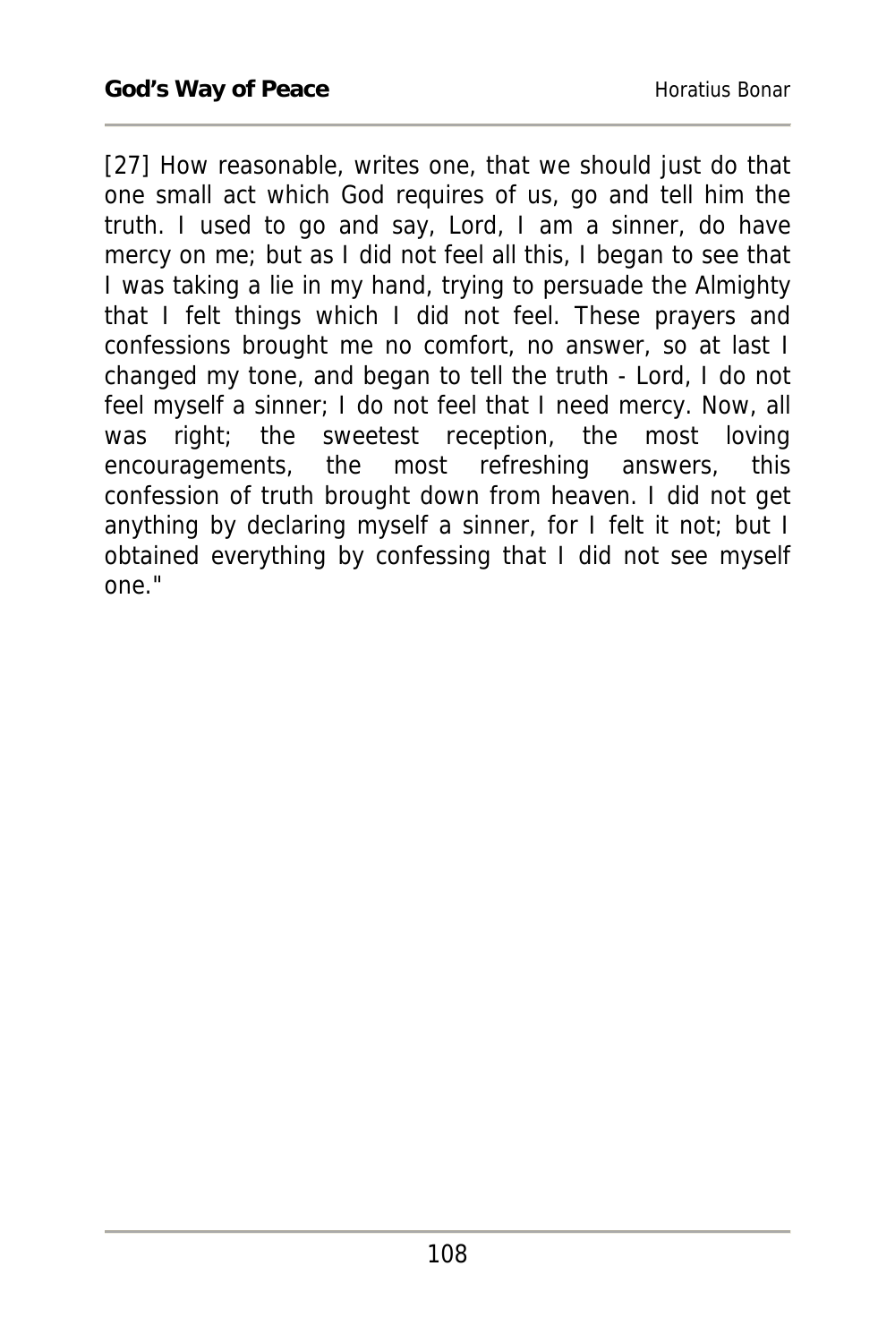[27] How reasonable, writes one, that we should just do that one small act which God requires of us, go and tell him the truth. I used to go and say, Lord, I am a sinner, do have mercy on me; but as I did not feel all this, I began to see that I was taking a lie in my hand, trying to persuade the Almighty that I felt things which I did not feel. These prayers and confessions brought me no comfort, no answer, so at last I changed my tone, and began to tell the truth - Lord, I do not feel myself a sinner; I do not feel that I need mercy. Now, all was right; the sweetest reception, the most loving encouragements, the most refreshing answers, this confession of truth brought down from heaven. I did not get anything by declaring myself a sinner, for I felt it not; but I obtained everything by confessing that I did not see myself one."